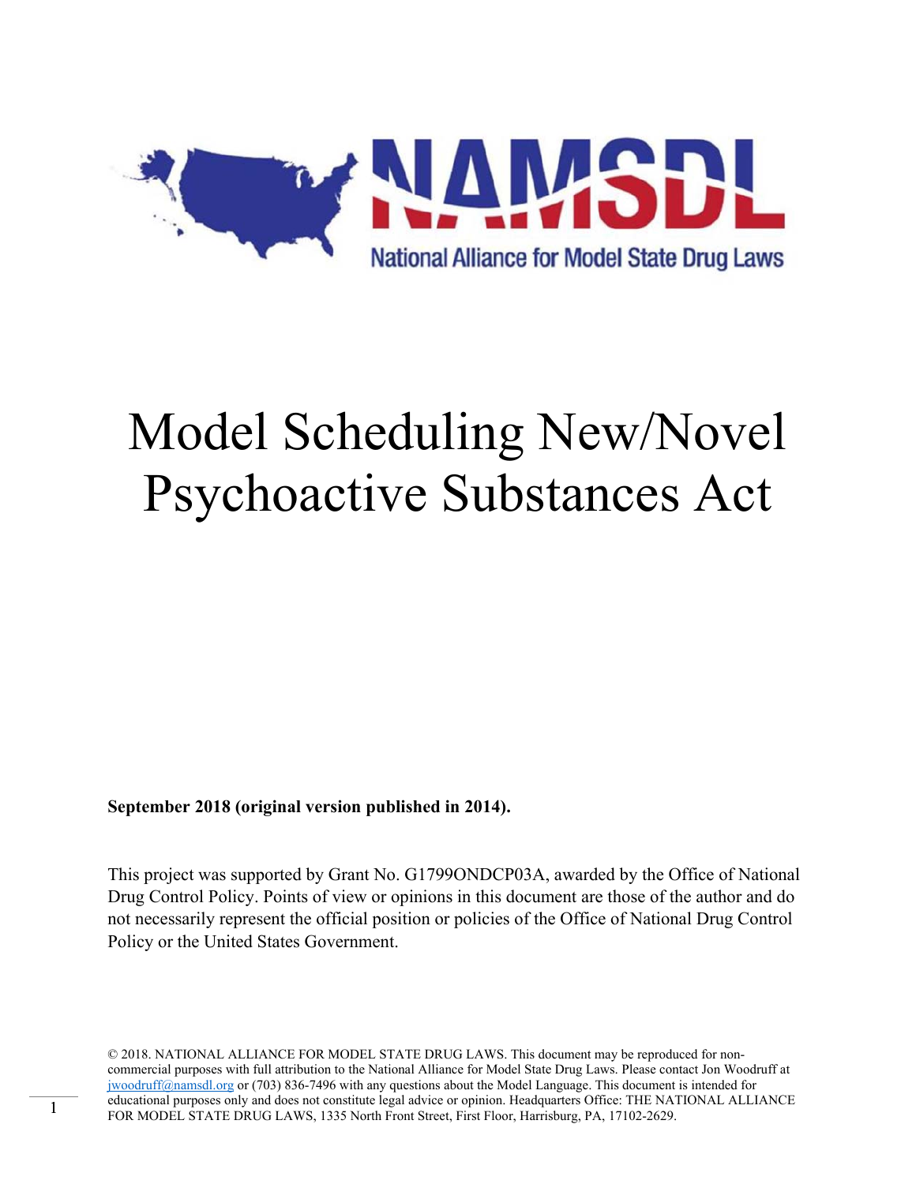NAMSDL

National Alliance for Model State Drug Laws

# Model Scheduling New/Novel Psychoactive Substances Act

**September 2018 (original version published in 2014).**

This project was supported by Grant No. G1799ONDCP03A, awarded by the Office of National Drug Control Policy. Points of view or opinions in this document are those of the author and do not necessarily represent the official position or policies of the Office of National Drug Control Policy or the United States Government.

© 2018. NATIONAL ALLIANCE FOR MODEL STATE DRUG LAWS. This document may be reproduced for non-commercial purposes with full attribution to the National Alliance for Model State Drug Laws. Please contact Jon Woodruff at jwoodruff@namsdl.org or (703) 836-7496 with any questions about the Model Language. This document is intended for educational purposes only and does not constitute legal advice or opinion. Headquarters Office: THE NATIONAL ALLIANCE FOR MODEL STATE DRUG LAWS, 1335 North Front Street, First Floor, Harrisburg, PA, 17102-2629.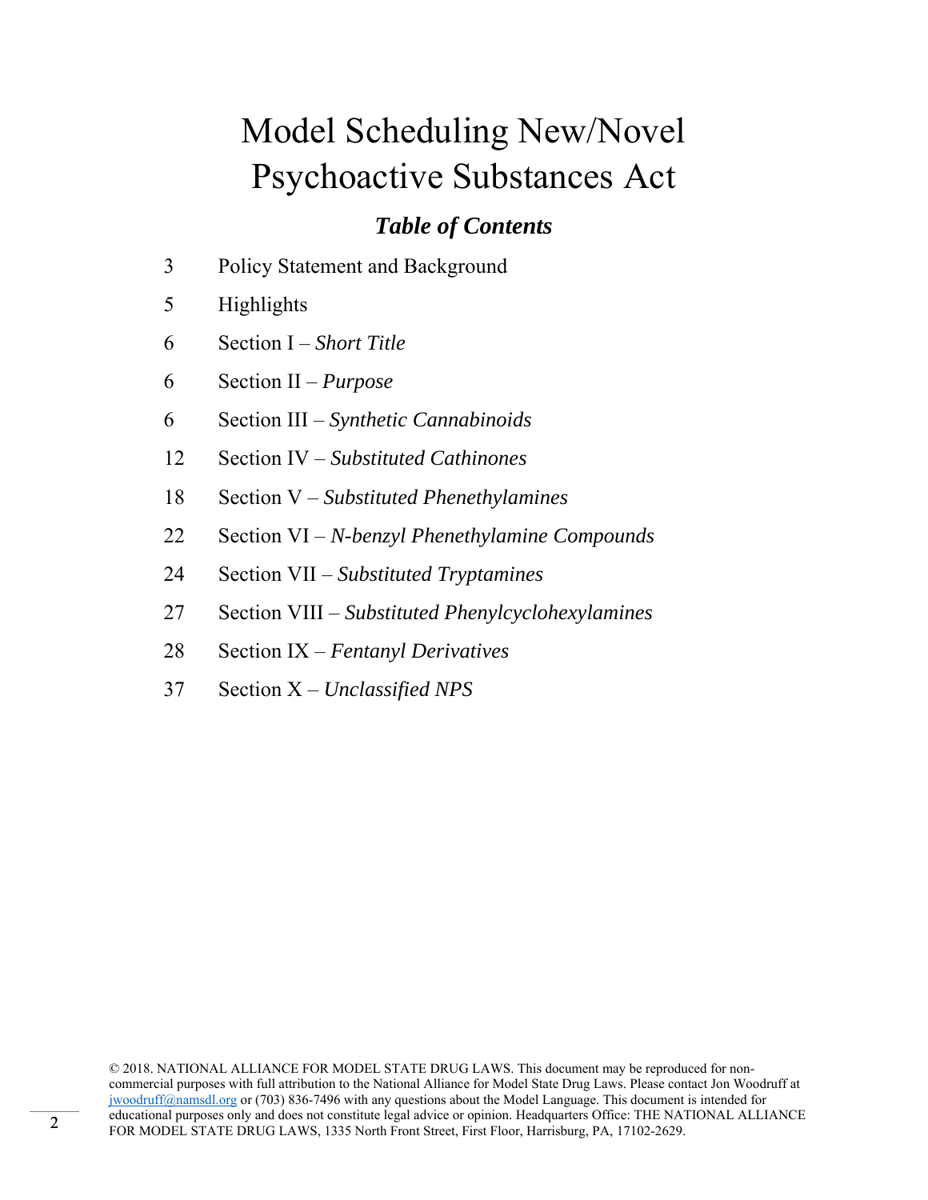# Model Scheduling New/Novel Psychoactive Substances Act

## *Table of Contents*

| | |
|---|---|
| 3 | Policy Statement and Background |
| 5 | Highlights |
| 6 | Section I – *Short Title* |
| 6 | Section II – *Purpose* |
| 6 | Section III – *Synthetic Cannabinoids* |
| 12 | Section IV – *Substituted Cathinones* |
| 18 | Section V – *Substituted Phenethylamines* |
| 22 | Section VI – *N-benzyl Phenethylamine Compounds* |
| 24 | Section VII – *Substituted Tryptamines* |
| 27 | Section VIII – *Substituted Phenylcyclohexylamines* |
| 28 | Section IX – *Fentanyl Derivatives* |
| 37 | Section X – *Unclassified NPS* |

© 2018. NATIONAL ALLIANCE FOR MODEL STATE DRUG LAWS. This document may be reproduced for non-commercial purposes with full attribution to the National Alliance for Model State Drug Laws. Please contact Jon Woodruff at jwoodruff@namsdl.org or (703) 836-7496 with any questions about the Model Language. This document is intended for educational purposes only and does not constitute legal advice or opinion. Headquarters Office: THE NATIONAL ALLIANCE FOR MODEL STATE DRUG LAWS, 1335 North Front Street, First Floor, Harrisburg, PA, 17102-2629.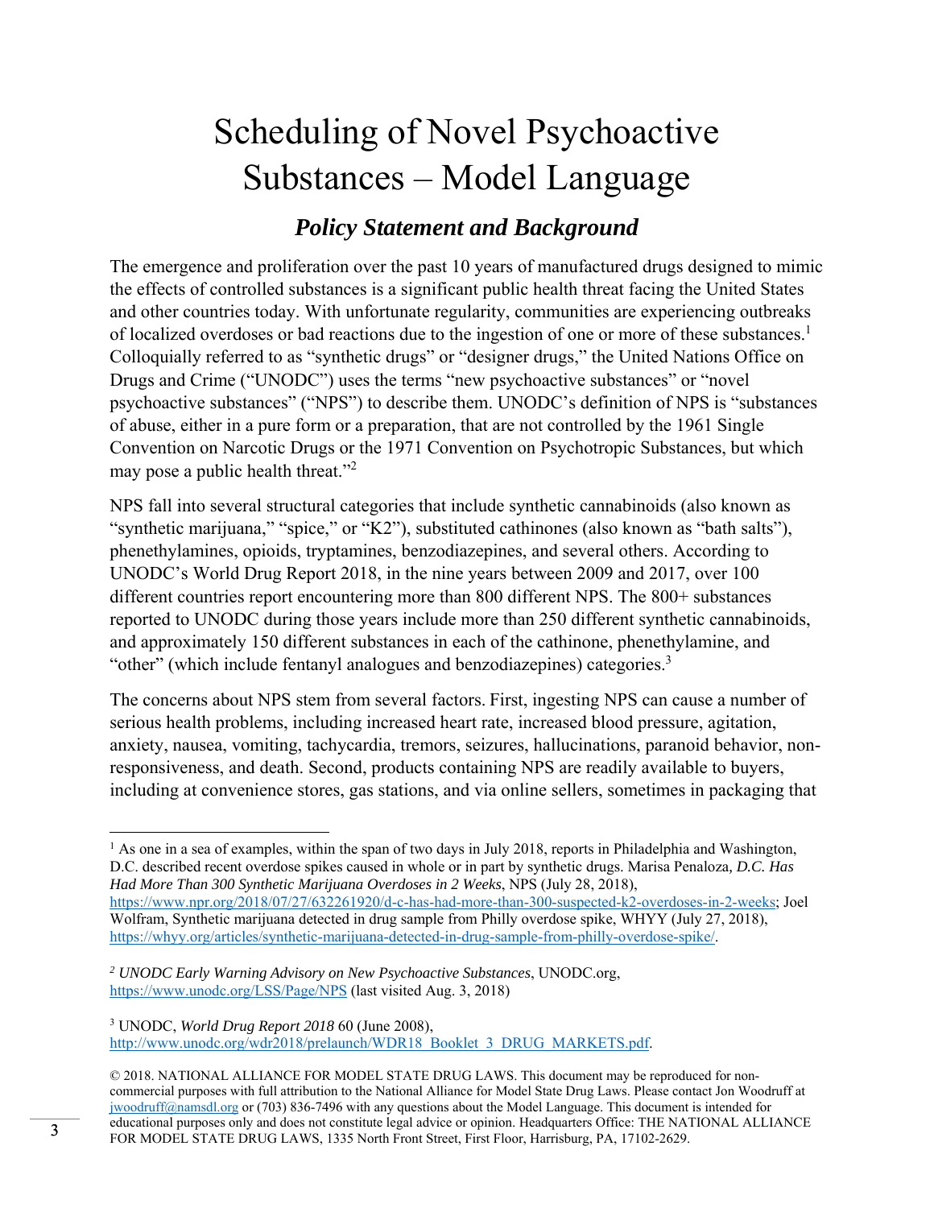# Scheduling of Novel Psychoactive Substances – Model Language

## *Policy Statement and Background*

The emergence and proliferation over the past 10 years of manufactured drugs designed to mimic the effects of controlled substances is a significant public health threat facing the United States and other countries today. With unfortunate regularity, communities are experiencing outbreaks of localized overdoses or bad reactions due to the ingestion of one or more of these substances.[1] Colloquially referred to as "synthetic drugs" or "designer drugs," the United Nations Office on Drugs and Crime ("UNODC") uses the terms "new psychoactive substances" or "novel psychoactive substances" ("NPS") to describe them. UNODC's definition of NPS is "substances of abuse, either in a pure form or a preparation, that are not controlled by the 1961 Single Convention on Narcotic Drugs or the 1971 Convention on Psychotropic Substances, but which may pose a public health threat."[2]

NPS fall into several structural categories that include synthetic cannabinoids (also known as "synthetic marijuana," "spice," or "K2"), substituted cathinones (also known as "bath salts"), phenethylamines, opioids, tryptamines, benzodiazepines, and several others. According to UNODC's World Drug Report 2018, in the nine years between 2009 and 2017, over 100 different countries report encountering more than 800 different NPS. The 800+ substances reported to UNODC during those years include more than 250 different synthetic cannabinoids, and approximately 150 different substances in each of the cathinone, phenethylamine, and "other" (which include fentanyl analogues and benzodiazepines) categories.[3]

The concerns about NPS stem from several factors. First, ingesting NPS can cause a number of serious health problems, including increased heart rate, increased blood pressure, agitation, anxiety, nausea, vomiting, tachycardia, tremors, seizures, hallucinations, paranoid behavior, non-responsiveness, and death. Second, products containing NPS are readily available to buyers, including at convenience stores, gas stations, and via online sellers, sometimes in packaging that

---

[1] As one in a sea of examples, within the span of two days in July 2018, reports in Philadelphia and Washington, D.C. described recent overdose spikes caused in whole or in part by synthetic drugs. Marisa Penaloza, *D.C. Has Had More Than 300 Synthetic Marijuana Overdoses in 2 Weeks*, NPS (July 28, 2018), https://www.npr.org/2018/07/27/632261920/d-c-has-had-more-than-300-suspected-k2-overdoses-in-2-weeks; Joel Wolfram, Synthetic marijuana detected in drug sample from Philly overdose spike, WHYY (July 27, 2018), https://whyy.org/articles/synthetic-marijuana-detected-in-drug-sample-from-philly-overdose-spike/.

[2] *UNODC Early Warning Advisory on New Psychoactive Substances*, UNODC.org, https://www.unodc.org/LSS/Page/NPS (last visited Aug. 3, 2018)

[3] UNODC, *World Drug Report 2018* 60 (June 2008), http://www.unodc.org/wdr2018/prelaunch/WDR18_Booklet_3_DRUG_MARKETS.pdf.

© 2018. NATIONAL ALLIANCE FOR MODEL STATE DRUG LAWS. This document may be reproduced for non-commercial purposes with full attribution to the National Alliance for Model State Drug Laws. Please contact Jon Woodruff at jwoodruff@namsdl.org or (703) 836-7496 with any questions about the Model Language. This document is intended for educational purposes only and does not constitute legal advice or opinion. Headquarters Office: THE NATIONAL ALLIANCE FOR MODEL STATE DRUG LAWS, 1335 North Front Street, First Floor, Harrisburg, PA, 17102-2629.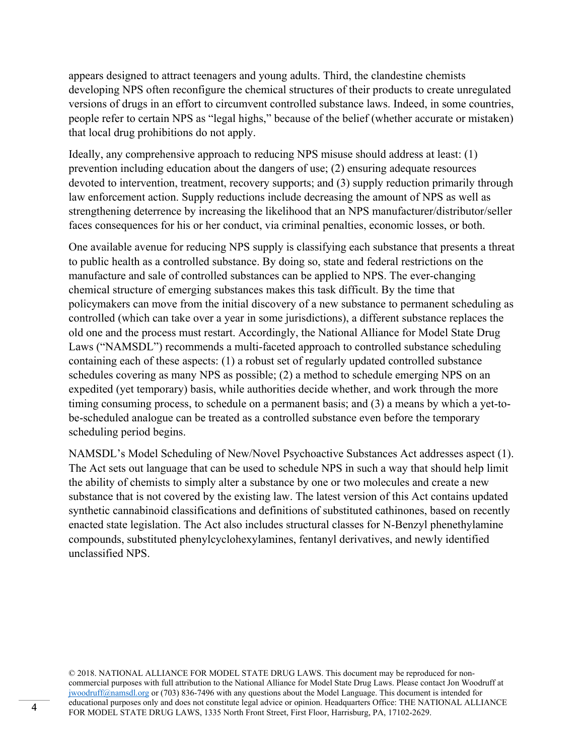appears designed to attract teenagers and young adults. Third, the clandestine chemists developing NPS often reconfigure the chemical structures of their products to create unregulated versions of drugs in an effort to circumvent controlled substance laws. Indeed, in some countries, people refer to certain NPS as "legal highs," because of the belief (whether accurate or mistaken) that local drug prohibitions do not apply.

Ideally, any comprehensive approach to reducing NPS misuse should address at least: (1) prevention including education about the dangers of use; (2) ensuring adequate resources devoted to intervention, treatment, recovery supports; and (3) supply reduction primarily through law enforcement action. Supply reductions include decreasing the amount of NPS as well as strengthening deterrence by increasing the likelihood that an NPS manufacturer/distributor/seller faces consequences for his or her conduct, via criminal penalties, economic losses, or both.

One available avenue for reducing NPS supply is classifying each substance that presents a threat to public health as a controlled substance. By doing so, state and federal restrictions on the manufacture and sale of controlled substances can be applied to NPS. The ever-changing chemical structure of emerging substances makes this task difficult. By the time that policymakers can move from the initial discovery of a new substance to permanent scheduling as controlled (which can take over a year in some jurisdictions), a different substance replaces the old one and the process must restart. Accordingly, the National Alliance for Model State Drug Laws ("NAMSDL") recommends a multi-faceted approach to controlled substance scheduling containing each of these aspects: (1) a robust set of regularly updated controlled substance schedules covering as many NPS as possible; (2) a method to schedule emerging NPS on an expedited (yet temporary) basis, while authorities decide whether, and work through the more timing consuming process, to schedule on a permanent basis; and (3) a means by which a yet-to-be-scheduled analogue can be treated as a controlled substance even before the temporary scheduling period begins.

NAMSDL's Model Scheduling of New/Novel Psychoactive Substances Act addresses aspect (1). The Act sets out language that can be used to schedule NPS in such a way that should help limit the ability of chemists to simply alter a substance by one or two molecules and create a new substance that is not covered by the existing law. The latest version of this Act contains updated synthetic cannabinoid classifications and definitions of substituted cathinones, based on recently enacted state legislation. The Act also includes structural classes for N-Benzyl phenethylamine compounds, substituted phenylcyclohexylamines, fentanyl derivatives, and newly identified unclassified NPS.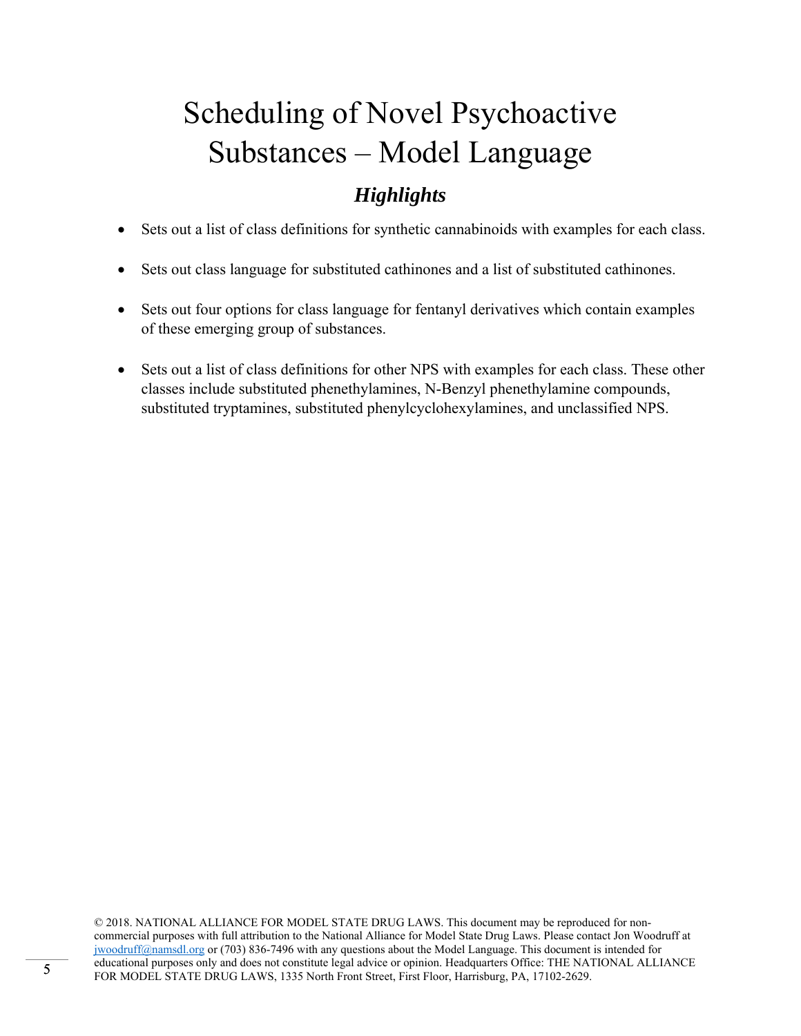# Scheduling of Novel Psychoactive Substances – Model Language

## ***Highlights***

- Sets out a list of class definitions for synthetic cannabinoids with examples for each class.
- Sets out class language for substituted cathinones and a list of substituted cathinones.
- Sets out four options for class language for fentanyl derivatives which contain examples of these emerging group of substances.
- Sets out a list of class definitions for other NPS with examples for each class. These other classes include substituted phenethylamines, N-Benzyl phenethylamine compounds, substituted tryptamines, substituted phenylcyclohexylamines, and unclassified NPS.

© 2018. NATIONAL ALLIANCE FOR MODEL STATE DRUG LAWS. This document may be reproduced for non-commercial purposes with full attribution to the National Alliance for Model State Drug Laws. Please contact Jon Woodruff at jwoodruff@namsdl.org or (703) 836-7496 with any questions about the Model Language. This document is intended for educational purposes only and does not constitute legal advice or opinion. Headquarters Office: THE NATIONAL ALLIANCE FOR MODEL STATE DRUG LAWS, 1335 North Front Street, First Floor, Harrisburg, PA, 17102-2629.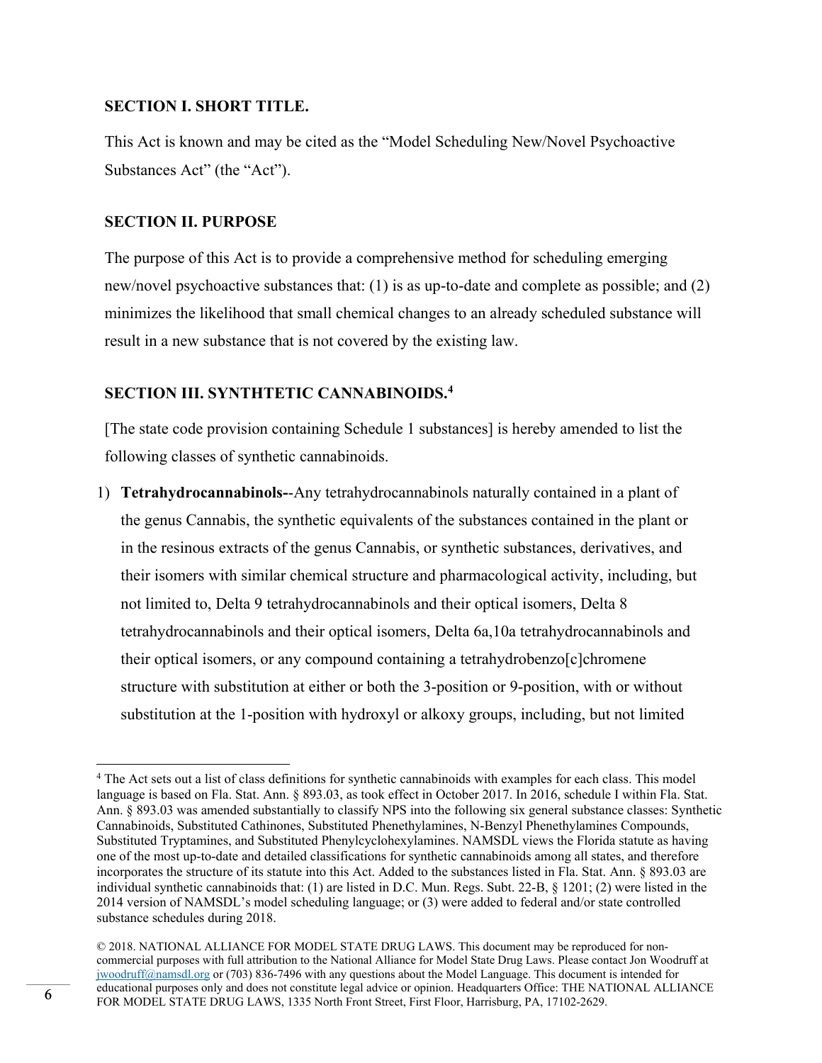### SECTION I. SHORT TITLE.

This Act is known and may be cited as the "Model Scheduling New/Novel Psychoactive Substances Act" (the "Act").

### SECTION II. PURPOSE

The purpose of this Act is to provide a comprehensive method for scheduling emerging new/novel psychoactive substances that: (1) is as up-to-date and complete as possible; and (2) minimizes the likelihood that small chemical changes to an already scheduled substance will result in a new substance that is not covered by the existing law.

### SECTION III. SYNTHTETIC CANNABINOIDS.[4]

[The state code provision containing Schedule 1 substances] is hereby amended to list the following classes of synthetic cannabinoids.

1) **Tetrahydrocannabinols-**-Any tetrahydrocannabinols naturally contained in a plant of the genus Cannabis, the synthetic equivalents of the substances contained in the plant or in the resinous extracts of the genus Cannabis, or synthetic substances, derivatives, and their isomers with similar chemical structure and pharmacological activity, including, but not limited to, Delta 9 tetrahydrocannabinols and their optical isomers, Delta 8 tetrahydrocannabinols and their optical isomers, Delta 6a,10a tetrahydrocannabinols and their optical isomers, or any compound containing a tetrahydrobenzo[c]chromene structure with substitution at either or both the 3-position or 9-position, with or without substitution at the 1-position with hydroxyl or alkoxy groups, including, but not limited

---

[4] The Act sets out a list of class definitions for synthetic cannabinoids with examples for each class. This model language is based on Fla. Stat. Ann. § 893.03, as took effect in October 2017. In 2016, schedule I within Fla. Stat. Ann. § 893.03 was amended substantially to classify NPS into the following six general substance classes: Synthetic Cannabinoids, Substituted Cathinones, Substituted Phenethylamines, N-Benzyl Phenethylamines Compounds, Substituted Tryptamines, and Substituted Phenylcyclohexylamines. NAMSDL views the Florida statute as having one of the most up-to-date and detailed classifications for synthetic cannabinoids among all states, and therefore incorporates the structure of its statute into this Act. Added to the substances listed in Fla. Stat. Ann. § 893.03 are individual synthetic cannabinoids that: (1) are listed in D.C. Mun. Regs. Subt. 22-B, § 1201; (2) were listed in the 2014 version of NAMSDL's model scheduling language; or (3) were added to federal and/or state controlled substance schedules during 2018.

© 2018. NATIONAL ALLIANCE FOR MODEL STATE DRUG LAWS. This document may be reproduced for non-commercial purposes with full attribution to the National Alliance for Model State Drug Laws. Please contact Jon Woodruff at jwoodruff@namsdl.org or (703) 836-7496 with any questions about the Model Language. This document is intended for educational purposes only and does not constitute legal advice or opinion. Headquarters Office: THE NATIONAL ALLIANCE FOR MODEL STATE DRUG LAWS, 1335 North Front Street, First Floor, Harrisburg, PA, 17102-2629.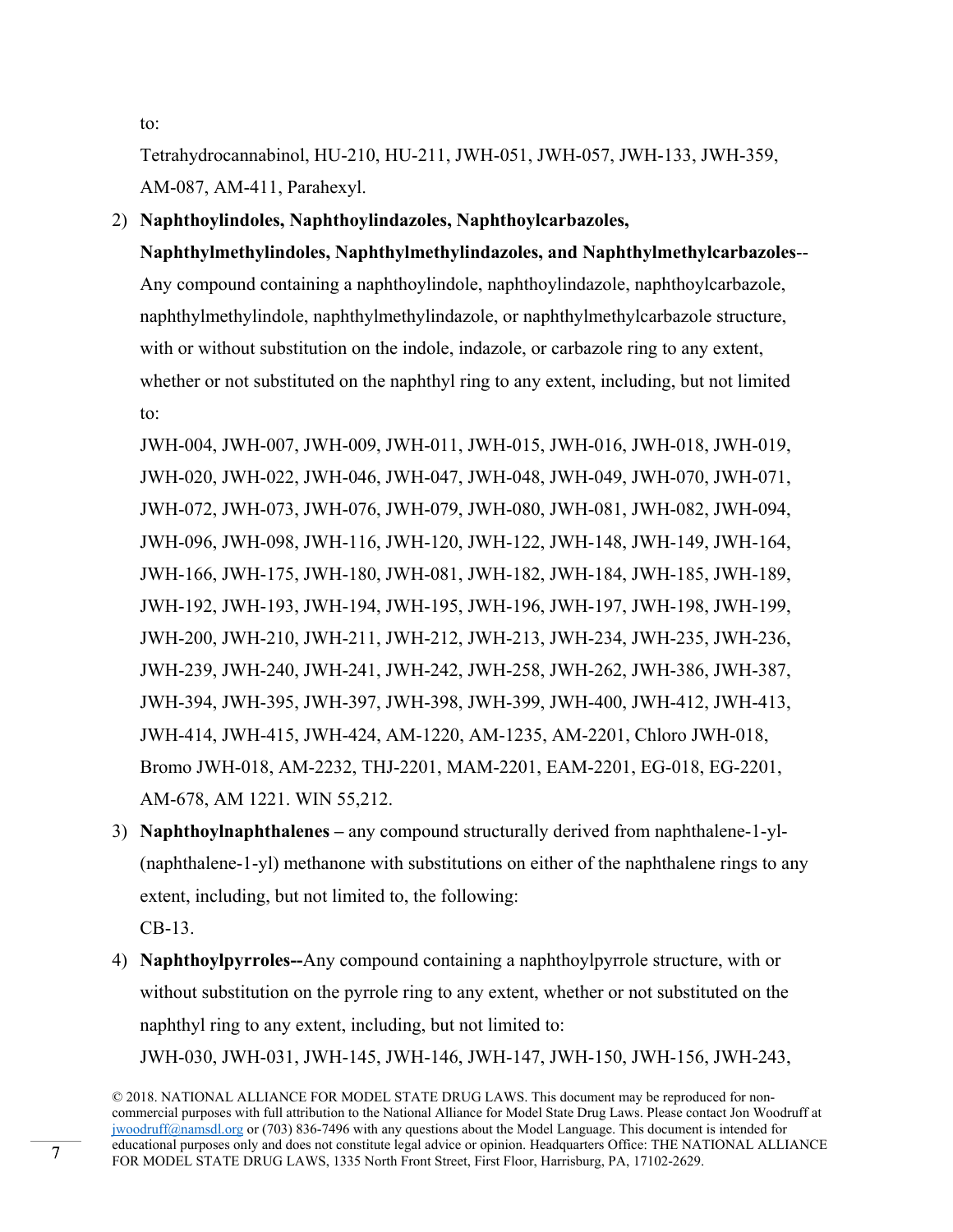to:

Tetrahydrocannabinol, HU-210, HU-211, JWH-051, JWH-057, JWH-133, JWH-359, AM-087, AM-411, Parahexyl.

2) **Naphthoylindoles, Naphthoylindazoles, Naphthoylcarbazoles, Naphthylmethylindoles, Naphthylmethylindazoles, and Naphthylmethylcarbazoles**-- Any compound containing a naphthoylindole, naphthoylindazole, naphthoylcarbazole, naphthylmethylindole, naphthylmethylindazole, or naphthylmethylcarbazole structure, with or without substitution on the indole, indazole, or carbazole ring to any extent, whether or not substituted on the naphthyl ring to any extent, including, but not limited to:

   JWH-004, JWH-007, JWH-009, JWH-011, JWH-015, JWH-016, JWH-018, JWH-019, JWH-020, JWH-022, JWH-046, JWH-047, JWH-048, JWH-049, JWH-070, JWH-071, JWH-072, JWH-073, JWH-076, JWH-079, JWH-080, JWH-081, JWH-082, JWH-094, JWH-096, JWH-098, JWH-116, JWH-120, JWH-122, JWH-148, JWH-149, JWH-164, JWH-166, JWH-175, JWH-180, JWH-081, JWH-182, JWH-184, JWH-185, JWH-189, JWH-192, JWH-193, JWH-194, JWH-195, JWH-196, JWH-197, JWH-198, JWH-199, JWH-200, JWH-210, JWH-211, JWH-212, JWH-213, JWH-234, JWH-235, JWH-236, JWH-239, JWH-240, JWH-241, JWH-242, JWH-258, JWH-262, JWH-386, JWH-387, JWH-394, JWH-395, JWH-397, JWH-398, JWH-399, JWH-400, JWH-412, JWH-413, JWH-414, JWH-415, JWH-424, AM-1220, AM-1235, AM-2201, Chloro JWH-018, Bromo JWH-018, AM-2232, THJ-2201, MAM-2201, EAM-2201, EG-018, EG-2201, AM-678, AM 1221. WIN 55,212.

3) **Naphthoylnaphthalenes** – any compound structurally derived from naphthalene-1-yl-(naphthalene-1-yl) methanone with substitutions on either of the naphthalene rings to any extent, including, but not limited to, the following:

   CB-13.

4) **Naphthoylpyrroles--**Any compound containing a naphthoylpyrrole structure, with or without substitution on the pyrrole ring to any extent, whether or not substituted on the naphthyl ring to any extent, including, but not limited to:

   JWH-030, JWH-031, JWH-145, JWH-146, JWH-147, JWH-150, JWH-156, JWH-243,

© 2018. NATIONAL ALLIANCE FOR MODEL STATE DRUG LAWS. This document may be reproduced for non-commercial purposes with full attribution to the National Alliance for Model State Drug Laws. Please contact Jon Woodruff at jwoodruff@namsdl.org or (703) 836-7496 with any questions about the Model Language. This document is intended for educational purposes only and does not constitute legal advice or opinion. Headquarters Office: THE NATIONAL ALLIANCE FOR MODEL STATE DRUG LAWS, 1335 North Front Street, First Floor, Harrisburg, PA, 17102-2629.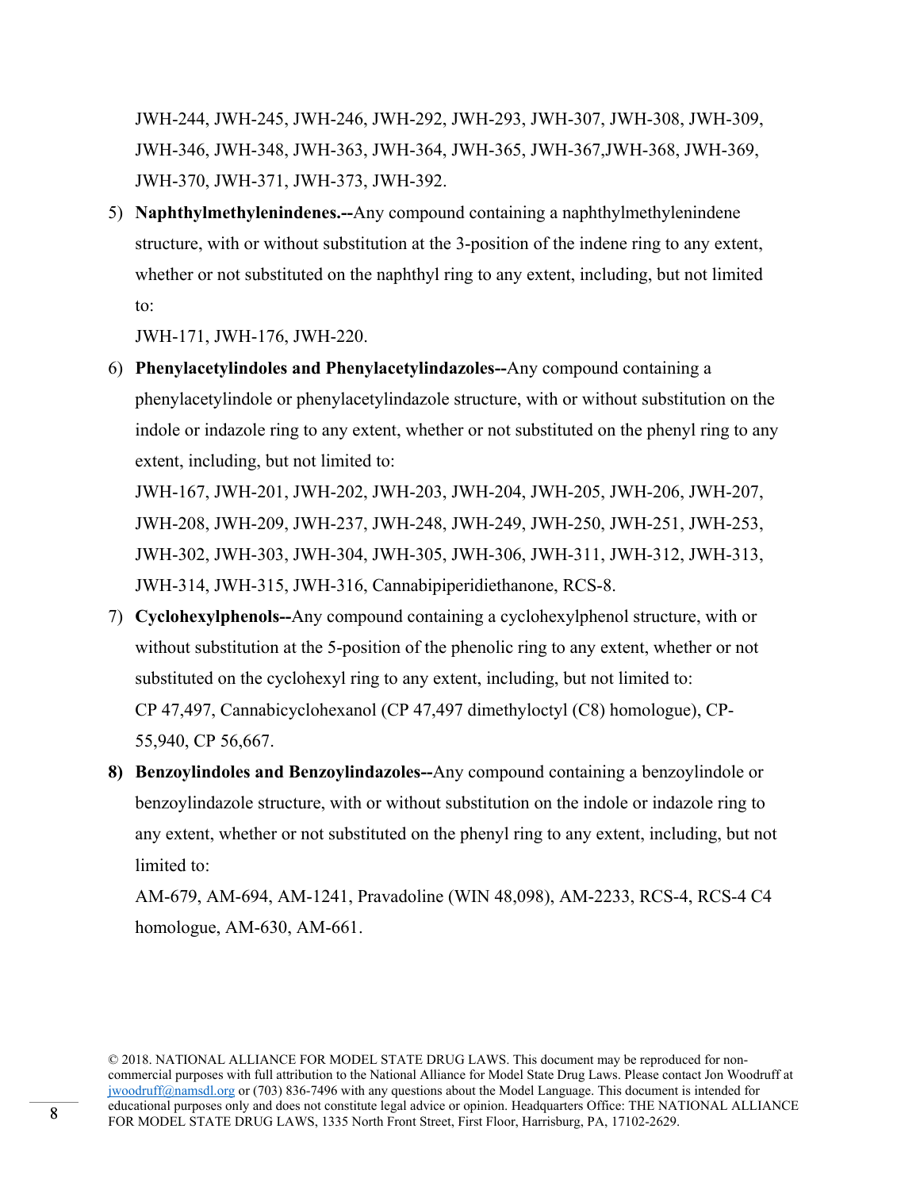JWH-244, JWH-245, JWH-246, JWH-292, JWH-293, JWH-307, JWH-308, JWH-309, JWH-346, JWH-348, JWH-363, JWH-364, JWH-365, JWH-367,JWH-368, JWH-369, JWH-370, JWH-371, JWH-373, JWH-392.

5) **Naphthylmethylenindenes.--**Any compound containing a naphthylmethylenindene structure, with or without substitution at the 3-position of the indene ring to any extent, whether or not substituted on the naphthyl ring to any extent, including, but not limited to:

   JWH-171, JWH-176, JWH-220.

6) **Phenylacetylindoles and Phenylacetylindazoles--**Any compound containing a phenylacetylindole or phenylacetylindazole structure, with or without substitution on the indole or indazole ring to any extent, whether or not substituted on the phenyl ring to any extent, including, but not limited to:

   JWH-167, JWH-201, JWH-202, JWH-203, JWH-204, JWH-205, JWH-206, JWH-207, JWH-208, JWH-209, JWH-237, JWH-248, JWH-249, JWH-250, JWH-251, JWH-253, JWH-302, JWH-303, JWH-304, JWH-305, JWH-306, JWH-311, JWH-312, JWH-313, JWH-314, JWH-315, JWH-316, Cannabipiperidiethanone, RCS-8.

7) **Cyclohexylphenols--**Any compound containing a cyclohexylphenol structure, with or without substitution at the 5-position of the phenolic ring to any extent, whether or not substituted on the cyclohexyl ring to any extent, including, but not limited to:

   CP 47,497, Cannabicyclohexanol (CP 47,497 dimethyloctyl (C8) homologue), CP-55,940, CP 56,667.

**8) Benzoylindoles and Benzoylindazoles--**Any compound containing a benzoylindole or benzoylindazole structure, with or without substitution on the indole or indazole ring to any extent, whether or not substituted on the phenyl ring to any extent, including, but not limited to:

   AM-679, AM-694, AM-1241, Pravadoline (WIN 48,098), AM-2233, RCS-4, RCS-4 C4 homologue, AM-630, AM-661.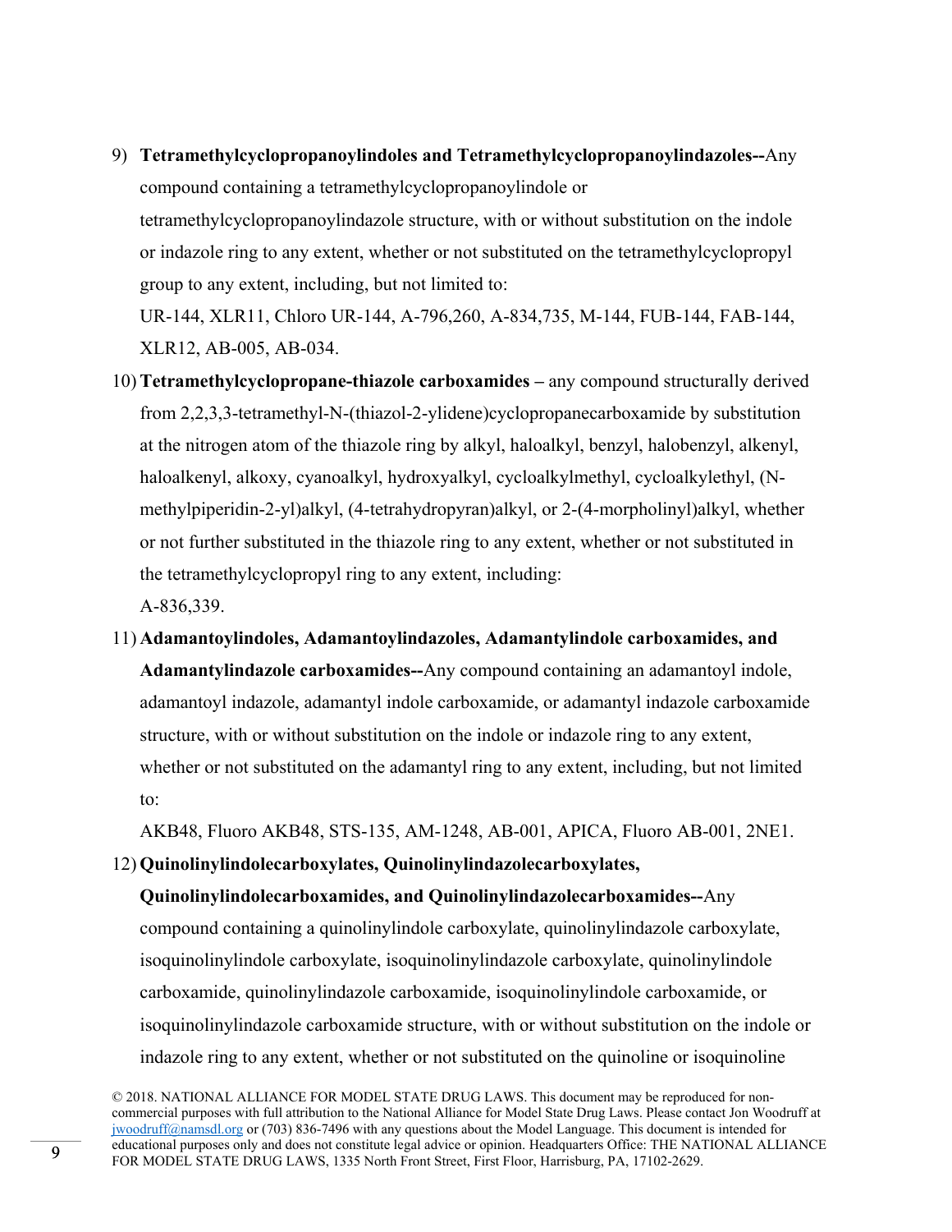9) **Tetramethylcyclopropanoylindoles and Tetramethylcyclopropanoylindazoles--**Any compound containing a tetramethylcyclopropanoylindole or tetramethylcyclopropanoylindazole structure, with or without substitution on the indole or indazole ring to any extent, whether or not substituted on the tetramethylcyclopropyl group to any extent, including, but not limited to:

   UR-144, XLR11, Chloro UR-144, A-796,260, A-834,735, M-144, FUB-144, FAB-144, XLR12, AB-005, AB-034.

10) **Tetramethylcyclopropane-thiazole carboxamides –** any compound structurally derived from 2,2,3,3-tetramethyl-N-(thiazol-2-ylidene)cyclopropanecarboxamide by substitution at the nitrogen atom of the thiazole ring by alkyl, haloalkyl, benzyl, halobenzyl, alkenyl, haloalkenyl, alkoxy, cyanoalkyl, hydroxyalkyl, cycloalkylmethyl, cycloalkylethyl, (N-methylpiperidin-2-yl)alkyl, (4-tetrahydropyran)alkyl, or 2-(4-morpholinyl)alkyl, whether or not further substituted in the thiazole ring to any extent, whether or not substituted in the tetramethylcyclopropyl ring to any extent, including:

    A-836,339.

11) **Adamantoylindoles, Adamantoylindazoles, Adamantylindole carboxamides, and Adamantylindazole carboxamides--**Any compound containing an adamantoyl indole, adamantoyl indazole, adamantyl indole carboxamide, or adamantyl indazole carboxamide structure, with or without substitution on the indole or indazole ring to any extent, whether or not substituted on the adamantyl ring to any extent, including, but not limited to:

    AKB48, Fluoro AKB48, STS-135, AM-1248, AB-001, APICA, Fluoro AB-001, 2NE1.

12) **Quinolinylindolecarboxylates, Quinolinylindazolecarboxylates, Quinolinylindolecarboxamides, and Quinolinylindazolecarboxamides--**Any compound containing a quinolinylindole carboxylate, quinolinylindazole carboxylate, isoquinolinylindole carboxylate, isoquinolinylindazole carboxylate, quinolinylindole carboxamide, quinolinylindazole carboxamide, isoquinolinylindole carboxamide, or isoquinolinylindazole carboxamide structure, with or without substitution on the indole or indazole ring to any extent, whether or not substituted on the quinoline or isoquinoline

© 2018. NATIONAL ALLIANCE FOR MODEL STATE DRUG LAWS. This document may be reproduced for non-commercial purposes with full attribution to the National Alliance for Model State Drug Laws. Please contact Jon Woodruff at jwoodruff@namsdl.org or (703) 836-7496 with any questions about the Model Language. This document is intended for educational purposes only and does not constitute legal advice or opinion. Headquarters Office: THE NATIONAL ALLIANCE FOR MODEL STATE DRUG LAWS, 1335 North Front Street, First Floor, Harrisburg, PA, 17102-2629.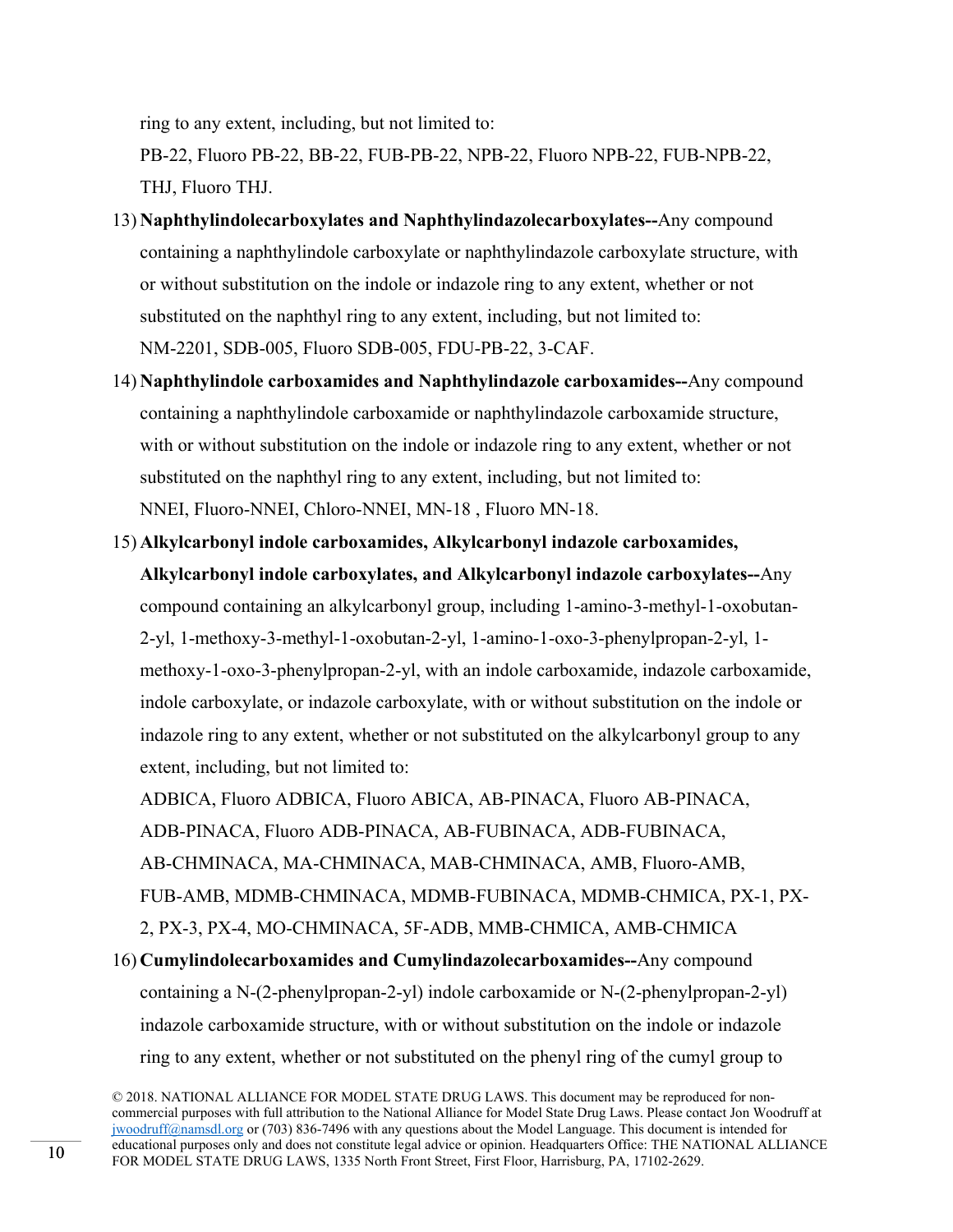ring to any extent, including, but not limited to:
PB-22, Fluoro PB-22, BB-22, FUB-PB-22, NPB-22, Fluoro NPB-22, FUB-NPB-22, THJ, Fluoro THJ.

13) **Naphthylindolecarboxylates and Naphthylindazolecarboxylates--**Any compound containing a naphthylindole carboxylate or naphthylindazole carboxylate structure, with or without substitution on the indole or indazole ring to any extent, whether or not substituted on the naphthyl ring to any extent, including, but not limited to:
NM-2201, SDB-005, Fluoro SDB-005, FDU-PB-22, 3-CAF.

14) **Naphthylindole carboxamides and Naphthylindazole carboxamides--**Any compound containing a naphthylindole carboxamide or naphthylindazole carboxamide structure, with or without substitution on the indole or indazole ring to any extent, whether or not substituted on the naphthyl ring to any extent, including, but not limited to:
NNEI, Fluoro-NNEI, Chloro-NNEI, MN-18 , Fluoro MN-18.

15) **Alkylcarbonyl indole carboxamides, Alkylcarbonyl indazole carboxamides, Alkylcarbonyl indole carboxylates, and Alkylcarbonyl indazole carboxylates--**Any compound containing an alkylcarbonyl group, including 1-amino-3-methyl-1-oxobutan-2-yl, 1-methoxy-3-methyl-1-oxobutan-2-yl, 1-amino-1-oxo-3-phenylpropan-2-yl, 1-methoxy-1-oxo-3-phenylpropan-2-yl, with an indole carboxamide, indazole carboxamide, indole carboxylate, or indazole carboxylate, with or without substitution on the indole or indazole ring to any extent, whether or not substituted on the alkylcarbonyl group to any extent, including, but not limited to:
ADBICA, Fluoro ADBICA, Fluoro ABICA, AB-PINACA, Fluoro AB-PINACA, ADB-PINACA, Fluoro ADB-PINACA, AB-FUBINACA, ADB-FUBINACA, AB-CHMINACA, MA-CHMINACA, MAB-CHMINACA, AMB, Fluoro-AMB, FUB-AMB, MDMB-CHMINACA, MDMB-FUBINACA, MDMB-CHMICA, PX-1, PX-2, PX-3, PX-4, MO-CHMINACA, 5F-ADB, MMB-CHMICA, AMB-CHMICA

16) **Cumylindolecarboxamides and Cumylindazolecarboxamides--**Any compound containing a N-(2-phenylpropan-2-yl) indole carboxamide or N-(2-phenylpropan-2-yl) indazole carboxamide structure, with or without substitution on the indole or indazole ring to any extent, whether or not substituted on the phenyl ring of the cumyl group to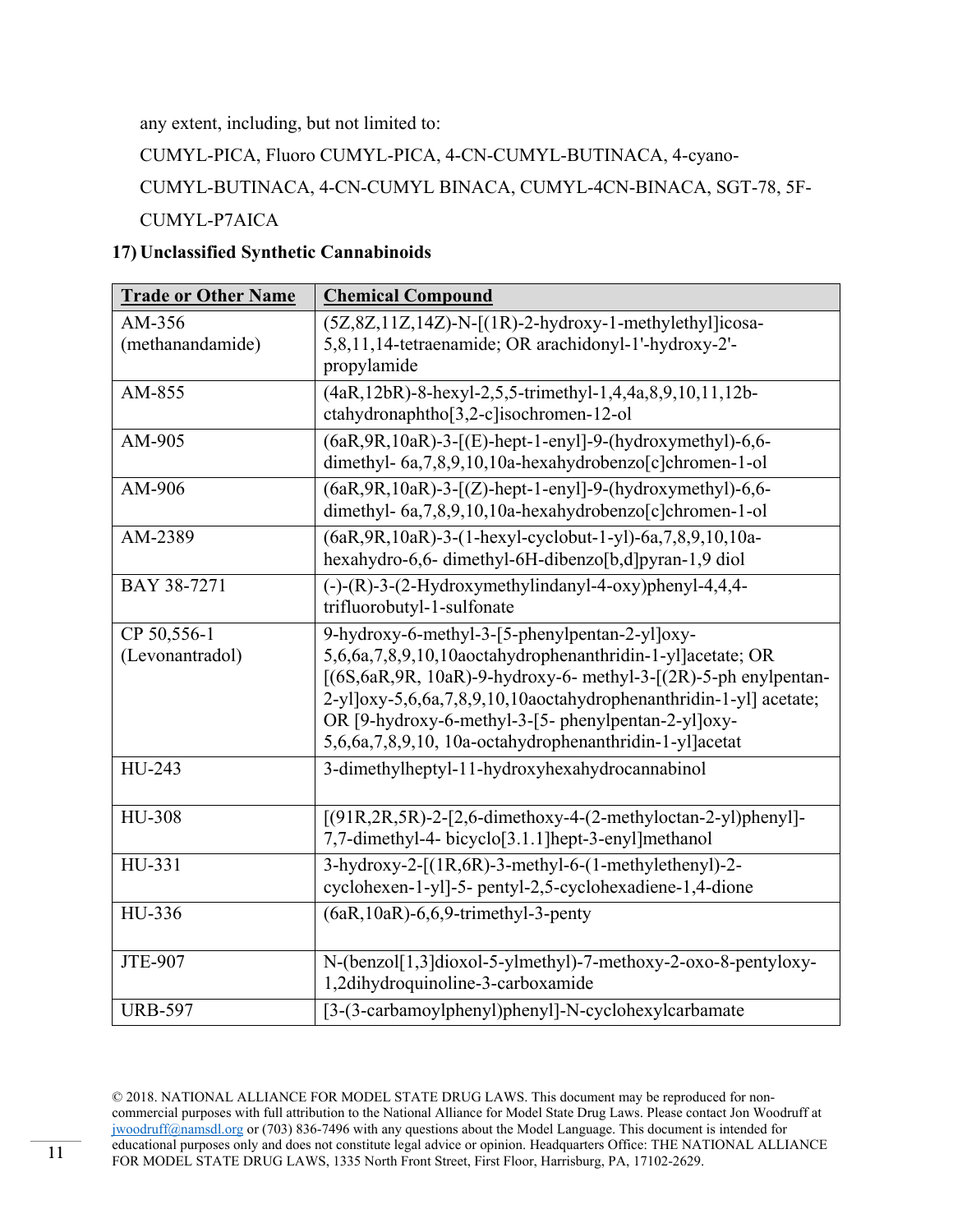any extent, including, but not limited to:

CUMYL-PICA, Fluoro CUMYL-PICA, 4-CN-CUMYL-BUTINACA, 4-cyano-CUMYL-BUTINACA, 4-CN-CUMYL BINACA, CUMYL-4CN-BINACA, SGT-78, 5F-CUMYL-P7AICA

**17) Unclassified Synthetic Cannabinoids**

| **Trade or Other Name** | **Chemical Compound** |
|---|---|
| AM-356 (methanandamide) | (5Z,8Z,11Z,14Z)-N-[(1R)-2-hydroxy-1-methylethyl]icosa-5,8,11,14-tetraenamide; OR arachidonyl-1'-hydroxy-2'-propylamide |
| AM-855 | (4aR,12bR)-8-hexyl-2,5,5-trimethyl-1,4,4a,8,9,10,11,12b-ctahydronaphtho[3,2-c]isochromen-12-ol |
| AM-905 | (6aR,9R,10aR)-3-[(E)-hept-1-enyl]-9-(hydroxymethyl)-6,6-dimethyl- 6a,7,8,9,10,10a-hexahydrobenzo[c]chromen-1-ol |
| AM-906 | (6aR,9R,10aR)-3-[(Z)-hept-1-enyl]-9-(hydroxymethyl)-6,6-dimethyl- 6a,7,8,9,10,10a-hexahydrobenzo[c]chromen-1-ol |
| AM-2389 | (6aR,9R,10aR)-3-(1-hexyl-cyclobut-1-yl)-6a,7,8,9,10,10a-hexahydro-6,6- dimethyl-6H-dibenzo[b,d]pyran-1,9 diol |
| BAY 38-7271 | (-)-(R)-3-(2-Hydroxymethylindanyl-4-oxy)phenyl-4,4,4-trifluorobutyl-1-sulfonate |
| CP 50,556-1 (Levonantradol) | 9-hydroxy-6-methyl-3-[5-phenylpentan-2-yl]oxy-5,6,6a,7,8,9,10,10aoctahydrophenanthridin-1-yl]acetate; OR [(6S,6aR,9R, 10aR)-9-hydroxy-6- methyl-3-[(2R)-5-ph enylpentan-2-yl]oxy-5,6,6a,7,8,9,10,10aoctahydrophenanthridin-1-yl] acetate; OR [9-hydroxy-6-methyl-3-[5- phenylpentan-2-yl]oxy-5,6,6a,7,8,9,10, 10a-octahydrophenanthridin-1-yl]acetat |
| HU-243 | 3-dimethylheptyl-11-hydroxyhexahydrocannabinol |
| HU-308 | [(91R,2R,5R)-2-[2,6-dimethoxy-4-(2-methyloctan-2-yl)phenyl]-7,7-dimethyl-4- bicyclo[3.1.1]hept-3-enyl]methanol |
| HU-331 | 3-hydroxy-2-[(1R,6R)-3-methyl-6-(1-methylethenyl)-2-cyclohexen-1-yl]-5- pentyl-2,5-cyclohexadiene-1,4-dione |
| HU-336 | (6aR,10aR)-6,6,9-trimethyl-3-penty |
| JTE-907 | N-(benzol[1,3]dioxol-5-ylmethyl)-7-methoxy-2-oxo-8-pentyloxy-1,2dihydroquinoline-3-carboxamide |
| URB-597 | [3-(3-carbamoylphenyl)phenyl]-N-cyclohexylcarbamate |

© 2018. NATIONAL ALLIANCE FOR MODEL STATE DRUG LAWS. This document may be reproduced for non-commercial purposes with full attribution to the National Alliance for Model State Drug Laws. Please contact Jon Woodruff at jwoodruff@namsdl.org or (703) 836-7496 with any questions about the Model Language. This document is intended for educational purposes only and does not constitute legal advice or opinion. Headquarters Office: THE NATIONAL ALLIANCE FOR MODEL STATE DRUG LAWS, 1335 North Front Street, First Floor, Harrisburg, PA, 17102-2629.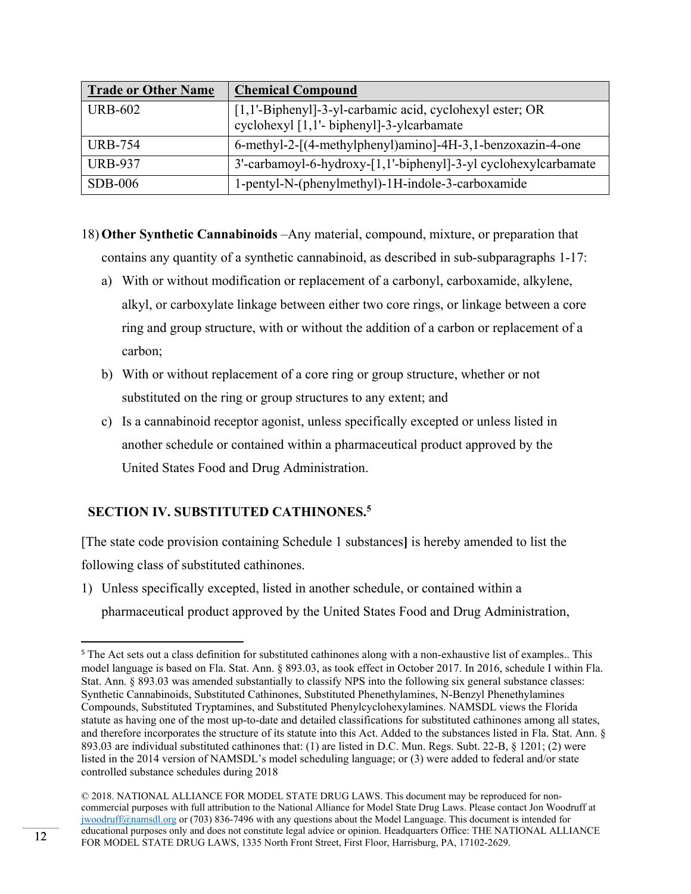| Trade or Other Name | Chemical Compound |
| --- | --- |
| URB-602 | [1,1'-Biphenyl]-3-yl-carbamic acid, cyclohexyl ester; OR cyclohexyl [1,1'- biphenyl]-3-ylcarbamate |
| URB-754 | 6-methyl-2-[(4-methylphenyl)amino]-4H-3,1-benzoxazin-4-one |
| URB-937 | 3'-carbamoyl-6-hydroxy-[1,1'-biphenyl]-3-yl cyclohexylcarbamate |
| SDB-006 | 1-pentyl-N-(phenylmethyl)-1H-indole-3-carboxamide |

18) **Other Synthetic Cannabinoids** –Any material, compound, mixture, or preparation that contains any quantity of a synthetic cannabinoid, as described in sub-subparagraphs 1-17:
   a) With or without modification or replacement of a carbonyl, carboxamide, alkylene, alkyl, or carboxylate linkage between either two core rings, or linkage between a core ring and group structure, with or without the addition of a carbon or replacement of a carbon;
   b) With or without replacement of a core ring or group structure, whether or not substituted on the ring or group structures to any extent; and
   c) Is a cannabinoid receptor agonist, unless specifically excepted or unless listed in another schedule or contained within a pharmaceutical product approved by the United States Food and Drug Administration.

## SECTION IV. SUBSTITUTED CATHINONES.[5]

[The state code provision containing Schedule 1 substances**]** is hereby amended to list the following class of substituted cathinones.

1) Unless specifically excepted, listed in another schedule, or contained within a pharmaceutical product approved by the United States Food and Drug Administration,

---

[5] The Act sets out a class definition for substituted cathinones along with a non-exhaustive list of examples.. This model language is based on Fla. Stat. Ann. § 893.03, as took effect in October 2017. In 2016, schedule I within Fla. Stat. Ann. § 893.03 was amended substantially to classify NPS into the following six general substance classes: Synthetic Cannabinoids, Substituted Cathinones, Substituted Phenethylamines, N-Benzyl Phenethylamines Compounds, Substituted Tryptamines, and Substituted Phenylcyclohexylamines. NAMSDL views the Florida statute as having one of the most up-to-date and detailed classifications for substituted cathinones among all states, and therefore incorporates the structure of its statute into this Act. Added to the substances listed in Fla. Stat. Ann. § 893.03 are individual substituted cathinones that: (1) are listed in D.C. Mun. Regs. Subt. 22-B, § 1201; (2) were listed in the 2014 version of NAMSDL's model scheduling language; or (3) were added to federal and/or state controlled substance schedules during 2018

© 2018. NATIONAL ALLIANCE FOR MODEL STATE DRUG LAWS. This document may be reproduced for non-commercial purposes with full attribution to the National Alliance for Model State Drug Laws. Please contact Jon Woodruff at jwoodruff@namsdl.org or (703) 836-7496 with any questions about the Model Language. This document is intended for educational purposes only and does not constitute legal advice or opinion. Headquarters Office: THE NATIONAL ALLIANCE FOR MODEL STATE DRUG LAWS, 1335 North Front Street, First Floor, Harrisburg, PA, 17102-2629.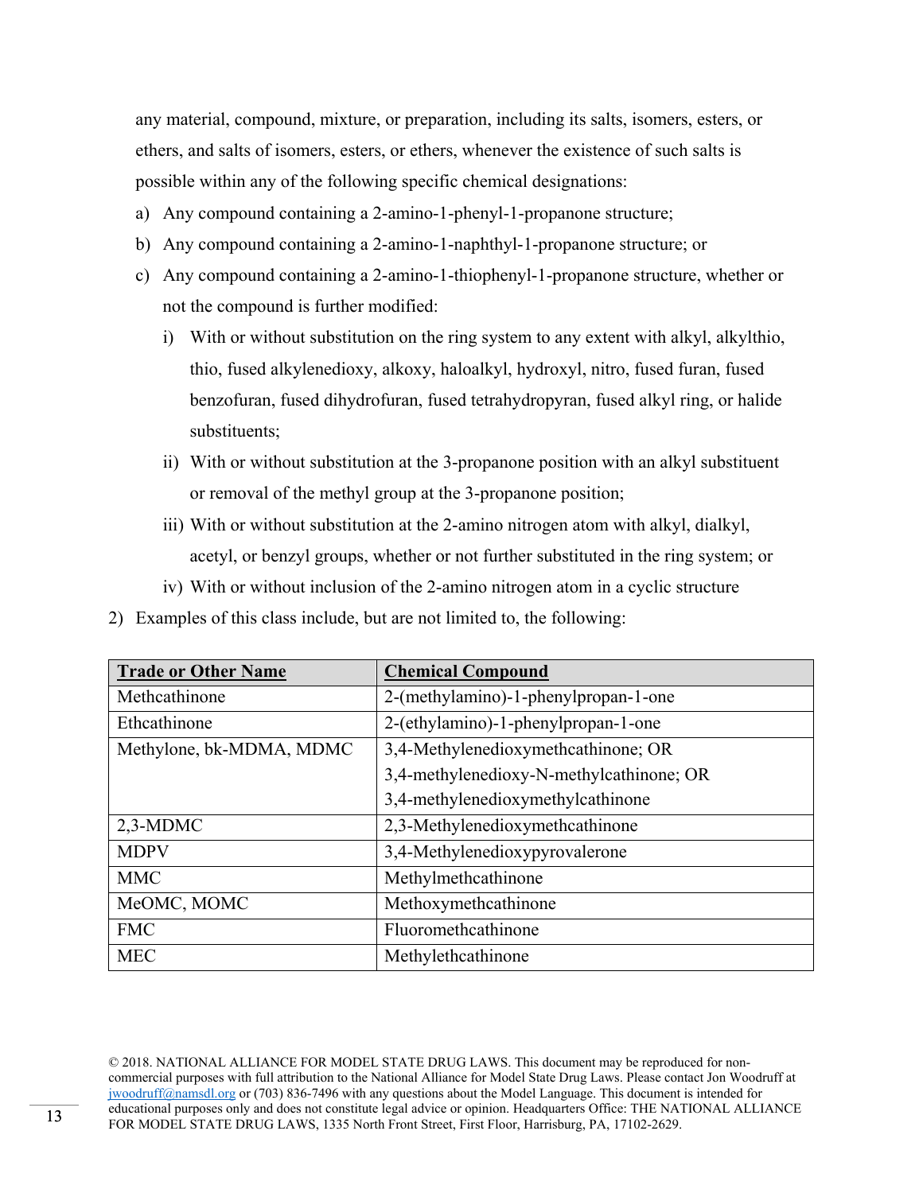any material, compound, mixture, or preparation, including its salts, isomers, esters, or ethers, and salts of isomers, esters, or ethers, whenever the existence of such salts is possible within any of the following specific chemical designations:

a) Any compound containing a 2-amino-1-phenyl-1-propanone structure;
b) Any compound containing a 2-amino-1-naphthyl-1-propanone structure; or
c) Any compound containing a 2-amino-1-thiophenyl-1-propanone structure, whether or not the compound is further modified:
   i) With or without substitution on the ring system to any extent with alkyl, alkylthio, thio, fused alkylenedioxy, alkoxy, haloalkyl, hydroxyl, nitro, fused furan, fused benzofuran, fused dihydrofuran, fused tetrahydropyran, fused alkyl ring, or halide substituents;
   ii) With or without substitution at the 3-propanone position with an alkyl substituent or removal of the methyl group at the 3-propanone position;
   iii) With or without substitution at the 2-amino nitrogen atom with alkyl, dialkyl, acetyl, or benzyl groups, whether or not further substituted in the ring system; or
   iv) With or without inclusion of the 2-amino nitrogen atom in a cyclic structure

2) Examples of this class include, but are not limited to, the following:

| **Trade or Other Name** | **Chemical Compound** |
| --- | --- |
| Methcathinone | 2-(methylamino)-1-phenylpropan-1-one |
| Ethcathinone | 2-(ethylamino)-1-phenylpropan-1-one |
| Methylone, bk-MDMA, MDMC | 3,4-Methylenedioxymethcathinone; OR 3,4-methylenedioxy-N-methylcathinone; OR 3,4-methylenedioxymethylcathinone |
| 2,3-MDMC | 2,3-Methylenedioxymethcathinone |
| MDPV | 3,4-Methylenedioxypyrovalerone |
| MMC | Methylmethcathinone |
| MeOMC, MOMC | Methoxymethcathinone |
| FMC | Fluoromethcathinone |
| MEC | Methylethcathinone |

© 2018. NATIONAL ALLIANCE FOR MODEL STATE DRUG LAWS. This document may be reproduced for non-commercial purposes with full attribution to the National Alliance for Model State Drug Laws. Please contact Jon Woodruff at jwoodruff@namsdl.org or (703) 836-7496 with any questions about the Model Language. This document is intended for educational purposes only and does not constitute legal advice or opinion. Headquarters Office: THE NATIONAL ALLIANCE FOR MODEL STATE DRUG LAWS, 1335 North Front Street, First Floor, Harrisburg, PA, 17102-2629.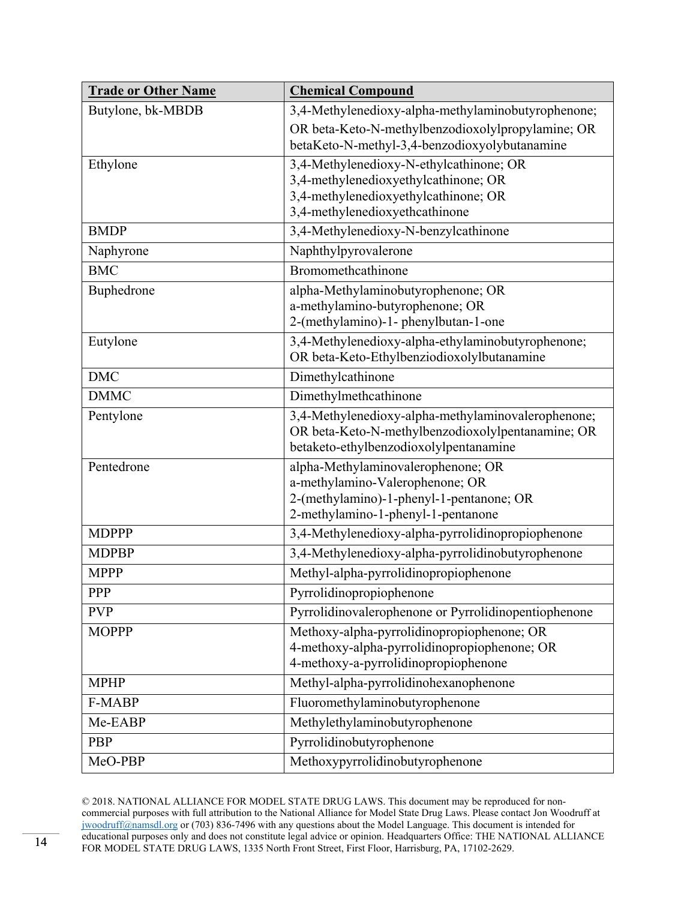| **Trade or Other Name** | **Chemical Compound** |
|---|---|
| Butylone, bk-MBDB | 3,4-Methylenedioxy-alpha-methylaminobutyrophenone; OR beta-Keto-N-methylbenzodioxolylpropylamine; OR betaKeto-N-methyl-3,4-benzodioxyolybutanamine |
| Ethylone | 3,4-Methylenedioxy-N-ethylcathinone; OR 3,4-methylenedioxyethylcathinone; OR 3,4-methylenedioxyethylcathinone; OR 3,4-methylenedioxyethcathinone |
| BMDP | 3,4-Methylenedioxy-N-benzylcathinone |
| Naphyrone | Naphthylpyrovalerone |
| BMC | Bromomethcathinone |
| Buphedrone | alpha-Methylaminobutyrophenone; OR a-methylamino-butyrophenone; OR 2-(methylamino)-1- phenylbutan-1-one |
| Eutylone | 3,4-Methylenedioxy-alpha-ethylaminobutyrophenone; OR beta-Keto-Ethylbenziodioxolylbutanamine |
| DMC | Dimethylcathinone |
| DMMC | Dimethylmethcathinone |
| Pentylone | 3,4-Methylenedioxy-alpha-methylaminovalerophenone; OR beta-Keto-N-methylbenzodioxolylpentanamine; OR betaketo-ethylbenzodioxolylpentanamine |
| Pentedrone | alpha-Methylaminovalerophenone; OR a-methylamino-Valerophenone; OR 2-(methylamino)-1-phenyl-1-pentanone; OR 2-methylamino-1-phenyl-1-pentanone |
| MDPPP | 3,4-Methylenedioxy-alpha-pyrrolidinopropiophenone |
| MDPBP | 3,4-Methylenedioxy-alpha-pyrrolidinobutyrophenone |
| MPPP | Methyl-alpha-pyrrolidinopropiophenone |
| PPP | Pyrrolidinopropiophenone |
| PVP | Pyrrolidinovalerophenone or Pyrrolidinopentiophenone |
| MOPPP | Methoxy-alpha-pyrrolidinopropiophenone; OR 4-methoxy-alpha-pyrrolidinopropiophenone; OR 4-methoxy-a-pyrrolidinopropiophenone |
| MPHP | Methyl-alpha-pyrrolidinohexanophenone |
| F-MABP | Fluoromethylaminobutyrophenone |
| Me-EABP | Methylethylaminobutyrophenone |
| PBP | Pyrrolidinobutyrophenone |
| MeO-PBP | Methoxypyrrolidinobutyrophenone |

© 2018. NATIONAL ALLIANCE FOR MODEL STATE DRUG LAWS. This document may be reproduced for non-commercial purposes with full attribution to the National Alliance for Model State Drug Laws. Please contact Jon Woodruff at jwoodruff@namsdl.org or (703) 836-7496 with any questions about the Model Language. This document is intended for educational purposes only and does not constitute legal advice or opinion. Headquarters Office: THE NATIONAL ALLIANCE FOR MODEL STATE DRUG LAWS, 1335 North Front Street, First Floor, Harrisburg, PA, 17102-2629.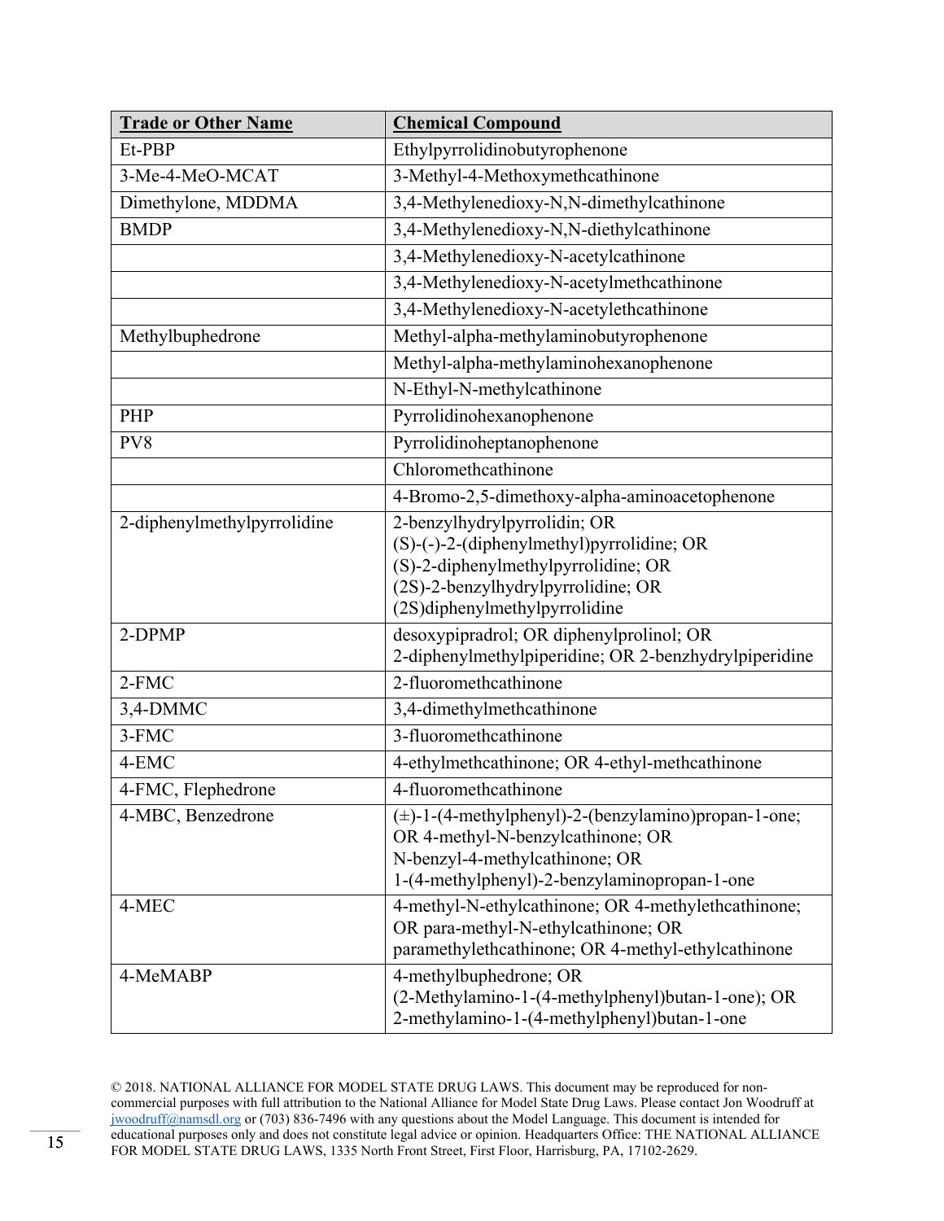| **Trade or Other Name** | **Chemical Compound** |
|---|---|
| Et-PBP | Ethylpyrrolidinobutyrophenone |
| 3-Me-4-MeO-MCAT | 3-Methyl-4-Methoxymethcathinone |
| Dimethylone, MDDMA | 3,4-Methylenedioxy-N,N-dimethylcathinone |
| BMDP | 3,4-Methylenedioxy-N,N-diethylcathinone |
| | 3,4-Methylenedioxy-N-acetylcathinone |
| | 3,4-Methylenedioxy-N-acetylmethcathinone |
| | 3,4-Methylenedioxy-N-acetylethcathinone |
| Methylbuphedrone | Methyl-alpha-methylaminobutyrophenone |
| | Methyl-alpha-methylaminohexanophenone |
| | N-Ethyl-N-methylcathinone |
| PHP | Pyrrolidinohexanophenone |
| PV8 | Pyrrolidinoheptanophenone |
| | Chloromethcathinone |
| | 4-Bromo-2,5-dimethoxy-alpha-aminoacetophenone |
| 2-diphenylmethylpyrrolidine | 2-benzylhydrylpyrrolidin; OR (S)-(-)-2-(diphenylmethyl)pyrrolidine; OR (S)-2-diphenylmethylpyrrolidine; OR (2S)-2-benzylhydrylpyrrolidine; OR (2S)diphenylmethylpyrrolidine |
| 2-DPMP | desoxypipradrol; OR diphenylprolinol; OR 2-diphenylmethylpiperidine; OR 2-benzhydrylpiperidine |
| 2-FMC | 2-fluoromethcathinone |
| 3,4-DMMC | 3,4-dimethylmethcathinone |
| 3-FMC | 3-fluoromethcathinone |
| 4-EMC | 4-ethylmethcathinone; OR 4-ethyl-methcathinone |
| 4-FMC, Flephedrone | 4-fluoromethcathinone |
| 4-MBC, Benzedrone | (±)-1-(4-methylphenyl)-2-(benzylamino)propan-1-one; OR 4-methyl-N-benzylcathinone; OR N-benzyl-4-methylcathinone; OR 1-(4-methylphenyl)-2-benzylaminopropan-1-one |
| 4-MEC | 4-methyl-N-ethylcathinone; OR 4-methylethcathinone; OR para-methyl-N-ethylcathinone; OR paramethylethcathinone; OR 4-methyl-ethylcathinone |
| 4-MeMABP | 4-methylbuphedrone; OR (2-Methylamino-1-(4-methylphenyl)butan-1-one); OR 2-methylamino-1-(4-methylphenyl)butan-1-one |

© 2018. NATIONAL ALLIANCE FOR MODEL STATE DRUG LAWS. This document may be reproduced for non-commercial purposes with full attribution to the National Alliance for Model State Drug Laws. Please contact Jon Woodruff at jwoodruff@namsdl.org or (703) 836-7496 with any questions about the Model Language. This document is intended for educational purposes only and does not constitute legal advice or opinion. Headquarters Office: THE NATIONAL ALLIANCE FOR MODEL STATE DRUG LAWS, 1335 North Front Street, First Floor, Harrisburg, PA, 17102-2629.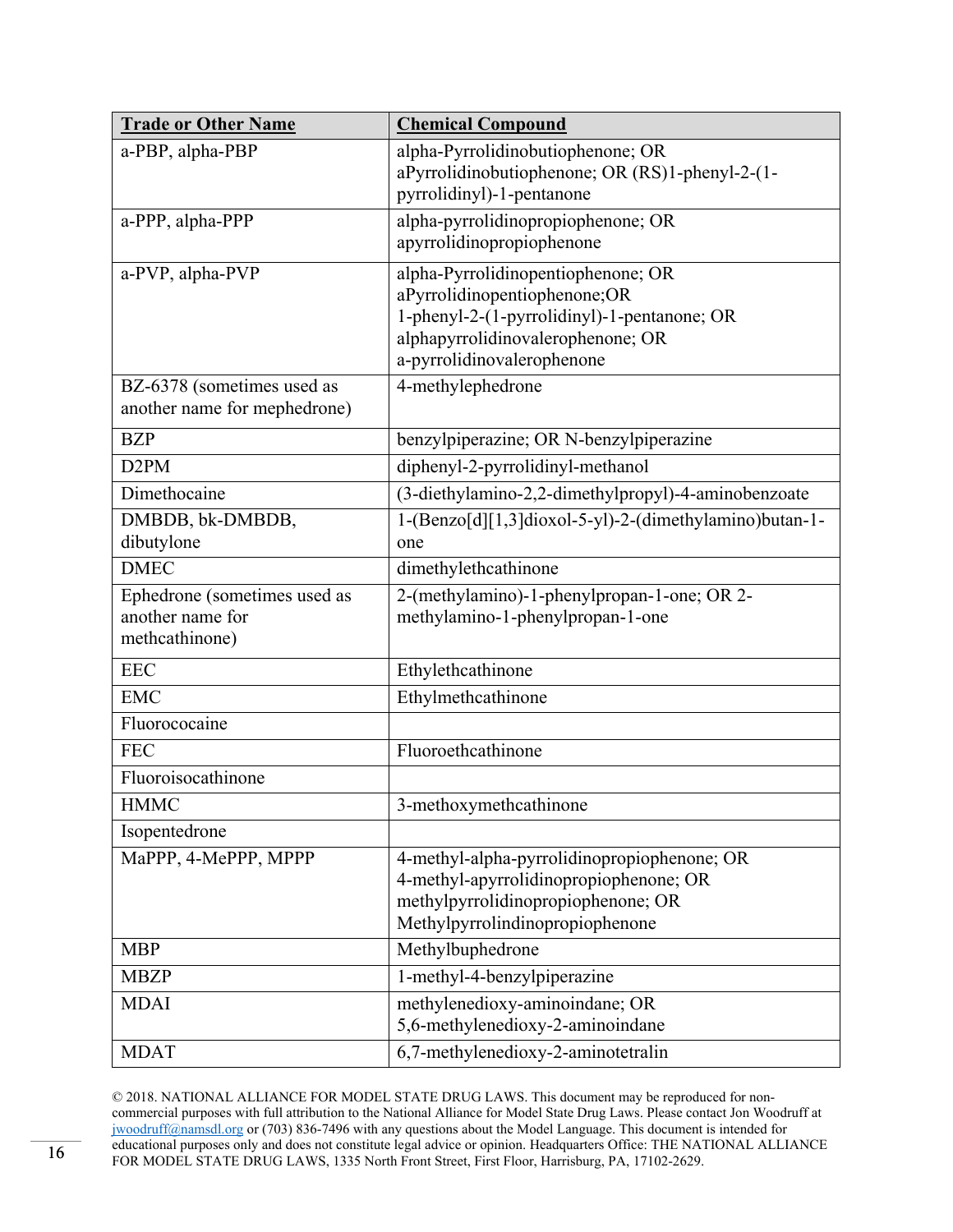| Trade or Other Name | Chemical Compound |
|---|---|
| a-PBP, alpha-PBP | alpha-Pyrrolidinobutiophenone; OR aPyrrolidinobutiophenone; OR (RS)1-phenyl-2-(1-pyrrolidinyl)-1-pentanone |
| a-PPP, alpha-PPP | alpha-pyrrolidinopropiophenone; OR apyrrolidinopropiophenone |
| a-PVP, alpha-PVP | alpha-Pyrrolidinopentiophenone; OR aPyrrolidinopentiophenone;OR 1-phenyl-2-(1-pyrrolidinyl)-1-pentanone; OR alphapyrrolidinovalerophenone; OR a-pyrrolidinovalerophenone |
| BZ-6378 (sometimes used as another name for mephedrone) | 4-methylephedrone |
| BZP | benzylpiperazine; OR N-benzylpiperazine |
| D2PM | diphenyl-2-pyrrolidinyl-methanol |
| Dimethocaine | (3-diethylamino-2,2-dimethylpropyl)-4-aminobenzoate |
| DMBDB, bk-DMBDB, dibutylone | 1-(Benzo[d][1,3]dioxol-5-yl)-2-(dimethylamino)butan-1-one |
| DMEC | dimethylethcathinone |
| Ephedrone (sometimes used as another name for methcathinone) | 2-(methylamino)-1-phenylpropan-1-one; OR 2-methylamino-1-phenylpropan-1-one |
| EEC | Ethylethcathinone |
| EMC | Ethylmethcathinone |
| Fluorococaine | |
| FEC | Fluoroethcathinone |
| Fluoroisocathinone | |
| HMMC | 3-methoxymethcathinone |
| Isopentedrone | |
| MaPPP, 4-MePPP, MPPP | 4-methyl-alpha-pyrrolidinopropiophenone; OR 4-methyl-apyrrolidinopropiophenone; OR methylpyrrolidinopropiophenone; OR Methylpyrrolindinopropiophenone |
| MBP | Methylbuphedrone |
| MBZP | 1-methyl-4-benzylpiperazine |
| MDAI | methylenedioxy-aminoindane; OR 5,6-methylenedioxy-2-aminoindane |
| MDAT | 6,7-methylenedioxy-2-aminotetralin |

© 2018. NATIONAL ALLIANCE FOR MODEL STATE DRUG LAWS. This document may be reproduced for non-commercial purposes with full attribution to the National Alliance for Model State Drug Laws. Please contact Jon Woodruff at jwoodruff@namsdl.org or (703) 836-7496 with any questions about the Model Language. This document is intended for educational purposes only and does not constitute legal advice or opinion. Headquarters Office: THE NATIONAL ALLIANCE FOR MODEL STATE DRUG LAWS, 1335 North Front Street, First Floor, Harrisburg, PA, 17102-2629.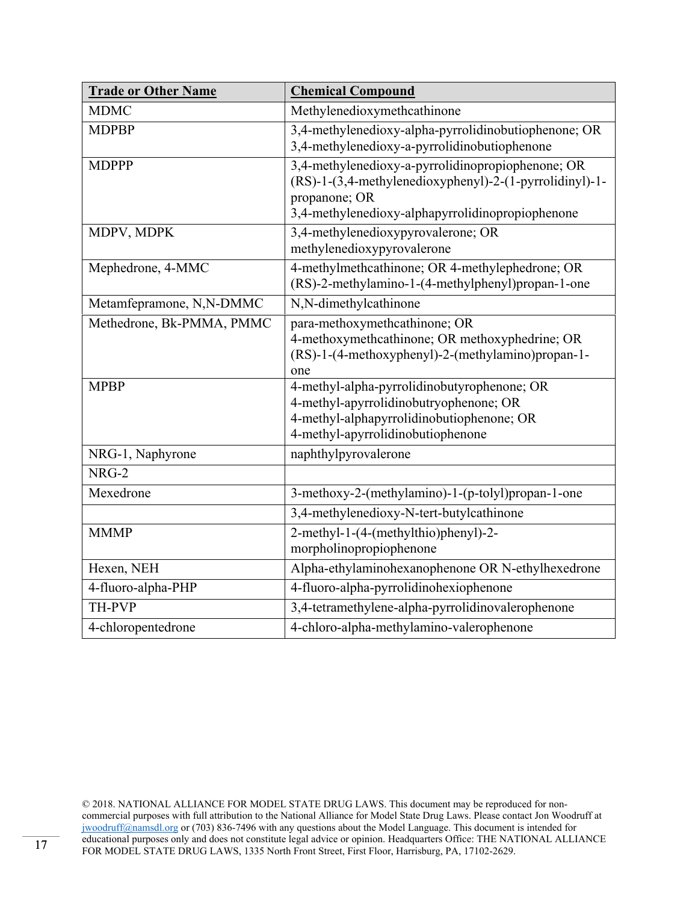| Trade or Other Name | Chemical Compound |
|---|---|
| MDMC | Methylenedioxymethcathinone |
| MDPBP | 3,4-methylenedioxy-alpha-pyrrolidinobutiophenone; OR 3,4-methylenedioxy-a-pyrrolidinobutiophenone |
| MDPPP | 3,4-methylenedioxy-a-pyrrolidinopropiophenone; OR (RS)-1-(3,4-methylenedioxyphenyl)-2-(1-pyrrolidinyl)-1-propanone; OR 3,4-methylenedioxy-alphapyrrolidinopropiophenone |
| MDPV, MDPK | 3,4-methylenedioxypyrovalerone; OR methylenedioxypyrovalerone |
| Mephedrone, 4-MMC | 4-methylmethcathinone; OR 4-methylephedrone; OR (RS)-2-methylamino-1-(4-methylphenyl)propan-1-one |
| Metamfepramone, N,N-DMMC | N,N-dimethylcathinone |
| Methedrone, Bk-PMMA, PMMC | para-methoxymethcathinone; OR 4-methoxymethcathinone; OR methoxyphedrine; OR (RS)-1-(4-methoxyphenyl)-2-(methylamino)propan-1-one |
| MPBP | 4-methyl-alpha-pyrrolidinobutyrophenone; OR 4-methyl-apyrrolidinobutryophenone; OR 4-methyl-alphapyrrolidinobutiophenone; OR 4-methyl-apyrrolidinobutiophenone |
| NRG-1, Naphyrone | naphthylpyrovalerone |
| NRG-2 | |
| Mexedrone | 3-methoxy-2-(methylamino)-1-(p-tolyl)propan-1-one |
| | 3,4-methylenedioxy-N-tert-butylcathinone |
| MMMP | 2-methyl-1-(4-(methylthio)phenyl)-2-morpholinopropiophenone |
| Hexen, NEH | Alpha-ethylaminohexanophenone OR N-ethylhexedrone |
| 4-fluoro-alpha-PHP | 4-fluoro-alpha-pyrrolidinohexiophenone |
| TH-PVP | 3,4-tetramethylene-alpha-pyrrolidinovalerophenone |
| 4-chloropentedrone | 4-chloro-alpha-methylamino-valerophenone |

© 2018. NATIONAL ALLIANCE FOR MODEL STATE DRUG LAWS. This document may be reproduced for non-commercial purposes with full attribution to the National Alliance for Model State Drug Laws. Please contact Jon Woodruff at jwoodruff@namsdl.org or (703) 836-7496 with any questions about the Model Language. This document is intended for educational purposes only and does not constitute legal advice or opinion. Headquarters Office: THE NATIONAL ALLIANCE FOR MODEL STATE DRUG LAWS, 1335 North Front Street, First Floor, Harrisburg, PA, 17102-2629.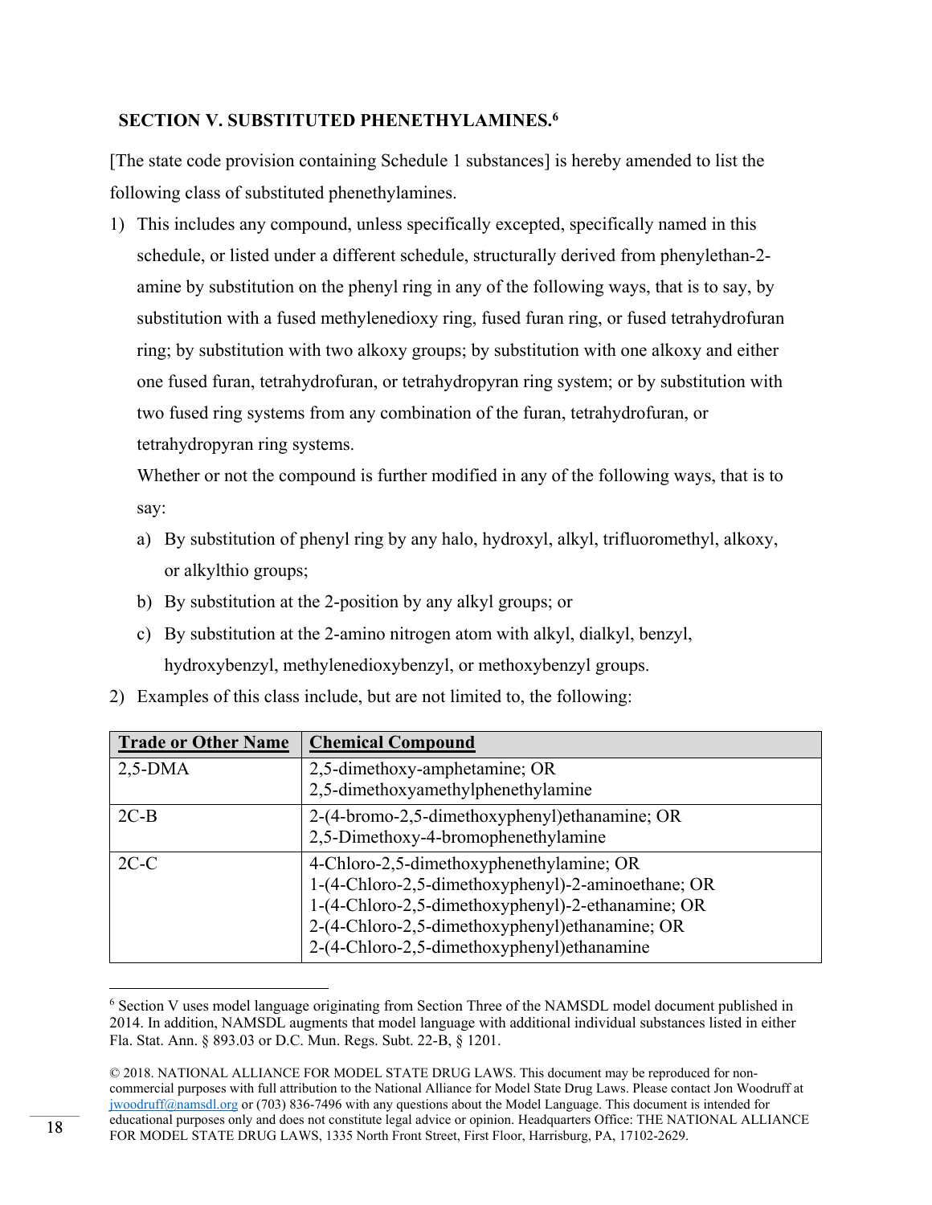## SECTION V. SUBSTITUTED PHENETHYLAMINES.[6]

[The state code provision containing Schedule 1 substances] is hereby amended to list the following class of substituted phenethylamines.

1) This includes any compound, unless specifically excepted, specifically named in this schedule, or listed under a different schedule, structurally derived from phenylethan-2-amine by substitution on the phenyl ring in any of the following ways, that is to say, by substitution with a fused methylenedioxy ring, fused furan ring, or fused tetrahydrofuran ring; by substitution with two alkoxy groups; by substitution with one alkoxy and either one fused furan, tetrahydrofuran, or tetrahydropyran ring system; or by substitution with two fused ring systems from any combination of the furan, tetrahydrofuran, or tetrahydropyran ring systems.

   Whether or not the compound is further modified in any of the following ways, that is to say:

   a) By substitution of phenyl ring by any halo, hydroxyl, alkyl, trifluoromethyl, alkoxy, or alkylthio groups;
   b) By substitution at the 2-position by any alkyl groups; or
   c) By substitution at the 2-amino nitrogen atom with alkyl, dialkyl, benzyl, hydroxybenzyl, methylenedioxybenzyl, or methoxybenzyl groups.

2) Examples of this class include, but are not limited to, the following:

| Trade or Other Name | Chemical Compound |
|---|---|
| 2,5-DMA | 2,5-dimethoxy-amphetamine; OR<br>2,5-dimethoxyamethylphenethylamine |
| 2C-B | 2-(4-bromo-2,5-dimethoxyphenyl)ethanamine; OR<br>2,5-Dimethoxy-4-bromophenethylamine |
| 2C-C | 4-Chloro-2,5-dimethoxyphenethylamine; OR<br>1-(4-Chloro-2,5-dimethoxyphenyl)-2-aminoethane; OR<br>1-(4-Chloro-2,5-dimethoxyphenyl)-2-ethanamine; OR<br>2-(4-Chloro-2,5-dimethoxyphenyl)ethanamine; OR<br>2-(4-Chloro-2,5-dimethoxyphenyl)ethanamine |

[6] Section V uses model language originating from Section Three of the NAMSDL model document published in 2014. In addition, NAMSDL augments that model language with additional individual substances listed in either Fla. Stat. Ann. § 893.03 or D.C. Mun. Regs. Subt. 22-B, § 1201.

© 2018. NATIONAL ALLIANCE FOR MODEL STATE DRUG LAWS. This document may be reproduced for non-commercial purposes with full attribution to the National Alliance for Model State Drug Laws. Please contact Jon Woodruff at jwoodruff@namsdl.org or (703) 836-7496 with any questions about the Model Language. This document is intended for educational purposes only and does not constitute legal advice or opinion. Headquarters Office: THE NATIONAL ALLIANCE FOR MODEL STATE DRUG LAWS, 1335 North Front Street, First Floor, Harrisburg, PA, 17102-2629.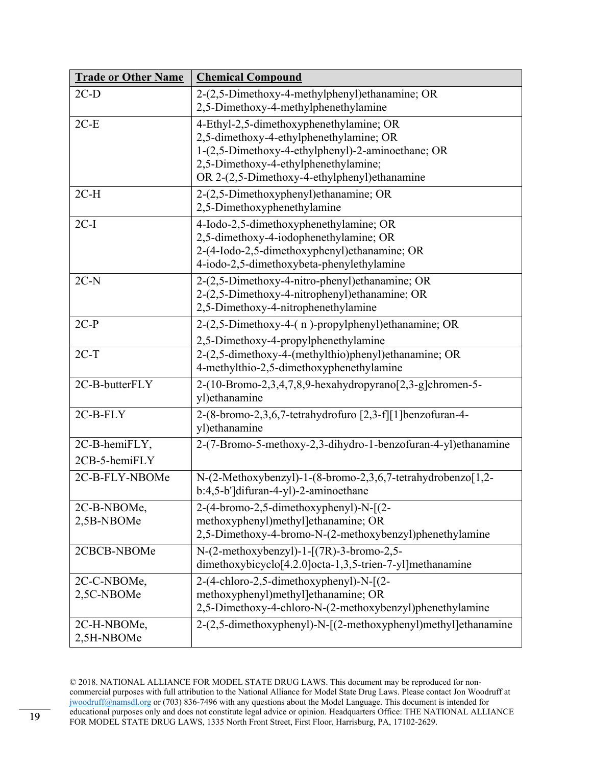| **Trade or Other Name** | **Chemical Compound** |
|---|---|
| 2C-D | 2-(2,5-Dimethoxy-4-methylphenyl)ethanamine; OR 2,5-Dimethoxy-4-methylphenethylamine |
| 2C-E | 4-Ethyl-2,5-dimethoxyphenethylamine; OR 2,5-dimethoxy-4-ethylphenethylamine; OR 1-(2,5-Dimethoxy-4-ethylphenyl)-2-aminoethane; OR 2,5-Dimethoxy-4-ethylphenethylamine; OR 2-(2,5-Dimethoxy-4-ethylphenyl)ethanamine |
| 2C-H | 2-(2,5-Dimethoxyphenyl)ethanamine; OR 2,5-Dimethoxyphenethylamine |
| 2C-I | 4-Iodo-2,5-dimethoxyphenethylamine; OR 2,5-dimethoxy-4-iodophenethylamine; OR 2-(4-Iodo-2,5-dimethoxyphenyl)ethanamine; OR 4-iodo-2,5-dimethoxybeta-phenylethylamine |
| 2C-N | 2-(2,5-Dimethoxy-4-nitro-phenyl)ethanamine; OR 2-(2,5-Dimethoxy-4-nitrophenyl)ethanamine; OR 2,5-Dimethoxy-4-nitrophenethylamine |
| 2C-P | 2-(2,5-Dimethoxy-4-( n )-propylphenyl)ethanamine; OR 2,5-Dimethoxy-4-propylphenethylamine |
| 2C-T | 2-(2,5-dimethoxy-4-(methylthio)phenyl)ethanamine; OR 4-methylthio-2,5-dimethoxyphenethylamine |
| 2C-B-butterFLY | 2-(10-Bromo-2,3,4,7,8,9-hexahydropyrano[2,3-g]chromen-5-yl)ethanamine |
| 2C-B-FLY | 2-(8-bromo-2,3,6,7-tetrahydrofuro [2,3-f][1]benzofuran-4-yl)ethanamine |
| 2C-B-hemiFLY, 2CB-5-hemiFLY | 2-(7-Bromo-5-methoxy-2,3-dihydro-1-benzofuran-4-yl)ethanamine |
| 2C-B-FLY-NBOMe | N-(2-Methoxybenzyl)-1-(8-bromo-2,3,6,7-tetrahydrobenzo[1,2-b:4,5-b']difuran-4-yl)-2-aminoethane |
| 2C-B-NBOMe, 2,5B-NBOMe | 2-(4-bromo-2,5-dimethoxyphenyl)-N-[(2-methoxyphenyl)methyl]ethanamine; OR 2,5-Dimethoxy-4-bromo-N-(2-methoxybenzyl)phenethylamine |
| 2CBCB-NBOMe | N-(2-methoxybenzyl)-1-[(7R)-3-bromo-2,5-dimethoxybicyclo[4.2.0]octa-1,3,5-trien-7-yl]methanamine |
| 2C-C-NBOMe, 2,5C-NBOMe | 2-(4-chloro-2,5-dimethoxyphenyl)-N-[(2-methoxyphenyl)methyl]ethanamine; OR 2,5-Dimethoxy-4-chloro-N-(2-methoxybenzyl)phenethylamine |
| 2C-H-NBOMe, 2,5H-NBOMe | 2-(2,5-dimethoxyphenyl)-N-[(2-methoxyphenyl)methyl]ethanamine |

© 2018. NATIONAL ALLIANCE FOR MODEL STATE DRUG LAWS. This document may be reproduced for non-commercial purposes with full attribution to the National Alliance for Model State Drug Laws. Please contact Jon Woodruff at jwoodruff@namsdl.org or (703) 836-7496 with any questions about the Model Language. This document is intended for educational purposes only and does not constitute legal advice or opinion. Headquarters Office: THE NATIONAL ALLIANCE FOR MODEL STATE DRUG LAWS, 1335 North Front Street, First Floor, Harrisburg, PA, 17102-2629.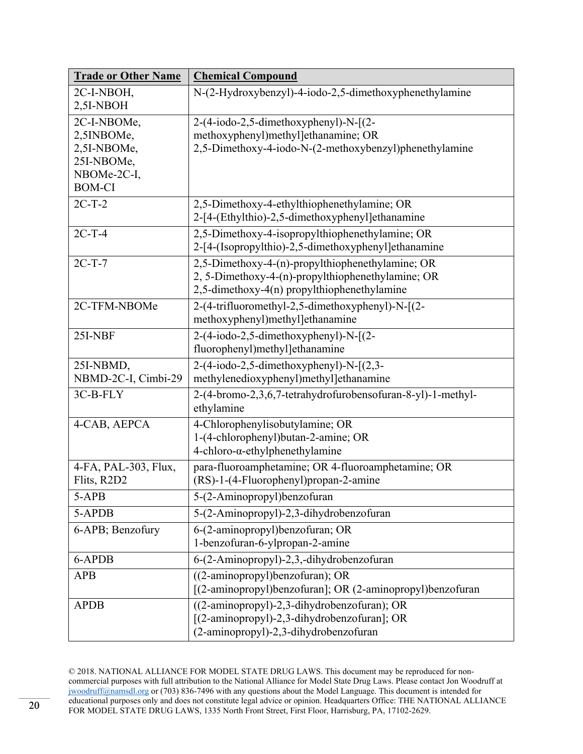| Trade or Other Name | Chemical Compound |
|---|---|
| 2C-I-NBOH, 2,5I-NBOH | N-(2-Hydroxybenzyl)-4-iodo-2,5-dimethoxyphenethylamine |
| 2C-I-NBOMe, 2,5INBOMe, 2,5I-NBOMe, 25I-NBOMe, NBOMe-2C-I, BOM-CI | 2-(4-iodo-2,5-dimethoxyphenyl)-N-[(2-methoxyphenyl)methyl]ethanamine; OR 2,5-Dimethoxy-4-iodo-N-(2-methoxybenzyl)phenethylamine |
| 2C-T-2 | 2,5-Dimethoxy-4-ethylthiophenethylamine; OR 2-[4-(Ethylthio)-2,5-dimethoxyphenyl]ethanamine |
| 2C-T-4 | 2,5-Dimethoxy-4-isopropylthiophenethylamine; OR 2-[4-(Isopropylthio)-2,5-dimethoxyphenyl]ethanamine |
| 2C-T-7 | 2,5-Dimethoxy-4-(n)-propylthiophenethylamine; OR 2, 5-Dimethoxy-4-(n)-propylthiophenethylamine; OR 2,5-dimethoxy-4(n) propylthiophenethylamine |
| 2C-TFM-NBOMe | 2-(4-trifluoromethyl-2,5-dimethoxyphenyl)-N-[(2-methoxyphenyl)methyl]ethanamine |
| 25I-NBF | 2-(4-iodo-2,5-dimethoxyphenyl)-N-[(2-fluorophenyl)methyl]ethanamine |
| 25I-NBMD, NBMD-2C-I, Cimbi-29 | 2-(4-iodo-2,5-dimethoxyphenyl)-N-[(2,3-methylenedioxyphenyl)methyl]ethanamine |
| 3C-B-FLY | 2-(4-bromo-2,3,6,7-tetrahydrofurobensofuran-8-yl)-1-methyl-ethylamine |
| 4-CAB, AEPCA | 4-Chlorophenylisobutylamine; OR 1-(4-chlorophenyl)butan-2-amine; OR 4-chloro-α-ethylphenethylamine |
| 4-FA, PAL-303, Flux, Flits, R2D2 | para-fluoroamphetamine; OR 4-fluoroamphetamine; OR (RS)-1-(4-Fluorophenyl)propan-2-amine |
| 5-APB | 5-(2-Aminopropyl)benzofuran |
| 5-APDB | 5-(2-Aminopropyl)-2,3-dihydrobenzofuran |
| 6-APB; Benzofury | 6-(2-aminopropyl)benzofuran; OR 1-benzofuran-6-ylpropan-2-amine |
| 6-APDB | 6-(2-Aminopropyl)-2,3,-dihydrobenzofuran |
| APB | ((2-aminopropyl)benzofuran); OR [(2-aminopropyl)benzofuran]; OR (2-aminopropyl)benzofuran |
| APDB | ((2-aminopropyl)-2,3-dihydrobenzofuran); OR [(2-aminopropyl)-2,3-dihydrobenzofuran]; OR (2-aminopropyl)-2,3-dihydrobenzofuran |

© 2018. NATIONAL ALLIANCE FOR MODEL STATE DRUG LAWS. This document may be reproduced for non-commercial purposes with full attribution to the National Alliance for Model State Drug Laws. Please contact Jon Woodruff at jwoodruff@namsdl.org or (703) 836-7496 with any questions about the Model Language. This document is intended for educational purposes only and does not constitute legal advice or opinion. Headquarters Office: THE NATIONAL ALLIANCE FOR MODEL STATE DRUG LAWS, 1335 North Front Street, First Floor, Harrisburg, PA, 17102-2629.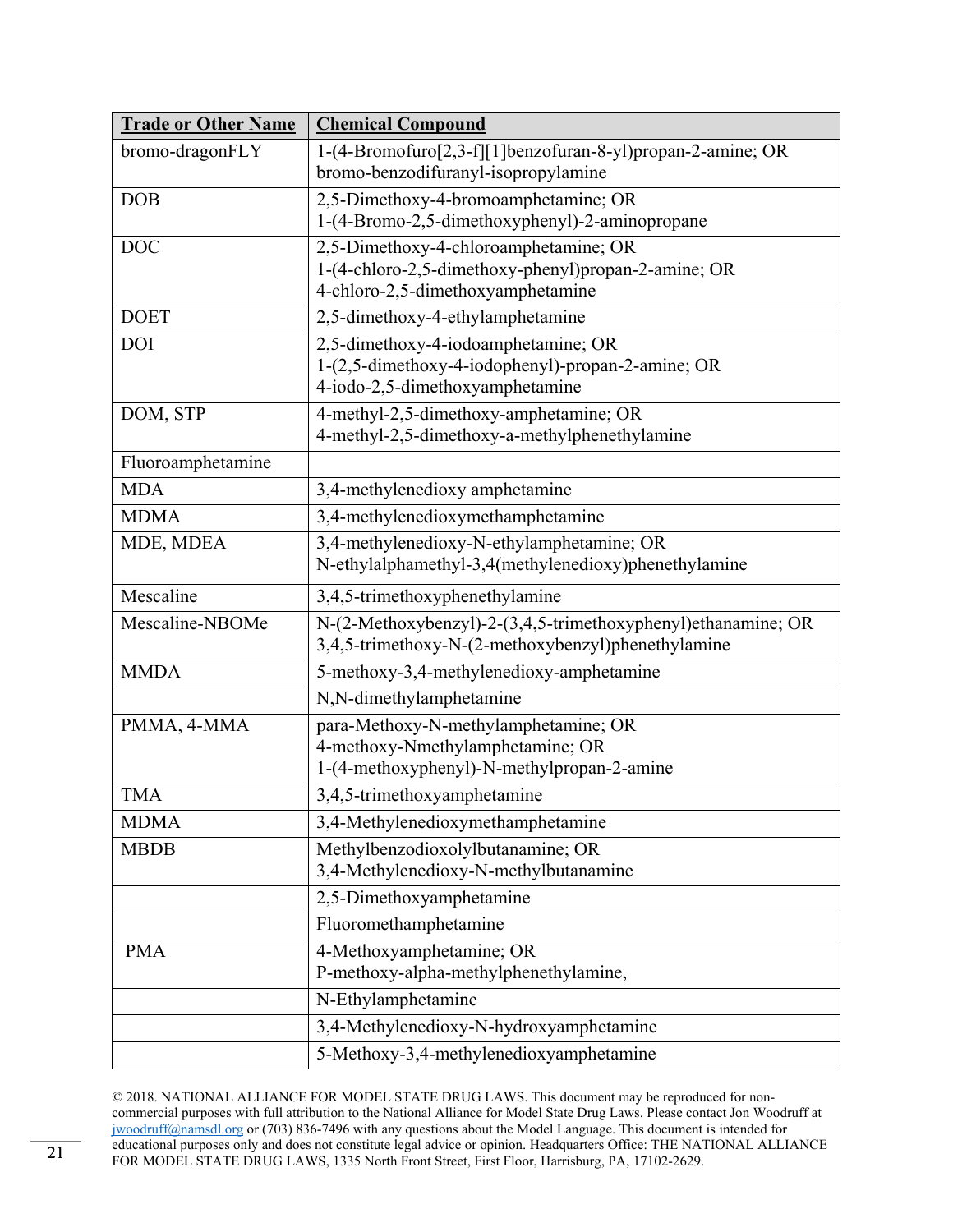| **Trade or Other Name** | **Chemical Compound** |
| --- | --- |
| bromo-dragonFLY | 1-(4-Bromofuro[2,3-f][1]benzofuran-8-yl)propan-2-amine; OR bromo-benzodifuranyl-isopropylamine |
| DOB | 2,5-Dimethoxy-4-bromoamphetamine; OR 1-(4-Bromo-2,5-dimethoxyphenyl)-2-aminopropane |
| DOC | 2,5-Dimethoxy-4-chloroamphetamine; OR 1-(4-chloro-2,5-dimethoxy-phenyl)propan-2-amine; OR 4-chloro-2,5-dimethoxyamphetamine |
| DOET | 2,5-dimethoxy-4-ethylamphetamine |
| DOI | 2,5-dimethoxy-4-iodoamphetamine; OR 1-(2,5-dimethoxy-4-iodophenyl)-propan-2-amine; OR 4-iodo-2,5-dimethoxyamphetamine |
| DOM, STP | 4-methyl-2,5-dimethoxy-amphetamine; OR 4-methyl-2,5-dimethoxy-a-methylphenethylamine |
| Fluoroamphetamine | |
| MDA | 3,4-methylenedioxy amphetamine |
| MDMA | 3,4-methylenedioxymethamphetamine |
| MDE, MDEA | 3,4-methylenedioxy-N-ethylamphetamine; OR N-ethylalphamethyl-3,4(methylenedioxy)phenethylamine |
| Mescaline | 3,4,5-trimethoxyphenethylamine |
| Mescaline-NBOMe | N-(2-Methoxybenzyl)-2-(3,4,5-trimethoxyphenyl)ethanamine; OR 3,4,5-trimethoxy-N-(2-methoxybenzyl)phenethylamine |
| MMDA | 5-methoxy-3,4-methylenedioxy-amphetamine |
| | N,N-dimethylamphetamine |
| PMMA, 4-MMA | para-Methoxy-N-methylamphetamine; OR 4-methoxy-Nmethylamphetamine; OR 1-(4-methoxyphenyl)-N-methylpropan-2-amine |
| TMA | 3,4,5-trimethoxyamphetamine |
| MDMA | 3,4-Methylenedioxymethamphetamine |
| MBDB | Methylbenzodioxolylbutanamine; OR 3,4-Methylenedioxy-N-methylbutanamine |
| | 2,5-Dimethoxyamphetamine |
| | Fluoromethamphetamine |
| PMA | 4-Methoxyamphetamine; OR P-methoxy-alpha-methylphenethylamine, |
| | N-Ethylamphetamine |
| | 3,4-Methylenedioxy-N-hydroxyamphetamine |
| | 5-Methoxy-3,4-methylenedioxyamphetamine |

© 2018. NATIONAL ALLIANCE FOR MODEL STATE DRUG LAWS. This document may be reproduced for non-commercial purposes with full attribution to the National Alliance for Model State Drug Laws. Please contact Jon Woodruff at jwoodruff@namsdl.org or (703) 836-7496 with any questions about the Model Language. This document is intended for educational purposes only and does not constitute legal advice or opinion. Headquarters Office: THE NATIONAL ALLIANCE FOR MODEL STATE DRUG LAWS, 1335 North Front Street, First Floor, Harrisburg, PA, 17102-2629.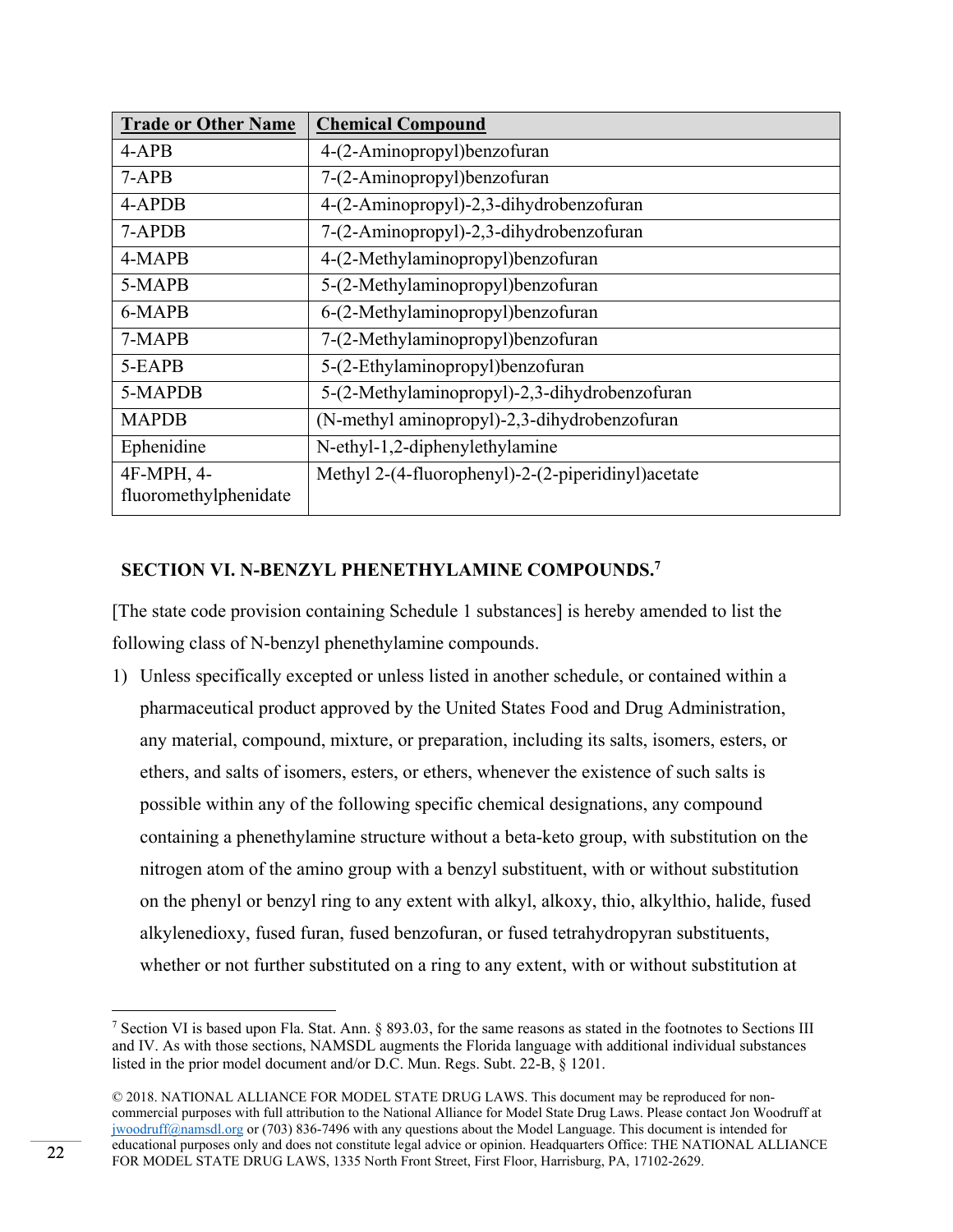| Trade or Other Name | Chemical Compound |
|---|---|
| 4-APB | 4-(2-Aminopropyl)benzofuran |
| 7-APB | 7-(2-Aminopropyl)benzofuran |
| 4-APDB | 4-(2-Aminopropyl)-2,3-dihydrobenzofuran |
| 7-APDB | 7-(2-Aminopropyl)-2,3-dihydrobenzofuran |
| 4-MAPB | 4-(2-Methylaminopropyl)benzofuran |
| 5-MAPB | 5-(2-Methylaminopropyl)benzofuran |
| 6-MAPB | 6-(2-Methylaminopropyl)benzofuran |
| 7-MAPB | 7-(2-Methylaminopropyl)benzofuran |
| 5-EAPB | 5-(2-Ethylaminopropyl)benzofuran |
| 5-MAPDB | 5-(2-Methylaminopropyl)-2,3-dihydrobenzofuran |
| MAPDB | (N-methyl aminopropyl)-2,3-dihydrobenzofuran |
| Ephenidine | N-ethyl-1,2-diphenylethylamine |
| 4F-MPH, 4-fluoromethylphenidate | Methyl 2-(4-fluorophenyl)-2-(2-piperidinyl)acetate |

## SECTION VI. N-BENZYL PHENETHYLAMINE COMPOUNDS.[7]

[The state code provision containing Schedule 1 substances] is hereby amended to list the following class of N-benzyl phenethylamine compounds.

1) Unless specifically excepted or unless listed in another schedule, or contained within a pharmaceutical product approved by the United States Food and Drug Administration, any material, compound, mixture, or preparation, including its salts, isomers, esters, or ethers, and salts of isomers, esters, or ethers, whenever the existence of such salts is possible within any of the following specific chemical designations, any compound containing a phenethylamine structure without a beta-keto group, with substitution on the nitrogen atom of the amino group with a benzyl substituent, with or without substitution on the phenyl or benzyl ring to any extent with alkyl, alkoxy, thio, alkylthio, halide, fused alkylenedioxy, fused furan, fused benzofuran, or fused tetrahydropyran substituents, whether or not further substituted on a ring to any extent, with or without substitution at

---

[7] Section VI is based upon Fla. Stat. Ann. § 893.03, for the same reasons as stated in the footnotes to Sections III and IV. As with those sections, NAMSDL augments the Florida language with additional individual substances listed in the prior model document and/or D.C. Mun. Regs. Subt. 22-B, § 1201.

© 2018. NATIONAL ALLIANCE FOR MODEL STATE DRUG LAWS. This document may be reproduced for non-commercial purposes with full attribution to the National Alliance for Model State Drug Laws. Please contact Jon Woodruff at jwoodruff@namsdl.org or (703) 836-7496 with any questions about the Model Language. This document is intended for educational purposes only and does not constitute legal advice or opinion. Headquarters Office: THE NATIONAL ALLIANCE FOR MODEL STATE DRUG LAWS, 1335 North Front Street, First Floor, Harrisburg, PA, 17102-2629.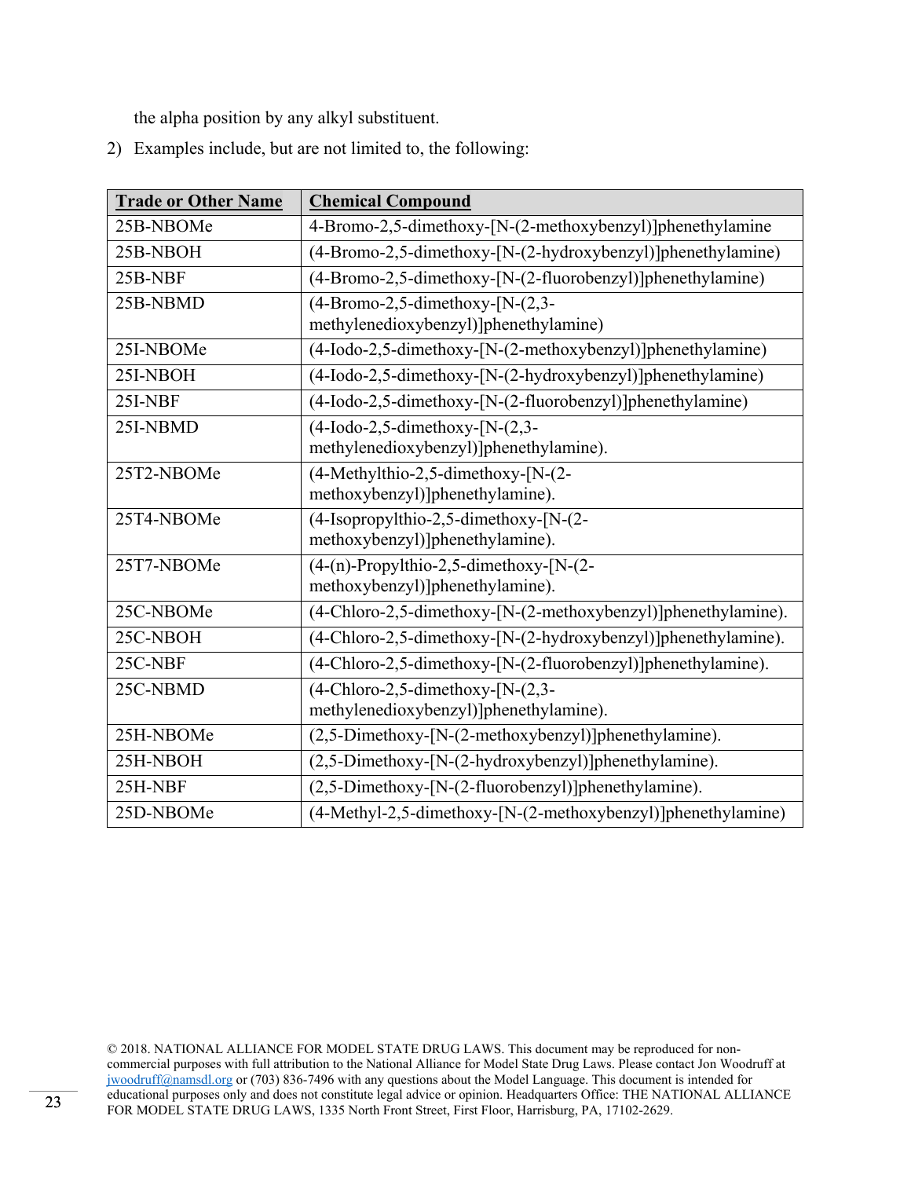the alpha position by any alkyl substituent.

2) Examples include, but are not limited to, the following:

| **Trade or Other Name** | **Chemical Compound** |
| --- | --- |
| 25B-NBOMe | 4-Bromo-2,5-dimethoxy-[N-(2-methoxybenzyl)]phenethylamine |
| 25B-NBOH | (4-Bromo-2,5-dimethoxy-[N-(2-hydroxybenzyl)]phenethylamine) |
| 25B-NBF | (4-Bromo-2,5-dimethoxy-[N-(2-fluorobenzyl)]phenethylamine) |
| 25B-NBMD | (4-Bromo-2,5-dimethoxy-[N-(2,3-methylenedioxybenzyl)]phenethylamine) |
| 25I-NBOMe | (4-Iodo-2,5-dimethoxy-[N-(2-methoxybenzyl)]phenethylamine) |
| 25I-NBOH | (4-Iodo-2,5-dimethoxy-[N-(2-hydroxybenzyl)]phenethylamine) |
| 25I-NBF | (4-Iodo-2,5-dimethoxy-[N-(2-fluorobenzyl)]phenethylamine) |
| 25I-NBMD | (4-Iodo-2,5-dimethoxy-[N-(2,3-methylenedioxybenzyl)]phenethylamine). |
| 25T2-NBOMe | (4-Methylthio-2,5-dimethoxy-[N-(2-methoxybenzyl)]phenethylamine). |
| 25T4-NBOMe | (4-Isopropylthio-2,5-dimethoxy-[N-(2-methoxybenzyl)]phenethylamine). |
| 25T7-NBOMe | (4-(n)-Propylthio-2,5-dimethoxy-[N-(2-methoxybenzyl)]phenethylamine). |
| 25C-NBOMe | (4-Chloro-2,5-dimethoxy-[N-(2-methoxybenzyl)]phenethylamine). |
| 25C-NBOH | (4-Chloro-2,5-dimethoxy-[N-(2-hydroxybenzyl)]phenethylamine). |
| 25C-NBF | (4-Chloro-2,5-dimethoxy-[N-(2-fluorobenzyl)]phenethylamine). |
| 25C-NBMD | (4-Chloro-2,5-dimethoxy-[N-(2,3-methylenedioxybenzyl)]phenethylamine). |
| 25H-NBOMe | (2,5-Dimethoxy-[N-(2-methoxybenzyl)]phenethylamine). |
| 25H-NBOH | (2,5-Dimethoxy-[N-(2-hydroxybenzyl)]phenethylamine). |
| 25H-NBF | (2,5-Dimethoxy-[N-(2-fluorobenzyl)]phenethylamine). |
| 25D-NBOMe | (4-Methyl-2,5-dimethoxy-[N-(2-methoxybenzyl)]phenethylamine) |

© 2018. NATIONAL ALLIANCE FOR MODEL STATE DRUG LAWS. This document may be reproduced for non-commercial purposes with full attribution to the National Alliance for Model State Drug Laws. Please contact Jon Woodruff at jwoodruff@namsdl.org or (703) 836-7496 with any questions about the Model Language. This document is intended for educational purposes only and does not constitute legal advice or opinion. Headquarters Office: THE NATIONAL ALLIANCE FOR MODEL STATE DRUG LAWS, 1335 North Front Street, First Floor, Harrisburg, PA, 17102-2629.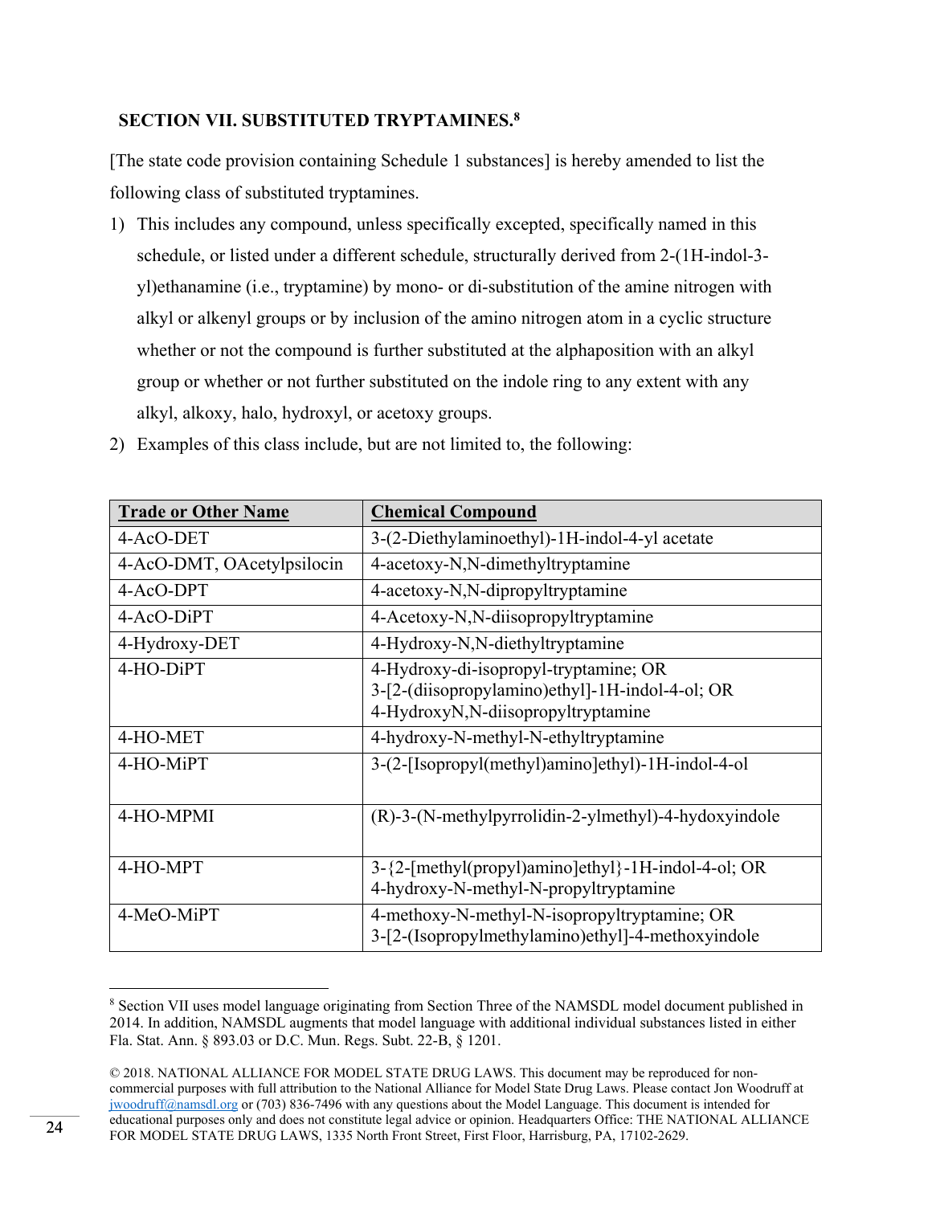## SECTION VII. SUBSTITUTED TRYPTAMINES.[8]

[The state code provision containing Schedule 1 substances] is hereby amended to list the following class of substituted tryptamines.

1) This includes any compound, unless specifically excepted, specifically named in this schedule, or listed under a different schedule, structurally derived from 2-(1H-indol-3-yl)ethanamine (i.e., tryptamine) by mono- or di-substitution of the amine nitrogen with alkyl or alkenyl groups or by inclusion of the amino nitrogen atom in a cyclic structure whether or not the compound is further substituted at the alphaposition with an alkyl group or whether or not further substituted on the indole ring to any extent with any alkyl, alkoxy, halo, hydroxyl, or acetoxy groups.
2) Examples of this class include, but are not limited to, the following:

| Trade or Other Name | Chemical Compound |
|---|---|
| 4-AcO-DET | 3-(2-Diethylaminoethyl)-1H-indol-4-yl acetate |
| 4-AcO-DMT, OAcetylpsilocin | 4-acetoxy-N,N-dimethyltryptamine |
| 4-AcO-DPT | 4-acetoxy-N,N-dipropyltryptamine |
| 4-AcO-DiPT | 4-Acetoxy-N,N-diisopropyltryptamine |
| 4-Hydroxy-DET | 4-Hydroxy-N,N-diethyltryptamine |
| 4-HO-DiPT | 4-Hydroxy-di-isopropyl-tryptamine; OR 3-[2-(diisopropylamino)ethyl]-1H-indol-4-ol; OR 4-HydroxyN,N-diisopropyltryptamine |
| 4-HO-MET | 4-hydroxy-N-methyl-N-ethyltryptamine |
| 4-HO-MiPT | 3-(2-[Isopropyl(methyl)amino]ethyl)-1H-indol-4-ol |
| 4-HO-MPMI | (R)-3-(N-methylpyrrolidin-2-ylmethyl)-4-hydoxyindole |
| 4-HO-MPT | 3-{2-[methyl(propyl)amino]ethyl}-1H-indol-4-ol; OR 4-hydroxy-N-methyl-N-propyltryptamine |
| 4-MeO-MiPT | 4-methoxy-N-methyl-N-isopropyltryptamine; OR 3-[2-(Isopropylmethylamino)ethyl]-4-methoxyindole |

[8] Section VII uses model language originating from Section Three of the NAMSDL model document published in 2014. In addition, NAMSDL augments that model language with additional individual substances listed in either Fla. Stat. Ann. § 893.03 or D.C. Mun. Regs. Subt. 22-B, § 1201.

© 2018. NATIONAL ALLIANCE FOR MODEL STATE DRUG LAWS. This document may be reproduced for non-commercial purposes with full attribution to the National Alliance for Model State Drug Laws. Please contact Jon Woodruff at jwoodruff@namsdl.org or (703) 836-7496 with any questions about the Model Language. This document is intended for educational purposes only and does not constitute legal advice or opinion. Headquarters Office: THE NATIONAL ALLIANCE FOR MODEL STATE DRUG LAWS, 1335 North Front Street, First Floor, Harrisburg, PA, 17102-2629.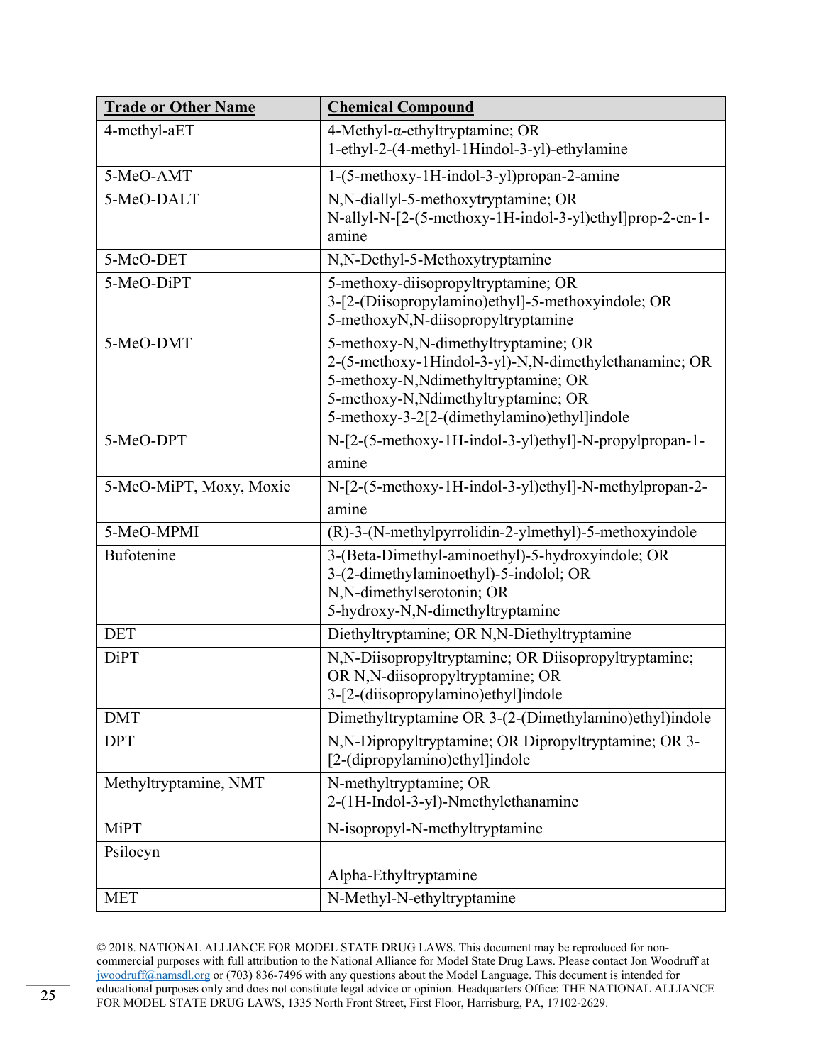| **Trade or Other Name** | **Chemical Compound** |
| --- | --- |
| 4-methyl-aET | 4-Methyl-α-ethyltryptamine; OR<br>1-ethyl-2-(4-methyl-1Hindol-3-yl)-ethylamine |
| 5-MeO-AMT | 1-(5-methoxy-1H-indol-3-yl)propan-2-amine |
| 5-MeO-DALT | N,N-diallyl-5-methoxytryptamine; OR<br>N-allyl-N-[2-(5-methoxy-1H-indol-3-yl)ethyl]prop-2-en-1-amine |
| 5-MeO-DET | N,N-Dethyl-5-Methoxytryptamine |
| 5-MeO-DiPT | 5-methoxy-diisopropyltryptamine; OR<br>3-[2-(Diisopropylamino)ethyl]-5-methoxyindole; OR<br>5-methoxyN,N-diisopropyltryptamine |
| 5-MeO-DMT | 5-methoxy-N,N-dimethyltryptamine; OR<br>2-(5-methoxy-1Hindol-3-yl)-N,N-dimethylethanamine; OR<br>5-methoxy-N,Ndimethyltryptamine; OR<br>5-methoxy-N,Ndimethyltryptamine; OR<br>5-methoxy-3-2[2-(dimethylamino)ethyl]indole |
| 5-MeO-DPT | N-[2-(5-methoxy-1H-indol-3-yl)ethyl]-N-propylpropan-1-amine |
| 5-MeO-MiPT, Moxy, Moxie | N-[2-(5-methoxy-1H-indol-3-yl)ethyl]-N-methylpropan-2-amine |
| 5-MeO-MPMI | (R)-3-(N-methylpyrrolidin-2-ylmethyl)-5-methoxyindole |
| Bufotenine | 3-(Beta-Dimethyl-aminoethyl)-5-hydroxyindole; OR<br>3-(2-dimethylaminoethyl)-5-indolol; OR<br>N,N-dimethylserotonin; OR<br>5-hydroxy-N,N-dimethyltryptamine |
| DET | Diethyltryptamine; OR N,N-Diethyltryptamine |
| DiPT | N,N-Diisopropyltryptamine; OR Diisopropyltryptamine; OR N,N-diisopropyltryptamine; OR<br>3-[2-(diisopropylamino)ethyl]indole |
| DMT | Dimethyltryptamine OR 3-(2-(Dimethylamino)ethyl)indole |
| DPT | N,N-Dipropyltryptamine; OR Dipropyltryptamine; OR 3-[2-(dipropylamino)ethyl]indole |
| Methyltryptamine, NMT | N-methyltryptamine; OR<br>2-(1H-Indol-3-yl)-Nmethylethanamine |
| MiPT | N-isopropyl-N-methyltryptamine |
| Psilocyn | |
| | Alpha-Ethyltryptamine |
| MET | N-Methyl-N-ethyltryptamine |

© 2018. NATIONAL ALLIANCE FOR MODEL STATE DRUG LAWS. This document may be reproduced for non-commercial purposes with full attribution to the National Alliance for Model State Drug Laws. Please contact Jon Woodruff at jwoodruff@namsdl.org or (703) 836-7496 with any questions about the Model Language. This document is intended for educational purposes only and does not constitute legal advice or opinion. Headquarters Office: THE NATIONAL ALLIANCE FOR MODEL STATE DRUG LAWS, 1335 North Front Street, First Floor, Harrisburg, PA, 17102-2629.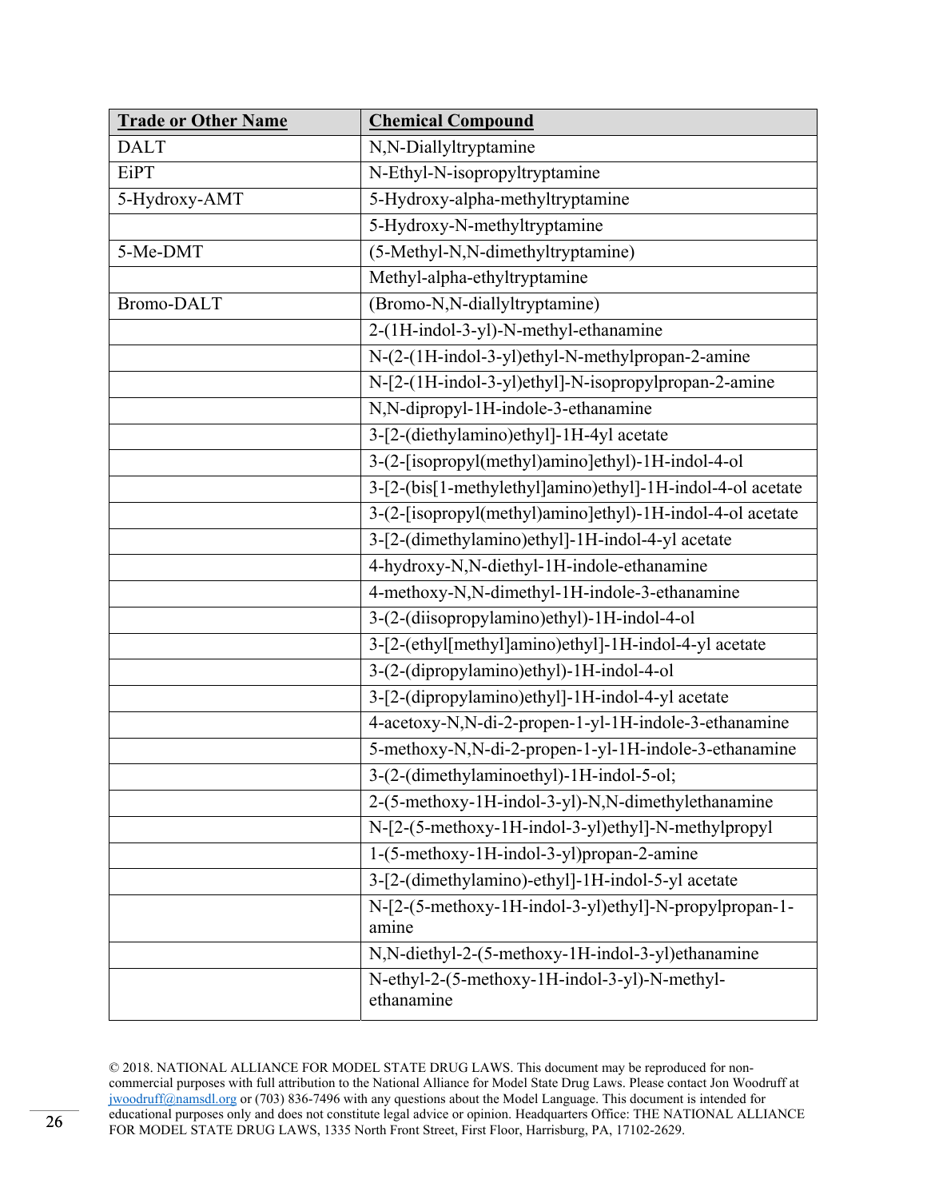| **Trade or Other Name** | **Chemical Compound** |
|---|---|
| DALT | N,N-Diallyltryptamine |
| EiPT | N-Ethyl-N-isopropyltryptamine |
| 5-Hydroxy-AMT | 5-Hydroxy-alpha-methyltryptamine |
| | 5-Hydroxy-N-methyltryptamine |
| 5-Me-DMT | (5-Methyl-N,N-dimethyltryptamine) |
| | Methyl-alpha-ethyltryptamine |
| Bromo-DALT | (Bromo-N,N-diallyltryptamine) |
| | 2-(1H-indol-3-yl)-N-methyl-ethanamine |
| | N-(2-(1H-indol-3-yl)ethyl-N-methylpropan-2-amine |
| | N-[2-(1H-indol-3-yl)ethyl]-N-isopropylpropan-2-amine |
| | N,N-dipropyl-1H-indole-3-ethanamine |
| | 3-[2-(diethylamino)ethyl]-1H-4yl acetate |
| | 3-(2-[isopropyl(methyl)amino]ethyl)-1H-indol-4-ol |
| | 3-[2-(bis[1-methylethyl]amino)ethyl]-1H-indol-4-ol acetate |
| | 3-(2-[isopropyl(methyl)amino]ethyl)-1H-indol-4-ol acetate |
| | 3-[2-(dimethylamino)ethyl]-1H-indol-4-yl acetate |
| | 4-hydroxy-N,N-diethyl-1H-indole-ethanamine |
| | 4-methoxy-N,N-dimethyl-1H-indole-3-ethanamine |
| | 3-(2-(diisopropylamino)ethyl)-1H-indol-4-ol |
| | 3-[2-(ethyl[methyl]amino)ethyl]-1H-indol-4-yl acetate |
| | 3-(2-(dipropylamino)ethyl)-1H-indol-4-ol |
| | 3-[2-(dipropylamino)ethyl]-1H-indol-4-yl acetate |
| | 4-acetoxy-N,N-di-2-propen-1-yl-1H-indole-3-ethanamine |
| | 5-methoxy-N,N-di-2-propen-1-yl-1H-indole-3-ethanamine |
| | 3-(2-(dimethylaminoethyl)-1H-indol-5-ol; |
| | 2-(5-methoxy-1H-indol-3-yl)-N,N-dimethylethanamine |
| | N-[2-(5-methoxy-1H-indol-3-yl)ethyl]-N-methylpropyl |
| | 1-(5-methoxy-1H-indol-3-yl)propan-2-amine |
| | 3-[2-(dimethylamino)-ethyl]-1H-indol-5-yl acetate |
| | N-[2-(5-methoxy-1H-indol-3-yl)ethyl]-N-propylpropan-1-amine |
| | N,N-diethyl-2-(5-methoxy-1H-indol-3-yl)ethanamine |
| | N-ethyl-2-(5-methoxy-1H-indol-3-yl)-N-methyl-ethanamine |

© 2018. NATIONAL ALLIANCE FOR MODEL STATE DRUG LAWS. This document may be reproduced for non-commercial purposes with full attribution to the National Alliance for Model State Drug Laws. Please contact Jon Woodruff at jwoodruff@namsdl.org or (703) 836-7496 with any questions about the Model Language. This document is intended for educational purposes only and does not constitute legal advice or opinion. Headquarters Office: THE NATIONAL ALLIANCE FOR MODEL STATE DRUG LAWS, 1335 North Front Street, First Floor, Harrisburg, PA, 17102-2629.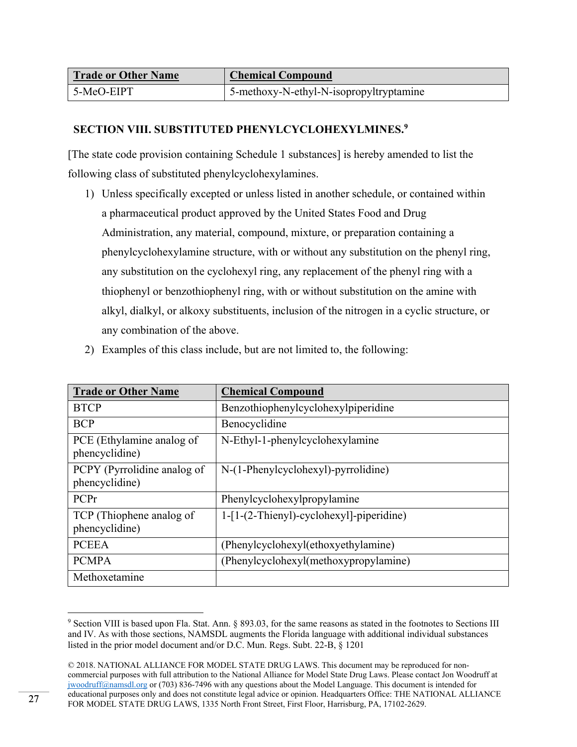| Trade or Other Name | Chemical Compound |
|---|---|
| 5-MeO-EIPT | 5-methoxy-N-ethyl-N-isopropyltryptamine |

## SECTION VIII. SUBSTITUTED PHENYLCYCLOHEXYLMINES.[9]

[The state code provision containing Schedule 1 substances] is hereby amended to list the following class of substituted phenylcyclohexylamines.

1) Unless specifically excepted or unless listed in another schedule, or contained within a pharmaceutical product approved by the United States Food and Drug Administration, any material, compound, mixture, or preparation containing a phenylcyclohexylamine structure, with or without any substitution on the phenyl ring, any substitution on the cyclohexyl ring, any replacement of the phenyl ring with a thiophenyl or benzothiophenyl ring, with or without substitution on the amine with alkyl, dialkyl, or alkoxy substituents, inclusion of the nitrogen in a cyclic structure, or any combination of the above.
2) Examples of this class include, but are not limited to, the following:

| Trade or Other Name | Chemical Compound |
|---|---|
| BTCP | Benzothiophenylcyclohexylpiperidine |
| BCP | Benocyclidine |
| PCE (Ethylamine analog of phencyclidine) | N-Ethyl-1-phenylcyclohexylamine |
| PCPY (Pyrrolidine analog of phencyclidine) | N-(1-Phenylcyclohexyl)-pyrrolidine) |
| PCPr | Phenylcyclohexylpropylamine |
| TCP (Thiophene analog of phencyclidine) | 1-[1-(2-Thienyl)-cyclohexyl]-piperidine) |
| PCEEA | (Phenylcyclohexyl(ethoxyethylamine) |
| PCMPA | (Phenylcyclohexyl(methoxypropylamine) |
| Methoxetamine | |

[9] Section VIII is based upon Fla. Stat. Ann. § 893.03, for the same reasons as stated in the footnotes to Sections III and IV. As with those sections, NAMSDL augments the Florida language with additional individual substances listed in the prior model document and/or D.C. Mun. Regs. Subt. 22-B, § 1201

© 2018. NATIONAL ALLIANCE FOR MODEL STATE DRUG LAWS. This document may be reproduced for non-commercial purposes with full attribution to the National Alliance for Model State Drug Laws. Please contact Jon Woodruff at jwoodruff@namsdl.org or (703) 836-7496 with any questions about the Model Language. This document is intended for educational purposes only and does not constitute legal advice or opinion. Headquarters Office: THE NATIONAL ALLIANCE FOR MODEL STATE DRUG LAWS, 1335 North Front Street, First Floor, Harrisburg, PA, 17102-2629.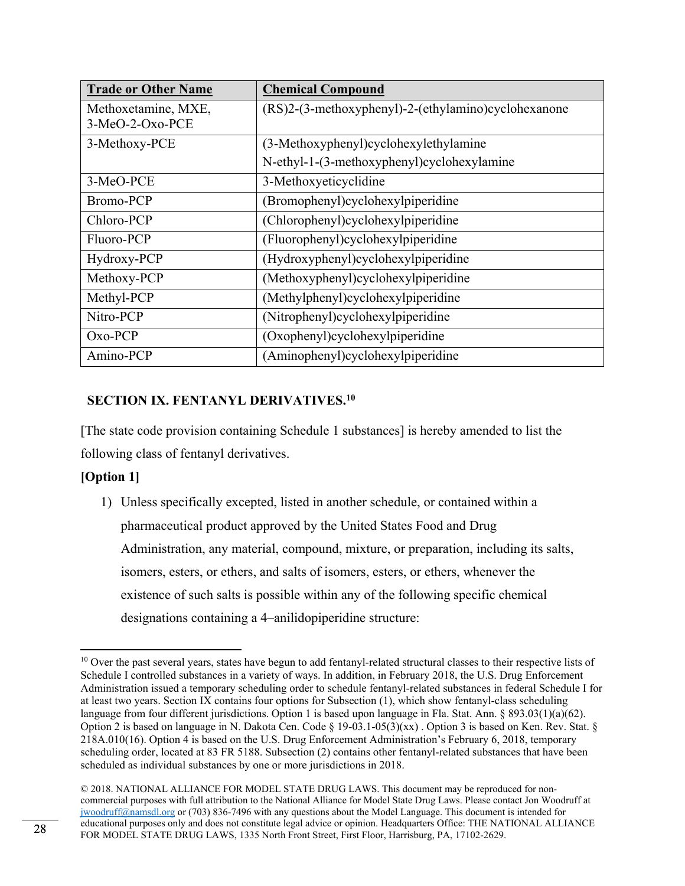| Trade or Other Name | Chemical Compound |
| --- | --- |
| Methoxetamine, MXE, 3-MeO-2-Oxo-PCE | (RS)2-(3-methoxyphenyl)-2-(ethylamino)cyclohexanone |
| 3-Methoxy-PCE | (3-Methoxyphenyl)cyclohexylethylamine<br>N-ethyl-1-(3-methoxyphenyl)cyclohexylamine |
| 3-MeO-PCE | 3-Methoxyeticyclidine |
| Bromo-PCP | (Bromophenyl)cyclohexylpiperidine |
| Chloro-PCP | (Chlorophenyl)cyclohexylpiperidine |
| Fluoro-PCP | (Fluorophenyl)cyclohexylpiperidine |
| Hydroxy-PCP | (Hydroxyphenyl)cyclohexylpiperidine |
| Methoxy-PCP | (Methoxyphenyl)cyclohexylpiperidine |
| Methyl-PCP | (Methylphenyl)cyclohexylpiperidine |
| Nitro-PCP | (Nitrophenyl)cyclohexylpiperidine |
| Oxo-PCP | (Oxophenyl)cyclohexylpiperidine |
| Amino-PCP | (Aminophenyl)cyclohexylpiperidine |

## SECTION IX. FENTANYL DERIVATIVES.[10]

[The state code provision containing Schedule 1 substances] is hereby amended to list the following class of fentanyl derivatives.

**[Option 1]**

1) Unless specifically excepted, listed in another schedule, or contained within a pharmaceutical product approved by the United States Food and Drug Administration, any material, compound, mixture, or preparation, including its salts, isomers, esters, or ethers, and salts of isomers, esters, or ethers, whenever the existence of such salts is possible within any of the following specific chemical designations containing a 4–anilidopiperidine structure:

[10] Over the past several years, states have begun to add fentanyl-related structural classes to their respective lists of Schedule I controlled substances in a variety of ways. In addition, in February 2018, the U.S. Drug Enforcement Administration issued a temporary scheduling order to schedule fentanyl-related substances in federal Schedule I for at least two years. Section IX contains four options for Subsection (1), which show fentanyl-class scheduling language from four different jurisdictions. Option 1 is based upon language in Fla. Stat. Ann. § 893.03(1)(a)(62). Option 2 is based on language in N. Dakota Cen. Code § 19-03.1-05(3)(xx) . Option 3 is based on Ken. Rev. Stat. § 218A.010(16). Option 4 is based on the U.S. Drug Enforcement Administration's February 6, 2018, temporary scheduling order, located at 83 FR 5188. Subsection (2) contains other fentanyl-related substances that have been scheduled as individual substances by one or more jurisdictions in 2018.

© 2018. NATIONAL ALLIANCE FOR MODEL STATE DRUG LAWS. This document may be reproduced for non-commercial purposes with full attribution to the National Alliance for Model State Drug Laws. Please contact Jon Woodruff at jwoodruff@namsdl.org or (703) 836-7496 with any questions about the Model Language. This document is intended for educational purposes only and does not constitute legal advice or opinion. Headquarters Office: THE NATIONAL ALLIANCE FOR MODEL STATE DRUG LAWS, 1335 North Front Street, First Floor, Harrisburg, PA, 17102-2629.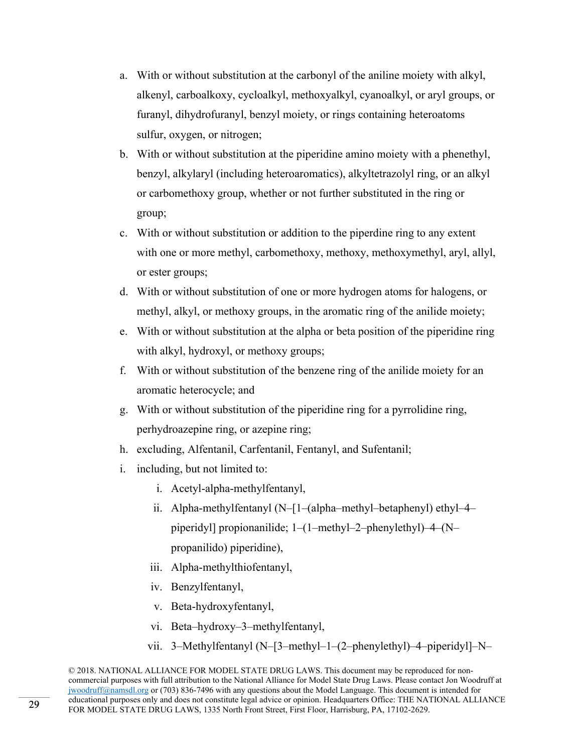a. With or without substitution at the carbonyl of the aniline moiety with alkyl, alkenyl, carboalkoxy, cycloalkyl, methoxyalkyl, cyanoalkyl, or aryl groups, or furanyl, dihydrofuranyl, benzyl moiety, or rings containing heteroatoms sulfur, oxygen, or nitrogen;
b. With or without substitution at the piperidine amino moiety with a phenethyl, benzyl, alkylaryl (including heteroaromatics), alkyltetrazolyl ring, or an alkyl or carbomethoxy group, whether or not further substituted in the ring or group;
c. With or without substitution or addition to the piperdine ring to any extent with one or more methyl, carbomethoxy, methoxy, methoxymethyl, aryl, allyl, or ester groups;
d. With or without substitution of one or more hydrogen atoms for halogens, or methyl, alkyl, or methoxy groups, in the aromatic ring of the anilide moiety;
e. With or without substitution at the alpha or beta position of the piperidine ring with alkyl, hydroxyl, or methoxy groups;
f. With or without substitution of the benzene ring of the anilide moiety for an aromatic heterocycle; and
g. With or without substitution of the piperidine ring for a pyrrolidine ring, perhydroazepine ring, or azepine ring;
h. excluding, Alfentanil, Carfentanil, Fentanyl, and Sufentanil;
i. including, but not limited to:
   i. Acetyl-alpha-methylfentanyl,
   ii. Alpha-methylfentanyl (N–[1–(alpha–methyl–betaphenyl) ethyl–4–piperidyl] propionanilide; 1–(1–methyl–2–phenylethyl)–4–(N–propanilido) piperidine),
   iii. Alpha-methylthiofentanyl,
   iv. Benzylfentanyl,
   v. Beta-hydroxyfentanyl,
   vi. Beta–hydroxy–3–methylfentanyl,
   vii. 3–Methylfentanyl (N–[3–methyl–1–(2–phenylethyl)–4–piperidyl]–N–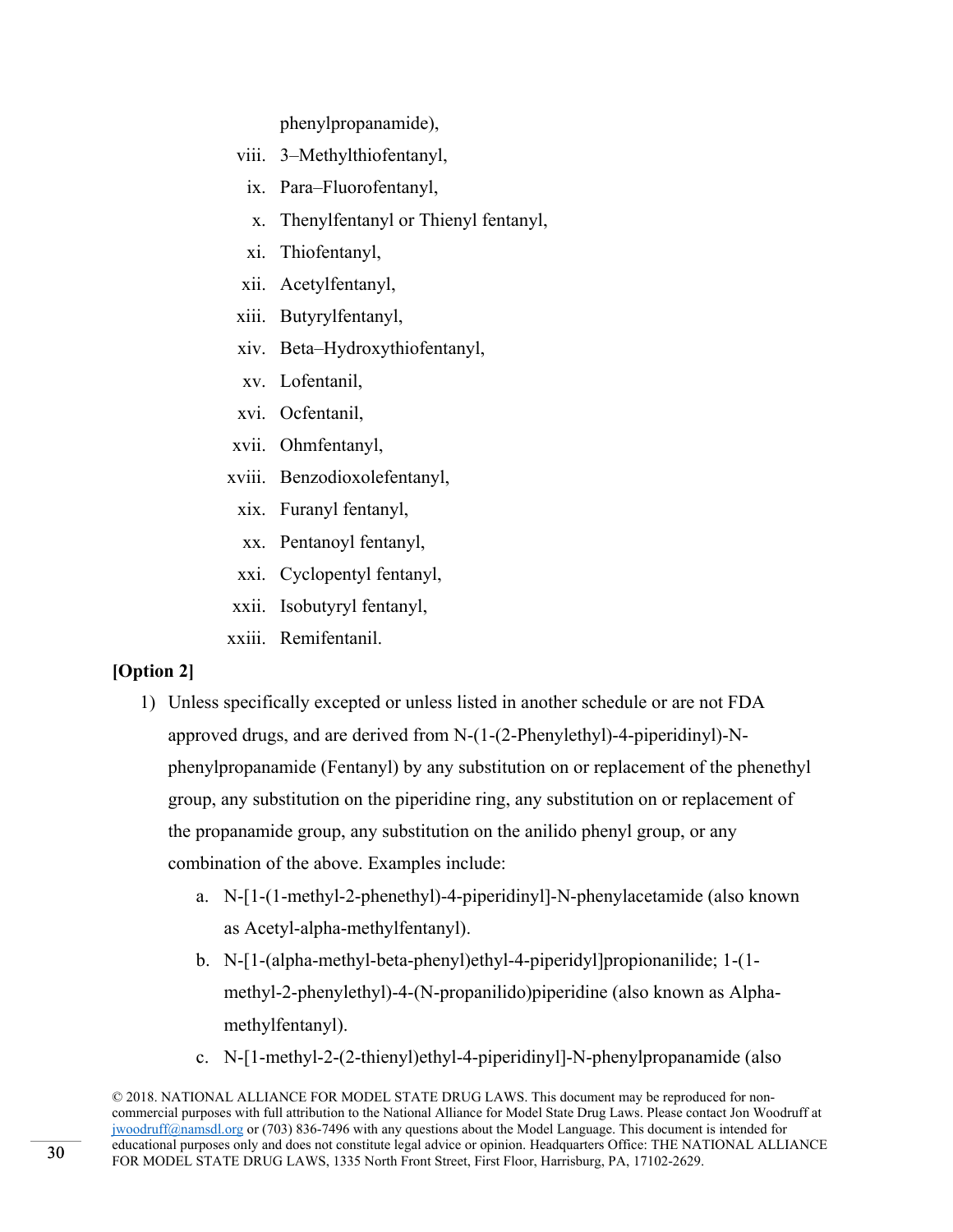phenylpropanamide),

viii. 3–Methylthiofentanyl,

ix. Para–Fluorofentanyl,

x. Thenylfentanyl or Thienyl fentanyl,

xi. Thiofentanyl,

xii. Acetylfentanyl,

xiii. Butyrylfentanyl,

xiv. Beta–Hydroxythiofentanyl,

xv. Lofentanil,

xvi. Ocfentanil,

xvii. Ohmfentanyl,

xviii. Benzodioxolefentanyl,

xix. Furanyl fentanyl,

xx. Pentanoyl fentanyl,

xxi. Cyclopentyl fentanyl,

xxii. Isobutyryl fentanyl,

xxiii. Remifentanil.

**[Option 2]**

1) Unless specifically excepted or unless listed in another schedule or are not FDA approved drugs, and are derived from N-(1-(2-Phenylethyl)-4-piperidinyl)-N-phenylpropanamide (Fentanyl) by any substitution on or replacement of the phenethyl group, any substitution on the piperidine ring, any substitution on or replacement of the propanamide group, any substitution on the anilido phenyl group, or any combination of the above. Examples include:

   a. N-[1-(1-methyl-2-phenethyl)-4-piperidinyl]-N-phenylacetamide (also known as Acetyl-alpha-methylfentanyl).

   b. N-[1-(alpha-methyl-beta-phenyl)ethyl-4-piperidyl]propionanilide; 1-(1-methyl-2-phenylethyl)-4-(N-propanilido)piperidine (also known as Alpha-methylfentanyl).

   c. N-[1-methyl-2-(2-thienyl)ethyl-4-piperidinyl]-N-phenylpropanamide (also

© 2018. NATIONAL ALLIANCE FOR MODEL STATE DRUG LAWS. This document may be reproduced for non-commercial purposes with full attribution to the National Alliance for Model State Drug Laws. Please contact Jon Woodruff at jwoodruff@namsdl.org or (703) 836-7496 with any questions about the Model Language. This document is intended for educational purposes only and does not constitute legal advice or opinion. Headquarters Office: THE NATIONAL ALLIANCE FOR MODEL STATE DRUG LAWS, 1335 North Front Street, First Floor, Harrisburg, PA, 17102-2629.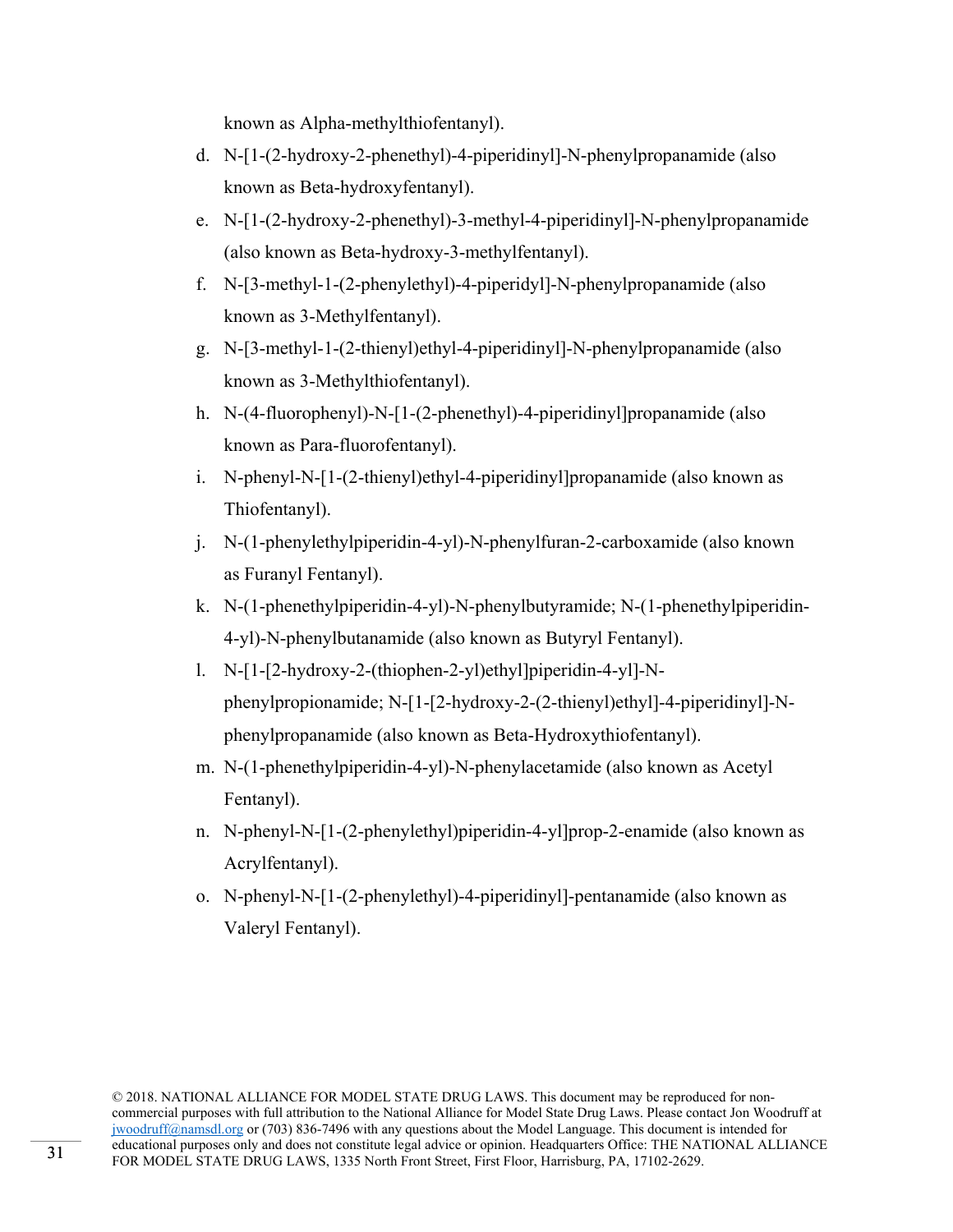known as Alpha-methylthiofentanyl).

d. N-[1-(2-hydroxy-2-phenethyl)-4-piperidinyl]-N-phenylpropanamide (also known as Beta-hydroxyfentanyl).

e. N-[1-(2-hydroxy-2-phenethyl)-3-methyl-4-piperidinyl]-N-phenylpropanamide (also known as Beta-hydroxy-3-methylfentanyl).

f. N-[3-methyl-1-(2-phenylethyl)-4-piperidyl]-N-phenylpropanamide (also known as 3-Methylfentanyl).

g. N-[3-methyl-1-(2-thienyl)ethyl-4-piperidinyl]-N-phenylpropanamide (also known as 3-Methylthiofentanyl).

h. N-(4-fluorophenyl)-N-[1-(2-phenethyl)-4-piperidinyl]propanamide (also known as Para-fluorofentanyl).

i. N-phenyl-N-[1-(2-thienyl)ethyl-4-piperidinyl]propanamide (also known as Thiofentanyl).

j. N-(1-phenylethylpiperidin-4-yl)-N-phenylfuran-2-carboxamide (also known as Furanyl Fentanyl).

k. N-(1-phenethylpiperidin-4-yl)-N-phenylbutyramide; N-(1-phenethylpiperidin-4-yl)-N-phenylbutanamide (also known as Butyryl Fentanyl).

l. N-[1-[2-hydroxy-2-(thiophen-2-yl)ethyl]piperidin-4-yl]-N-phenylpropionamide; N-[1-[2-hydroxy-2-(2-thienyl)ethyl]-4-piperidinyl]-N-phenylpropanamide (also known as Beta-Hydroxythiofentanyl).

m. N-(1-phenethylpiperidin-4-yl)-N-phenylacetamide (also known as Acetyl Fentanyl).

n. N-phenyl-N-[1-(2-phenylethyl)piperidin-4-yl]prop-2-enamide (also known as Acrylfentanyl).

o. N-phenyl-N-[1-(2-phenylethyl)-4-piperidinyl]-pentanamide (also known as Valeryl Fentanyl).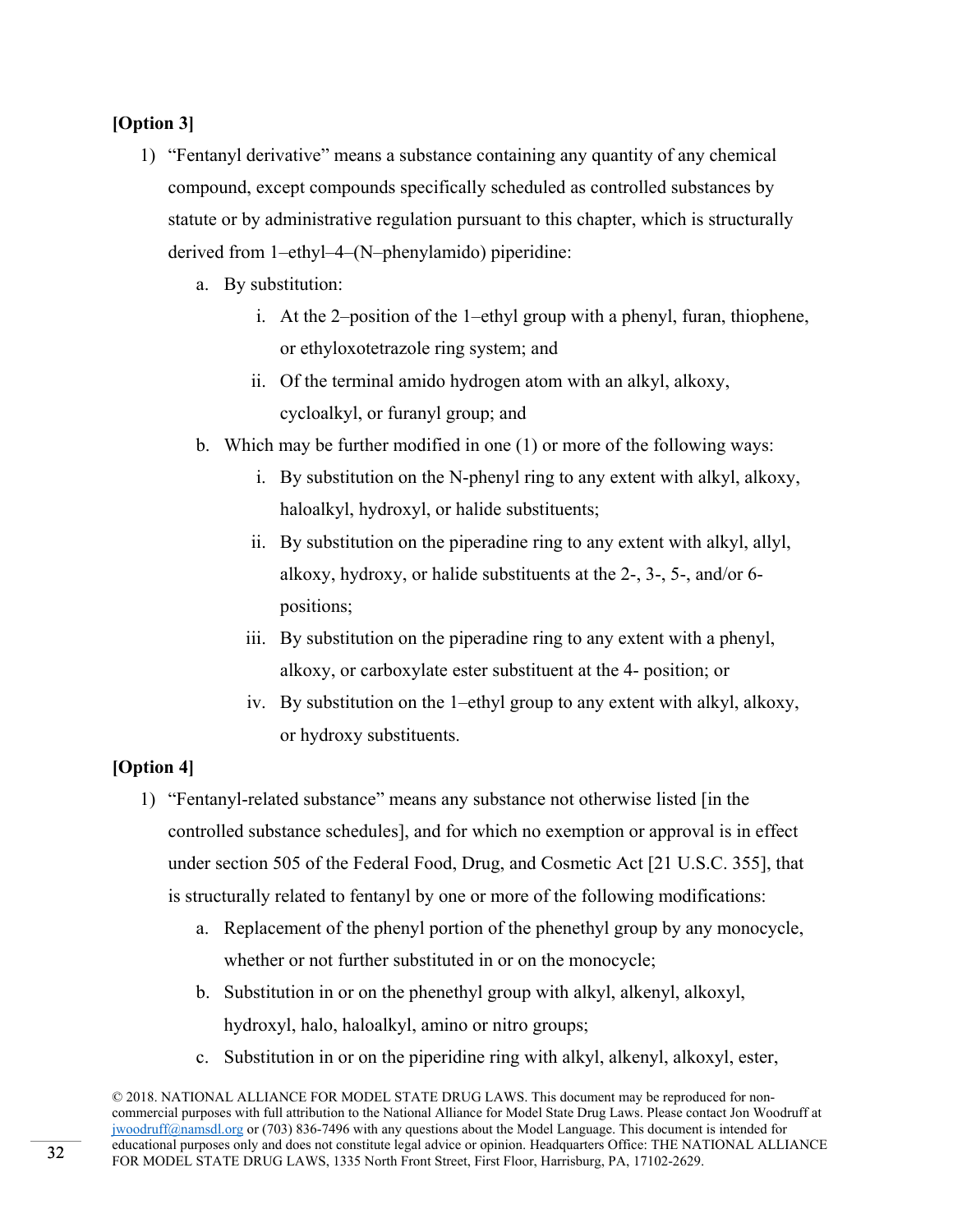**[Option 3]**

1) "Fentanyl derivative" means a substance containing any quantity of any chemical compound, except compounds specifically scheduled as controlled substances by statute or by administrative regulation pursuant to this chapter, which is structurally derived from 1–ethyl–4–(N–phenylamido) piperidine:
   a. By substitution:
      i. At the 2–position of the 1–ethyl group with a phenyl, furan, thiophene, or ethyloxotetrazole ring system; and
      ii. Of the terminal amido hydrogen atom with an alkyl, alkoxy, cycloalkyl, or furanyl group; and
   b. Which may be further modified in one (1) or more of the following ways:
      i. By substitution on the N-phenyl ring to any extent with alkyl, alkoxy, haloalkyl, hydroxyl, or halide substituents;
      ii. By substitution on the piperadine ring to any extent with alkyl, allyl, alkoxy, hydroxy, or halide substituents at the 2-, 3-, 5-, and/or 6- positions;
      iii. By substitution on the piperadine ring to any extent with a phenyl, alkoxy, or carboxylate ester substituent at the 4- position; or
      iv. By substitution on the 1–ethyl group to any extent with alkyl, alkoxy, or hydroxy substituents.

**[Option 4]**

1) "Fentanyl-related substance" means any substance not otherwise listed [in the controlled substance schedules], and for which no exemption or approval is in effect under section 505 of the Federal Food, Drug, and Cosmetic Act [21 U.S.C. 355], that is structurally related to fentanyl by one or more of the following modifications:
   a. Replacement of the phenyl portion of the phenethyl group by any monocycle, whether or not further substituted in or on the monocycle;
   b. Substitution in or on the phenethyl group with alkyl, alkenyl, alkoxyl, hydroxyl, halo, haloalkyl, amino or nitro groups;
   c. Substitution in or on the piperidine ring with alkyl, alkenyl, alkoxyl, ester,

© 2018. NATIONAL ALLIANCE FOR MODEL STATE DRUG LAWS. This document may be reproduced for non-commercial purposes with full attribution to the National Alliance for Model State Drug Laws. Please contact Jon Woodruff at jwoodruff@namsdl.org or (703) 836-7496 with any questions about the Model Language. This document is intended for educational purposes only and does not constitute legal advice or opinion. Headquarters Office: THE NATIONAL ALLIANCE FOR MODEL STATE DRUG LAWS, 1335 North Front Street, First Floor, Harrisburg, PA, 17102-2629.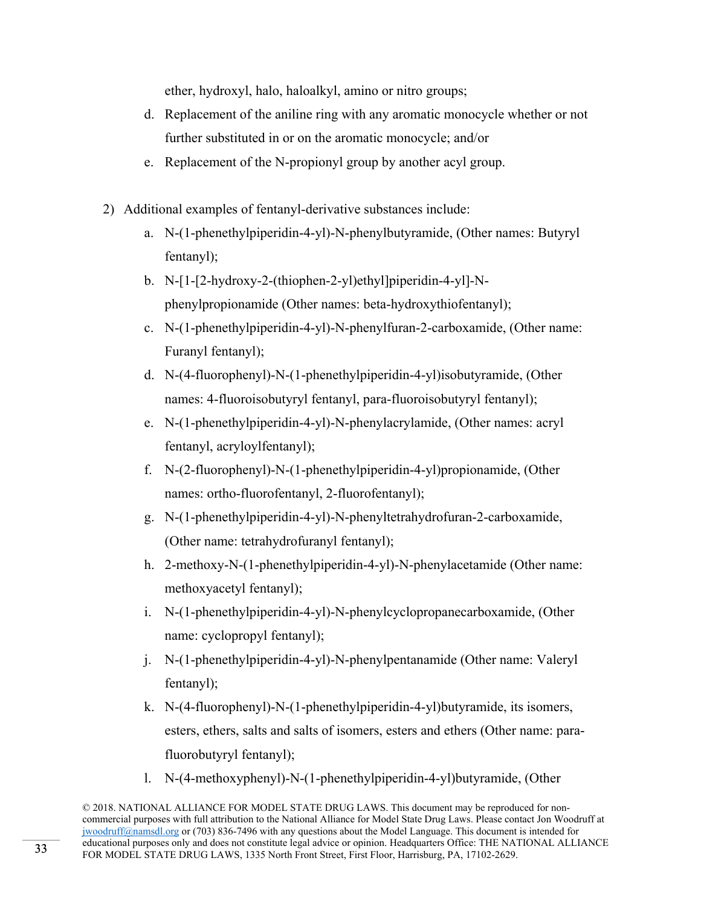ether, hydroxyl, halo, haloalkyl, amino or nitro groups;

d. Replacement of the aniline ring with any aromatic monocycle whether or not further substituted in or on the aromatic monocycle; and/or

e. Replacement of the N-propionyl group by another acyl group.

2) Additional examples of fentanyl-derivative substances include:

a. N-(1-phenethylpiperidin-4-yl)-N-phenylbutyramide, (Other names: Butyryl fentanyl);

b. N-[1-[2-hydroxy-2-(thiophen-2-yl)ethyl]piperidin-4-yl]-N-phenylpropionamide (Other names: beta-hydroxythiofentanyl);

c. N-(1-phenethylpiperidin-4-yl)-N-phenylfuran-2-carboxamide, (Other name: Furanyl fentanyl);

d. N-(4-fluorophenyl)-N-(1-phenethylpiperidin-4-yl)isobutyramide, (Other names: 4-fluoroisobutyryl fentanyl, para-fluoroisobutyryl fentanyl);

e. N-(1-phenethylpiperidin-4-yl)-N-phenylacrylamide, (Other names: acryl fentanyl, acryloylfentanyl);

f. N-(2-fluorophenyl)-N-(1-phenethylpiperidin-4-yl)propionamide, (Other names: ortho-fluorofentanyl, 2-fluorofentanyl);

g. N-(1-phenethylpiperidin-4-yl)-N-phenyltetrahydrofuran-2-carboxamide, (Other name: tetrahydrofuranyl fentanyl);

h. 2-methoxy-N-(1-phenethylpiperidin-4-yl)-N-phenylacetamide (Other name: methoxyacetyl fentanyl);

i. N-(1-phenethylpiperidin-4-yl)-N-phenylcyclopropanecarboxamide, (Other name: cyclopropyl fentanyl);

j. N-(1-phenethylpiperidin-4-yl)-N-phenylpentanamide (Other name: Valeryl fentanyl);

k. N-(4-fluorophenyl)-N-(1-phenethylpiperidin-4-yl)butyramide, its isomers, esters, ethers, salts and salts of isomers, esters and ethers (Other name: para-fluorobutyryl fentanyl);

l. N-(4-methoxyphenyl)-N-(1-phenethylpiperidin-4-yl)butyramide, (Other

© 2018. NATIONAL ALLIANCE FOR MODEL STATE DRUG LAWS. This document may be reproduced for non-commercial purposes with full attribution to the National Alliance for Model State Drug Laws. Please contact Jon Woodruff at jwoodruff@namsdl.org or (703) 836-7496 with any questions about the Model Language. This document is intended for educational purposes only and does not constitute legal advice or opinion. Headquarters Office: THE NATIONAL ALLIANCE FOR MODEL STATE DRUG LAWS, 1335 North Front Street, First Floor, Harrisburg, PA, 17102-2629.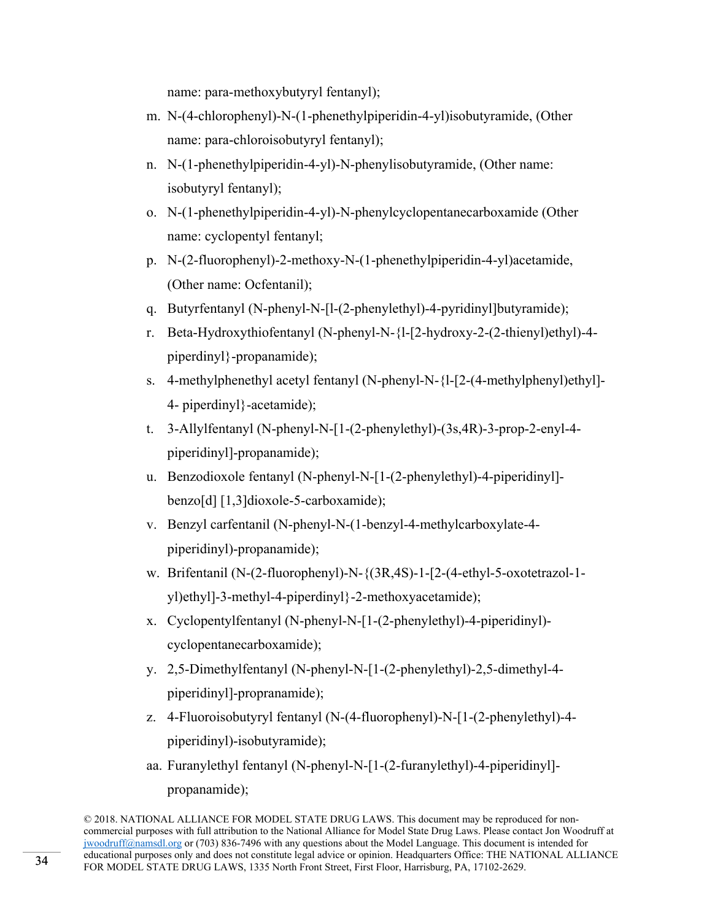name: para-methoxybutyryl fentanyl);

m. N-(4-chlorophenyl)-N-(1-phenethylpiperidin-4-yl)isobutyramide, (Other name: para-chloroisobutyryl fentanyl);

n. N-(1-phenethylpiperidin-4-yl)-N-phenylisobutyramide, (Other name: isobutyryl fentanyl);

o. N-(1-phenethylpiperidin-4-yl)-N-phenylcyclopentanecarboxamide (Other name: cyclopentyl fentanyl;

p. N-(2-fluorophenyl)-2-methoxy-N-(1-phenethylpiperidin-4-yl)acetamide, (Other name: Ocfentanil);

q. Butyrfentanyl (N-phenyl-N-[l-(2-phenylethyl)-4-pyridinyl]butyramide);

r. Beta-Hydroxythiofentanyl (N-phenyl-N-{l-[2-hydroxy-2-(2-thienyl)ethyl)-4-piperdinyl}-propanamide);

s. 4-methylphenethyl acetyl fentanyl (N-phenyl-N-{l-[2-(4-methylphenyl)ethyl]-4- piperdinyl}-acetamide);

t. 3-Allylfentanyl (N-phenyl-N-[1-(2-phenylethyl)-(3s,4R)-3-prop-2-enyl-4-piperidinyl]-propanamide);

u. Benzodioxole fentanyl (N-phenyl-N-[1-(2-phenylethyl)-4-piperidinyl]-benzo[d] [1,3]dioxole-5-carboxamide);

v. Benzyl carfentanil (N-phenyl-N-(1-benzyl-4-methylcarboxylate-4-piperidinyl)-propanamide);

w. Brifentanil (N-(2-fluorophenyl)-N-{(3R,4S)-1-[2-(4-ethyl-5-oxotetrazol-1-yl)ethyl]-3-methyl-4-piperdinyl}-2-methoxyacetamide);

x. Cyclopentylfentanyl (N-phenyl-N-[1-(2-phenylethyl)-4-piperidinyl)-cyclopentanecarboxamide);

y. 2,5-Dimethylfentanyl (N-phenyl-N-[1-(2-phenylethyl)-2,5-dimethyl-4-piperidinyl]-propranamide);

z. 4-Fluoroisobutyryl fentanyl (N-(4-fluorophenyl)-N-[1-(2-phenylethyl)-4-piperidinyl)-isobutyramide);

aa. Furanylethyl fentanyl (N-phenyl-N-[1-(2-furanylethyl)-4-piperidinyl]-propanamide);

© 2018. NATIONAL ALLIANCE FOR MODEL STATE DRUG LAWS. This document may be reproduced for non-commercial purposes with full attribution to the National Alliance for Model State Drug Laws. Please contact Jon Woodruff at jwoodruff@namsdl.org or (703) 836-7496 with any questions about the Model Language. This document is intended for educational purposes only and does not constitute legal advice or opinion. Headquarters Office: THE NATIONAL ALLIANCE FOR MODEL STATE DRUG LAWS, 1335 North Front Street, First Floor, Harrisburg, PA, 17102-2629.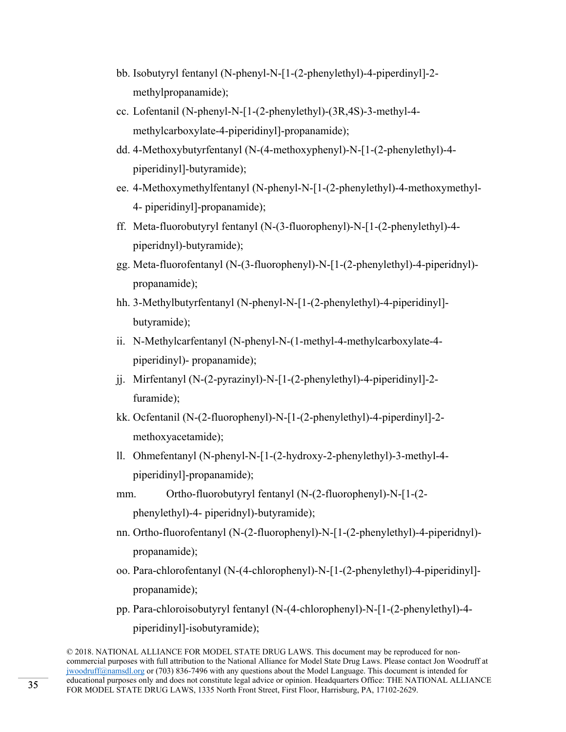bb. Isobutyryl fentanyl (N-phenyl-N-[1-(2-phenylethyl)-4-piperdinyl]-2-methylpropanamide);

cc. Lofentanil (N-phenyl-N-[1-(2-phenylethyl)-(3R,4S)-3-methyl-4-methylcarboxylate-4-piperidinyl]-propanamide);

dd. 4-Methoxybutyrfentanyl (N-(4-methoxyphenyl)-N-[1-(2-phenylethyl)-4-piperidinyl]-butyramide);

ee. 4-Methoxymethylfentanyl (N-phenyl-N-[1-(2-phenylethyl)-4-methoxymethyl-4- piperidinyl]-propanamide);

ff. Meta-fluorobutyryl fentanyl (N-(3-fluorophenyl)-N-[1-(2-phenylethyl)-4-piperidnyl)-butyramide);

gg. Meta-fluorofentanyl (N-(3-fluorophenyl)-N-[1-(2-phenylethyl)-4-piperidnyl)-propanamide);

hh. 3-Methylbutyrfentanyl (N-phenyl-N-[1-(2-phenylethyl)-4-piperidinyl]-butyramide);

ii. N-Methylcarfentanyl (N-phenyl-N-(1-methyl-4-methylcarboxylate-4-piperidinyl)- propanamide);

jj. Mirfentanyl (N-(2-pyrazinyl)-N-[1-(2-phenylethyl)-4-piperidinyl]-2-furamide);

kk. Ocfentanil (N-(2-fluorophenyl)-N-[1-(2-phenylethyl)-4-piperdinyl]-2-methoxyacetamide);

ll. Ohmefentanyl (N-phenyl-N-[1-(2-hydroxy-2-phenylethyl)-3-methyl-4-piperidinyl]-propanamide);

mm. Ortho-fluorobutyryl fentanyl (N-(2-fluorophenyl)-N-[1-(2-phenylethyl)-4- piperidnyl)-butyramide);

nn. Ortho-fluorofentanyl (N-(2-fluorophenyl)-N-[1-(2-phenylethyl)-4-piperidnyl)-propanamide);

oo. Para-chlorofentanyl (N-(4-chlorophenyl)-N-[1-(2-phenylethyl)-4-piperidinyl]-propanamide);

pp. Para-chloroisobutyryl fentanyl (N-(4-chlorophenyl)-N-[1-(2-phenylethyl)-4-piperidinyl]-isobutyramide);

© 2018. NATIONAL ALLIANCE FOR MODEL STATE DRUG LAWS. This document may be reproduced for non-commercial purposes with full attribution to the National Alliance for Model State Drug Laws. Please contact Jon Woodruff at jwoodruff@namsdl.org or (703) 836-7496 with any questions about the Model Language. This document is intended for educational purposes only and does not constitute legal advice or opinion. Headquarters Office: THE NATIONAL ALLIANCE FOR MODEL STATE DRUG LAWS, 1335 North Front Street, First Floor, Harrisburg, PA, 17102-2629.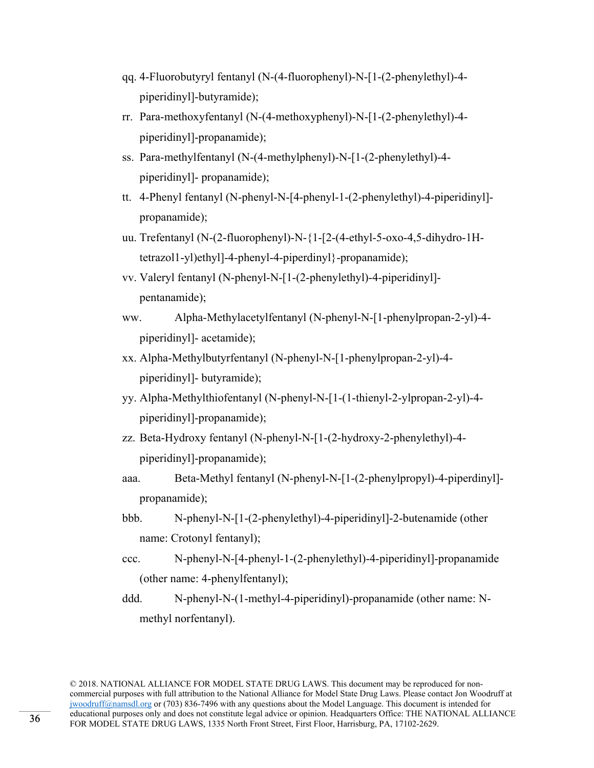qq. 4-Fluorobutyryl fentanyl (N-(4-fluorophenyl)-N-[1-(2-phenylethyl)-4-piperidinyl]-butyramide);

rr. Para-methoxyfentanyl (N-(4-methoxyphenyl)-N-[1-(2-phenylethyl)-4-piperidinyl]-propanamide);

ss. Para-methylfentanyl (N-(4-methylphenyl)-N-[1-(2-phenylethyl)-4-piperidinyl]- propanamide);

tt. 4-Phenyl fentanyl (N-phenyl-N-[4-phenyl-1-(2-phenylethyl)-4-piperidinyl]-propanamide);

uu. Trefentanyl (N-(2-fluorophenyl)-N-{1-[2-(4-ethyl-5-oxo-4,5-dihydro-1H-tetrazol1-yl)ethyl]-4-phenyl-4-piperdinyl}-propanamide);

vv. Valeryl fentanyl (N-phenyl-N-[1-(2-phenylethyl)-4-piperidinyl]-pentanamide);

ww. Alpha-Methylacetylfentanyl (N-phenyl-N-[1-phenylpropan-2-yl)-4-piperidinyl]- acetamide);

xx. Alpha-Methylbutyrfentanyl (N-phenyl-N-[1-phenylpropan-2-yl)-4-piperidinyl]- butyramide);

yy. Alpha-Methylthiofentanyl (N-phenyl-N-[1-(1-thienyl-2-ylpropan-2-yl)-4-piperidinyl]-propanamide);

zz. Beta-Hydroxy fentanyl (N-phenyl-N-[1-(2-hydroxy-2-phenylethyl)-4-piperidinyl]-propanamide);

aaa. Beta-Methyl fentanyl (N-phenyl-N-[1-(2-phenylpropyl)-4-piperdinyl]-propanamide);

bbb. N-phenyl-N-[1-(2-phenylethyl)-4-piperidinyl]-2-butenamide (other name: Crotonyl fentanyl);

ccc. N-phenyl-N-[4-phenyl-1-(2-phenylethyl)-4-piperidinyl]-propanamide (other name: 4-phenylfentanyl);

ddd. N-phenyl-N-(1-methyl-4-piperidinyl)-propanamide (other name: N-methyl norfentanyl).

© 2018. NATIONAL ALLIANCE FOR MODEL STATE DRUG LAWS. This document may be reproduced for non-commercial purposes with full attribution to the National Alliance for Model State Drug Laws. Please contact Jon Woodruff at jwoodruff@namsdl.org or (703) 836-7496 with any questions about the Model Language. This document is intended for educational purposes only and does not constitute legal advice or opinion. Headquarters Office: THE NATIONAL ALLIANCE FOR MODEL STATE DRUG LAWS, 1335 North Front Street, First Floor, Harrisburg, PA, 17102-2629.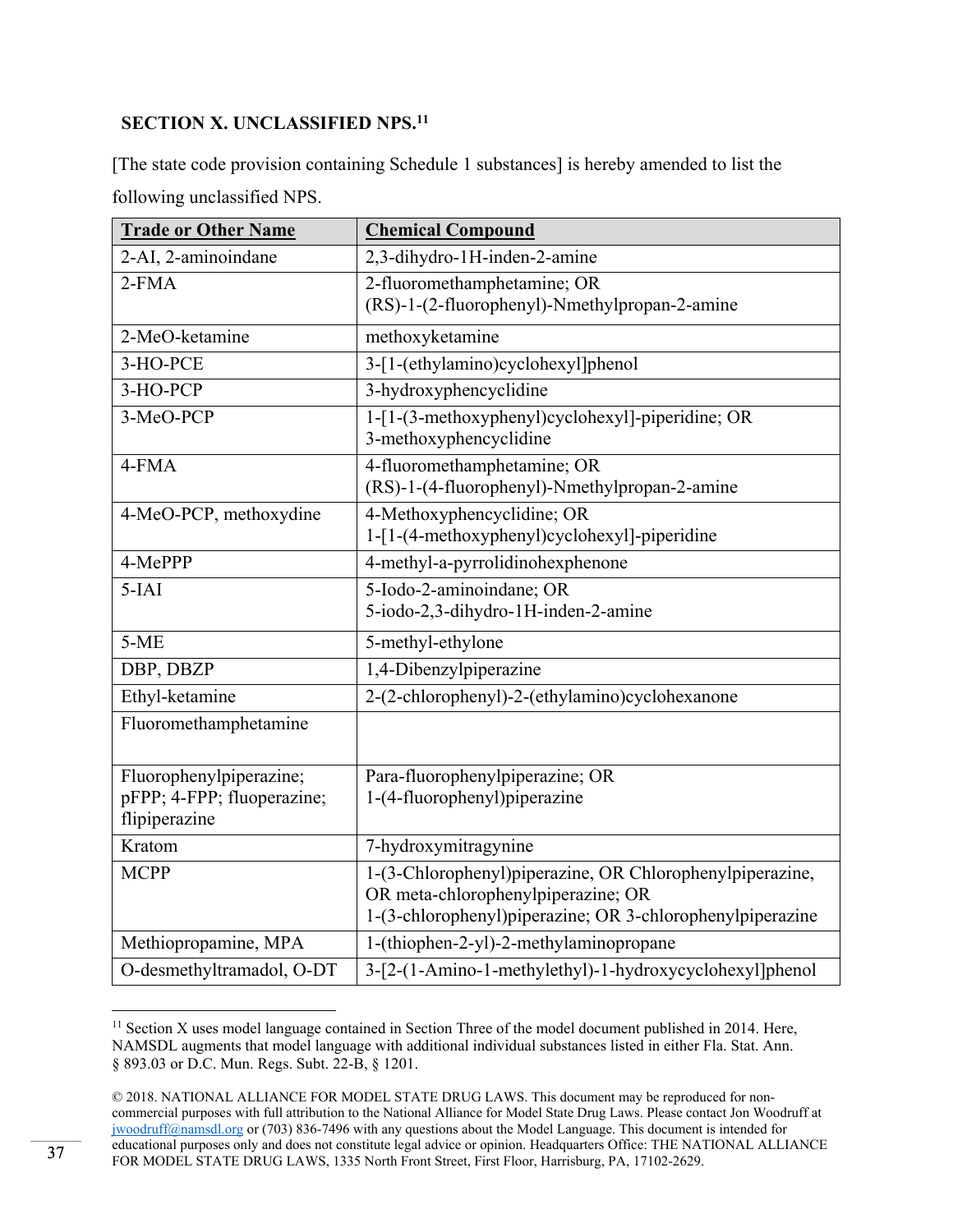## SECTION X. UNCLASSIFIED NPS.[11]

[The state code provision containing Schedule 1 substances] is hereby amended to list the following unclassified NPS.

| Trade or Other Name | Chemical Compound |
|---|---|
| 2-AI, 2-aminoindane | 2,3-dihydro-1H-inden-2-amine |
| 2-FMA | 2-fluoromethamphetamine; OR (RS)-1-(2-fluorophenyl)-Nmethylpropan-2-amine |
| 2-MeO-ketamine | methoxyketamine |
| 3-HO-PCE | 3-[1-(ethylamino)cyclohexyl]phenol |
| 3-HO-PCP | 3-hydroxyphencyclidine |
| 3-MeO-PCP | 1-[1-(3-methoxyphenyl)cyclohexyl]-piperidine; OR 3-methoxyphencyclidine |
| 4-FMA | 4-fluoromethamphetamine; OR (RS)-1-(4-fluorophenyl)-Nmethylpropan-2-amine |
| 4-MeO-PCP, methoxydine | 4-Methoxyphencyclidine; OR 1-[1-(4-methoxyphenyl)cyclohexyl]-piperidine |
| 4-MePPP | 4-methyl-a-pyrrolidinohexphenone |
| 5-IAI | 5-Iodo-2-aminoindane; OR 5-iodo-2,3-dihydro-1H-inden-2-amine |
| 5-ME | 5-methyl-ethylone |
| DBP, DBZP | 1,4-Dibenzylpiperazine |
| Ethyl-ketamine | 2-(2-chlorophenyl)-2-(ethylamino)cyclohexanone |
| Fluoromethamphetamine | |
| Fluorophenylpiperazine; pFPP; 4-FPP; fluoperazine; flipiperazine | Para-fluorophenylpiperazine; OR 1-(4-fluorophenyl)piperazine |
| Kratom | 7-hydroxymitragynine |
| MCPP | 1-(3-Chlorophenyl)piperazine, OR Chlorophenylpiperazine, OR meta-chlorophenylpiperazine; OR 1-(3-chlorophenyl)piperazine; OR 3-chlorophenylpiperazine |
| Methiopropamine, MPA | 1-(thiophen-2-yl)-2-methylaminopropane |
| O-desmethyltramadol, O-DT | 3-[2-(1-Amino-1-methylethyl)-1-hydroxycyclohexyl]phenol |

[11] Section X uses model language contained in Section Three of the model document published in 2014. Here, NAMSDL augments that model language with additional individual substances listed in either Fla. Stat. Ann. § 893.03 or D.C. Mun. Regs. Subt. 22-B, § 1201.

© 2018. NATIONAL ALLIANCE FOR MODEL STATE DRUG LAWS. This document may be reproduced for non-commercial purposes with full attribution to the National Alliance for Model State Drug Laws. Please contact Jon Woodruff at jwoodruff@namsdl.org or (703) 836-7496 with any questions about the Model Language. This document is intended for educational purposes only and does not constitute legal advice or opinion. Headquarters Office: THE NATIONAL ALLIANCE FOR MODEL STATE DRUG LAWS, 1335 North Front Street, First Floor, Harrisburg, PA, 17102-2629.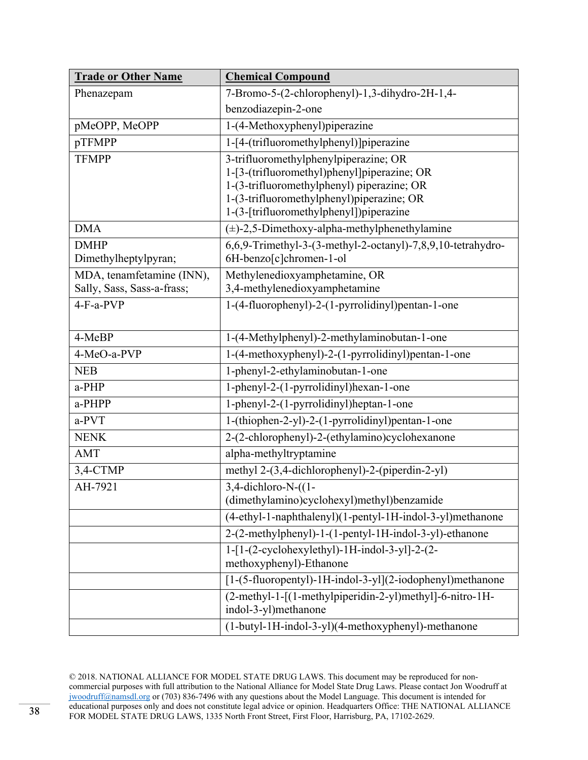| Trade or Other Name | Chemical Compound |
|---|---|
| Phenazepam | 7-Bromo-5-(2-chlorophenyl)-1,3-dihydro-2H-1,4-benzodiazepin-2-one |
| pMeOPP, MeOPP | 1-(4-Methoxyphenyl)piperazine |
| pTFMPP | 1-[4-(trifluoromethylphenyl)]piperazine |
| TFMPP | 3-trifluoromethylphenylpiperazine; OR 1-[3-(trifluoromethyl)phenyl]piperazine; OR 1-(3-trifluoromethylphenyl) piperazine; OR 1-(3-trifluoromethylphenyl)piperazine; OR 1-(3-[trifluoromethylphenyl])piperazine |
| DMA | (±)-2,5-Dimethoxy-alpha-methylphenethylamine |
| DMHP Dimethylheptylpyran; | 6,6,9-Trimethyl-3-(3-methyl-2-octanyl)-7,8,9,10-tetrahydro-6H-benzo[c]chromen-1-ol |
| MDA, tenamfetamine (INN), Sally, Sass, Sass-a-frass; | Methylenedioxyamphetamine, OR 3,4-methylenedioxyamphetamine |
| 4-F-a-PVP | 1-(4-fluorophenyl)-2-(1-pyrrolidinyl)pentan-1-one |
| 4-MeBP | 1-(4-Methylphenyl)-2-methylaminobutan-1-one |
| 4-MeO-a-PVP | 1-(4-methoxyphenyl)-2-(1-pyrrolidinyl)pentan-1-one |
| NEB | 1-phenyl-2-ethylaminobutan-1-one |
| a-PHP | 1-phenyl-2-(1-pyrrolidinyl)hexan-1-one |
| a-PHPP | 1-phenyl-2-(1-pyrrolidinyl)heptan-1-one |
| a-PVT | 1-(thiophen-2-yl)-2-(1-pyrrolidinyl)pentan-1-one |
| NENK | 2-(2-chlorophenyl)-2-(ethylamino)cyclohexanone |
| AMT | alpha-methyltryptamine |
| 3,4-CTMP | methyl 2-(3,4-dichlorophenyl)-2-(piperdin-2-yl) |
| AH-7921 | 3,4-dichloro-N-((1-(dimethylamino)cyclohexyl)methyl)benzamide |
| | (4-ethyl-1-naphthalenyl)(1-pentyl-1H-indol-3-yl)methanone |
| | 2-(2-methylphenyl)-1-(1-pentyl-1H-indol-3-yl)-ethanone |
| | 1-[1-(2-cyclohexylethyl)-1H-indol-3-yl]-2-(2-methoxyphenyl)-Ethanone |
| | [1-(5-fluoropentyl)-1H-indol-3-yl](2-iodophenyl)methanone |
| | (2-methyl-1-[(1-methylpiperidin-2-yl)methyl]-6-nitro-1H-indol-3-yl)methanone |
| | (1-butyl-1H-indol-3-yl)(4-methoxyphenyl)-methanone |

© 2018. NATIONAL ALLIANCE FOR MODEL STATE DRUG LAWS. This document may be reproduced for non-commercial purposes with full attribution to the National Alliance for Model State Drug Laws. Please contact Jon Woodruff at jwoodruff@namsdl.org or (703) 836-7496 with any questions about the Model Language. This document is intended for educational purposes only and does not constitute legal advice or opinion. Headquarters Office: THE NATIONAL ALLIANCE FOR MODEL STATE DRUG LAWS, 1335 North Front Street, First Floor, Harrisburg, PA, 17102-2629.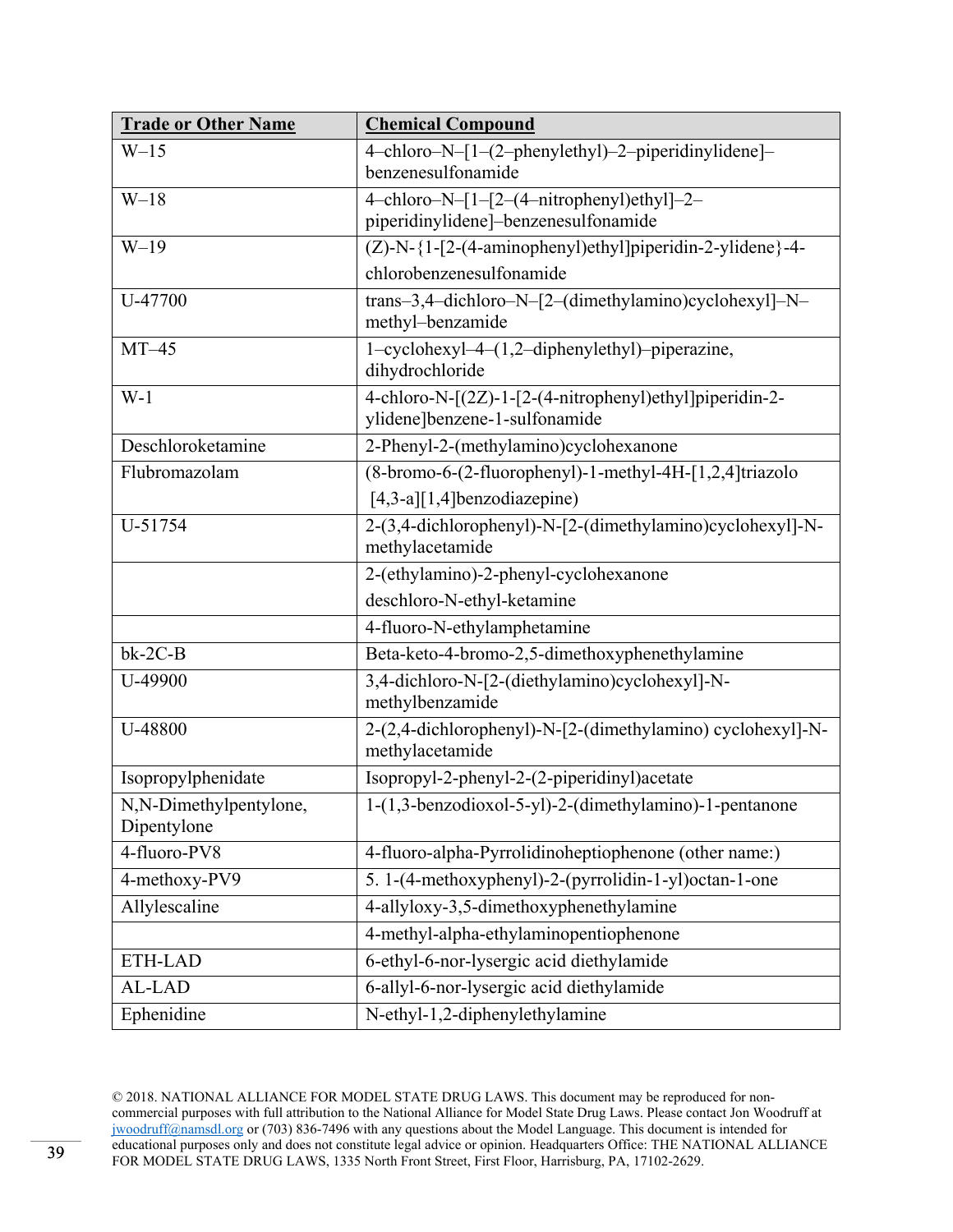| Trade or Other Name | Chemical Compound |
|---|---|
| W–15 | 4–chloro–N–[1–(2–phenylethyl)–2–piperidinylidene]–benzenesulfonamide |
| W–18 | 4–chloro–N–[1–[2–(4–nitrophenyl)ethyl]–2–piperidinylidene]–benzenesulfonamide |
| W–19 | (Z)-N-{1-[2-(4-aminophenyl)ethyl]piperidin-2-ylidene}-4-chlorobenzenesulfonamide |
| U-47700 | trans–3,4–dichloro–N–[2–(dimethylamino)cyclohexyl]–N–methyl–benzamide |
| MT–45 | 1–cyclohexyl–4–(1,2–diphenylethyl)–piperazine, dihydrochloride |
| W-1 | 4-chloro-N-[(2Z)-1-[2-(4-nitrophenyl)ethyl]piperidin-2-ylidene]benzene-1-sulfonamide |
| Deschloroketamine | 2-Phenyl-2-(methylamino)cyclohexanone |
| Flubromazolam | (8-bromo-6-(2-fluorophenyl)-1-methyl-4H-[1,2,4]triazolo [4,3-a][1,4]benzodiazepine) |
| U-51754 | 2-(3,4-dichlorophenyl)-N-[2-(dimethylamino)cyclohexyl]-N-methylacetamide |
| | 2-(ethylamino)-2-phenyl-cyclohexanone deschloro-N-ethyl-ketamine |
| | 4-fluoro-N-ethylamphetamine |
| bk-2C-B | Beta-keto-4-bromo-2,5-dimethoxyphenethylamine |
| U-49900 | 3,4-dichloro-N-[2-(diethylamino)cyclohexyl]-N-methylbenzamide |
| U-48800 | 2-(2,4-dichlorophenyl)-N-[2-(dimethylamino) cyclohexyl]-N-methylacetamide |
| Isopropylphenidate | Isopropyl-2-phenyl-2-(2-piperidinyl)acetate |
| N,N-Dimethylpentylone, Dipentylone | 1-(1,3-benzodioxol-5-yl)-2-(dimethylamino)-1-pentanone |
| 4-fluoro-PV8 | 4-fluoro-alpha-Pyrrolidinoheptiophenone (other name:) |
| 4-methoxy-PV9 | 5. 1-(4-methoxyphenyl)-2-(pyrrolidin-1-yl)octan-1-one |
| Allylescaline | 4-allyloxy-3,5-dimethoxyphenethylamine |
| | 4-methyl-alpha-ethylaminopentiophenone |
| ETH-LAD | 6-ethyl-6-nor-lysergic acid diethylamide |
| AL-LAD | 6-allyl-6-nor-lysergic acid diethylamide |
| Ephenidine | N-ethyl-1,2-diphenylethylamine |

© 2018. NATIONAL ALLIANCE FOR MODEL STATE DRUG LAWS. This document may be reproduced for non-commercial purposes with full attribution to the National Alliance for Model State Drug Laws. Please contact Jon Woodruff at jwoodruff@namsdl.org or (703) 836-7496 with any questions about the Model Language. This document is intended for educational purposes only and does not constitute legal advice or opinion. Headquarters Office: THE NATIONAL ALLIANCE FOR MODEL STATE DRUG LAWS, 1335 North Front Street, First Floor, Harrisburg, PA, 17102-2629.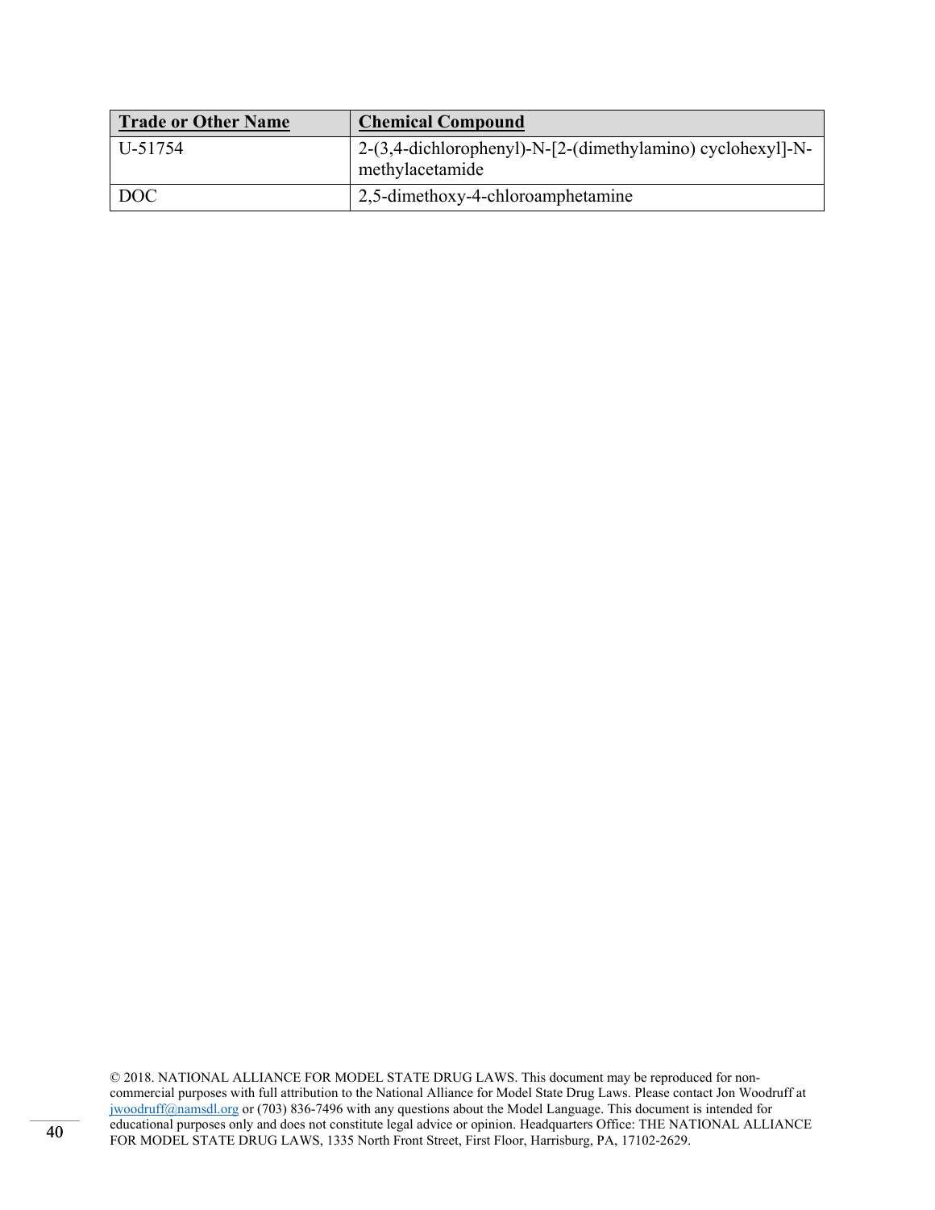| **Trade or Other Name** | **Chemical Compound** |
| --- | --- |
| U-51754 | 2-(3,4-dichlorophenyl)-N-[2-(dimethylamino) cyclohexyl]-N-methylacetamide |
| DOC | 2,5-dimethoxy-4-chloroamphetamine |

© 2018. NATIONAL ALLIANCE FOR MODEL STATE DRUG LAWS. This document may be reproduced for non-commercial purposes with full attribution to the National Alliance for Model State Drug Laws. Please contact Jon Woodruff at jwoodruff@namsdl.org or (703) 836-7496 with any questions about the Model Language. This document is intended for educational purposes only and does not constitute legal advice or opinion. Headquarters Office: THE NATIONAL ALLIANCE FOR MODEL STATE DRUG LAWS, 1335 North Front Street, First Floor, Harrisburg, PA, 17102-2629.